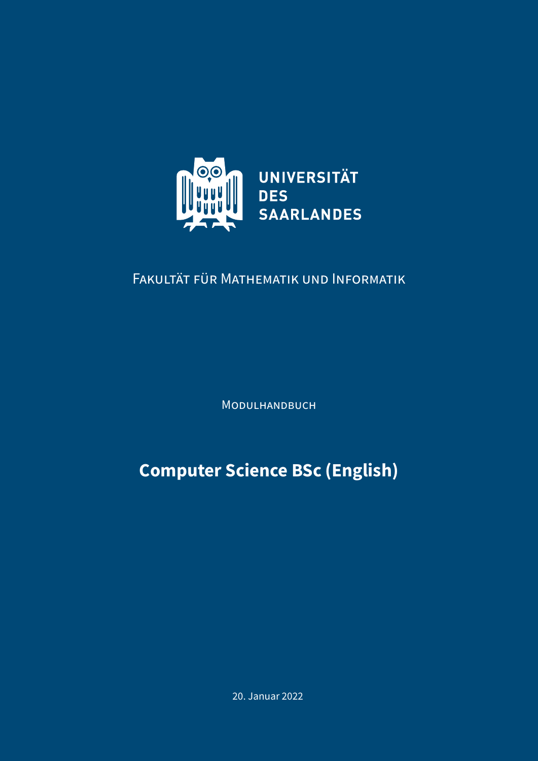UNIVERSITÄT
DES
SAARLANDES

Fakultät für Mathematik und Informatik

Modulhandbuch

# Computer Science BSc (English)

20. Januar 2022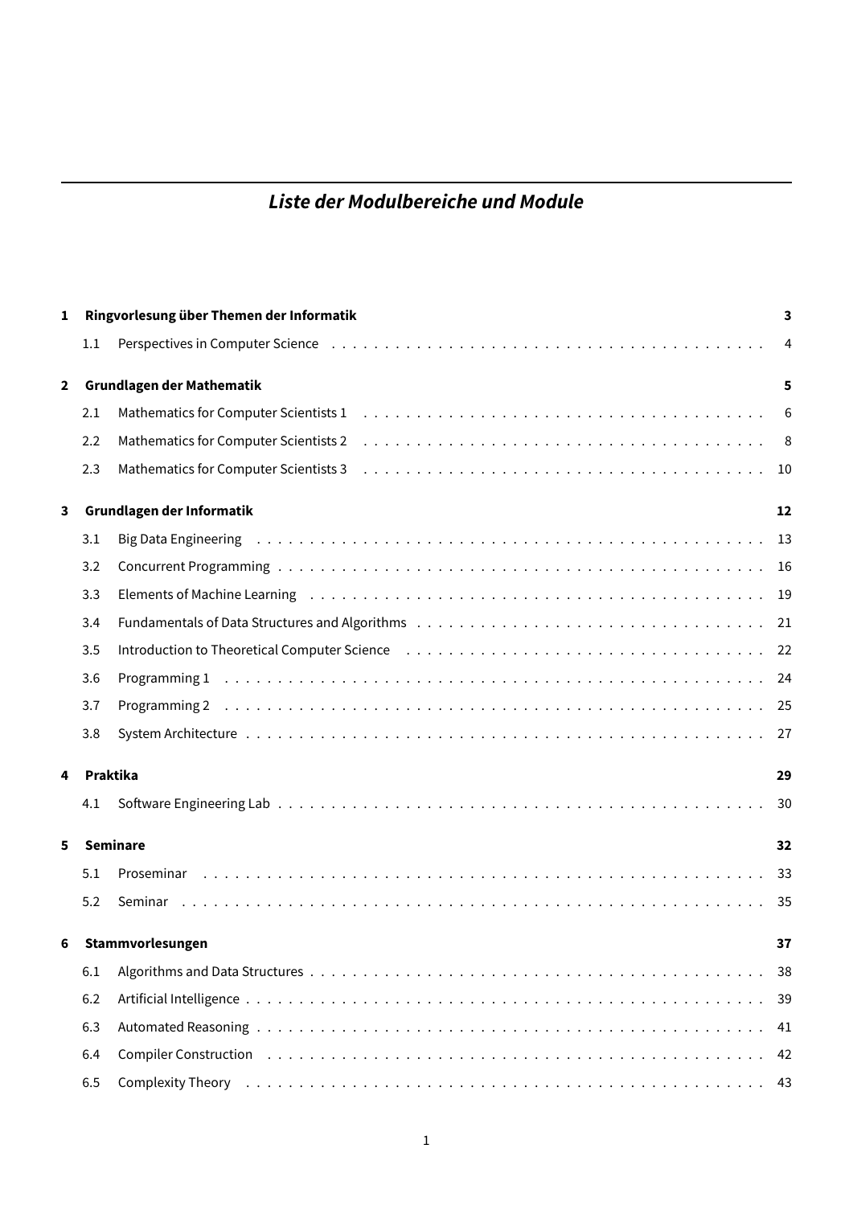# *Liste der Modulbereiche und Module*

**1 Ringvorlesung über Themen der Informatik** **3**

- 1.1 Perspectives in Computer Science . . . 4

**2 Grundlagen der Mathematik** **5**

- 2.1 Mathematics for Computer Scientists 1 . . . 6
- 2.2 Mathematics for Computer Scientists 2 . . . 8
- 2.3 Mathematics for Computer Scientists 3 . . . 10

**3 Grundlagen der Informatik** **12**

- 3.1 Big Data Engineering . . . 13
- 3.2 Concurrent Programming . . . 16
- 3.3 Elements of Machine Learning . . . 19
- 3.4 Fundamentals of Data Structures and Algorithms . . . 21
- 3.5 Introduction to Theoretical Computer Science . . . 22
- 3.6 Programming 1 . . . 24
- 3.7 Programming 2 . . . 25
- 3.8 System Architecture . . . 27

**4 Praktika** **29**

- 4.1 Software Engineering Lab . . . 30

**5 Seminare** **32**

- 5.1 Proseminar . . . 33
- 5.2 Seminar . . . 35

**6 Stammvorlesungen** **37**

- 6.1 Algorithms and Data Structures . . . 38
- 6.2 Artificial Intelligence . . . 39
- 6.3 Automated Reasoning . . . 41
- 6.4 Compiler Construction . . . 42
- 6.5 Complexity Theory . . . 43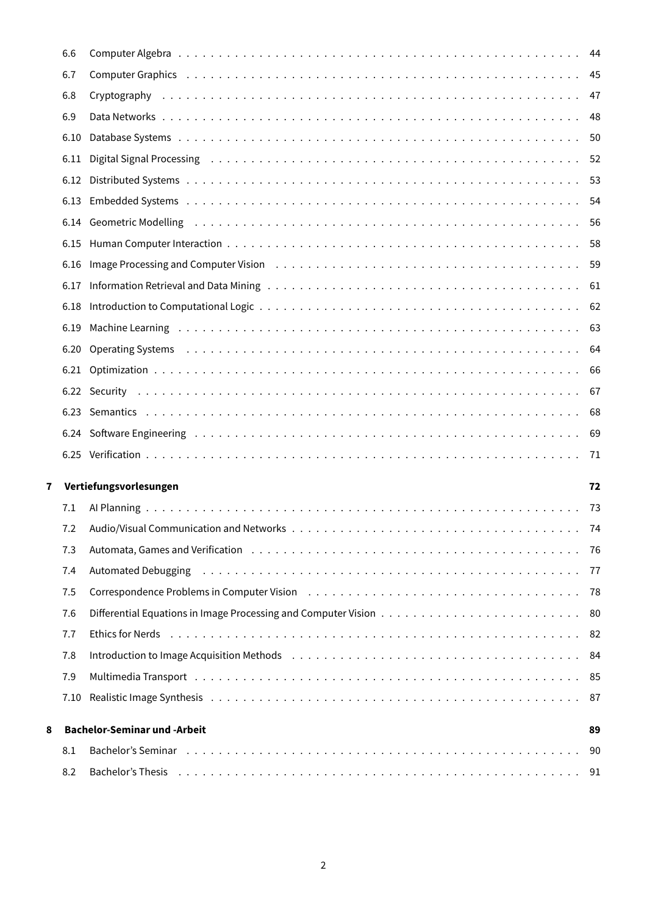6.6 Computer Algebra . . . 44
6.7 Computer Graphics . . . 45
6.8 Cryptography . . . 47
6.9 Data Networks . . . 48
6.10 Database Systems . . . 50
6.11 Digital Signal Processing . . . 52
6.12 Distributed Systems . . . 53
6.13 Embedded Systems . . . 54
6.14 Geometric Modelling . . . 56
6.15 Human Computer Interaction . . . 58
6.16 Image Processing and Computer Vision . . . 59
6.17 Information Retrieval and Data Mining . . . 61
6.18 Introduction to Computational Logic . . . 62
6.19 Machine Learning . . . 63
6.20 Operating Systems . . . 64
6.21 Optimization . . . 66
6.22 Security . . . 67
6.23 Semantics . . . 68
6.24 Software Engineering . . . 69
6.25 Verification . . . 71

**7 Vertiefungsvorlesungen** **72**

7.1 AI Planning . . . 73
7.2 Audio/Visual Communication and Networks . . . 74
7.3 Automata, Games and Verification . . . 76
7.4 Automated Debugging . . . 77
7.5 Correspondence Problems in Computer Vision . . . 78
7.6 Differential Equations in Image Processing and Computer Vision . . . 80
7.7 Ethics for Nerds . . . 82
7.8 Introduction to Image Acquisition Methods . . . 84
7.9 Multimedia Transport . . . 85
7.10 Realistic Image Synthesis . . . 87

**8 Bachelor-Seminar und -Arbeit** **89**

8.1 Bachelor's Seminar . . . 90
8.2 Bachelor's Thesis . . . 91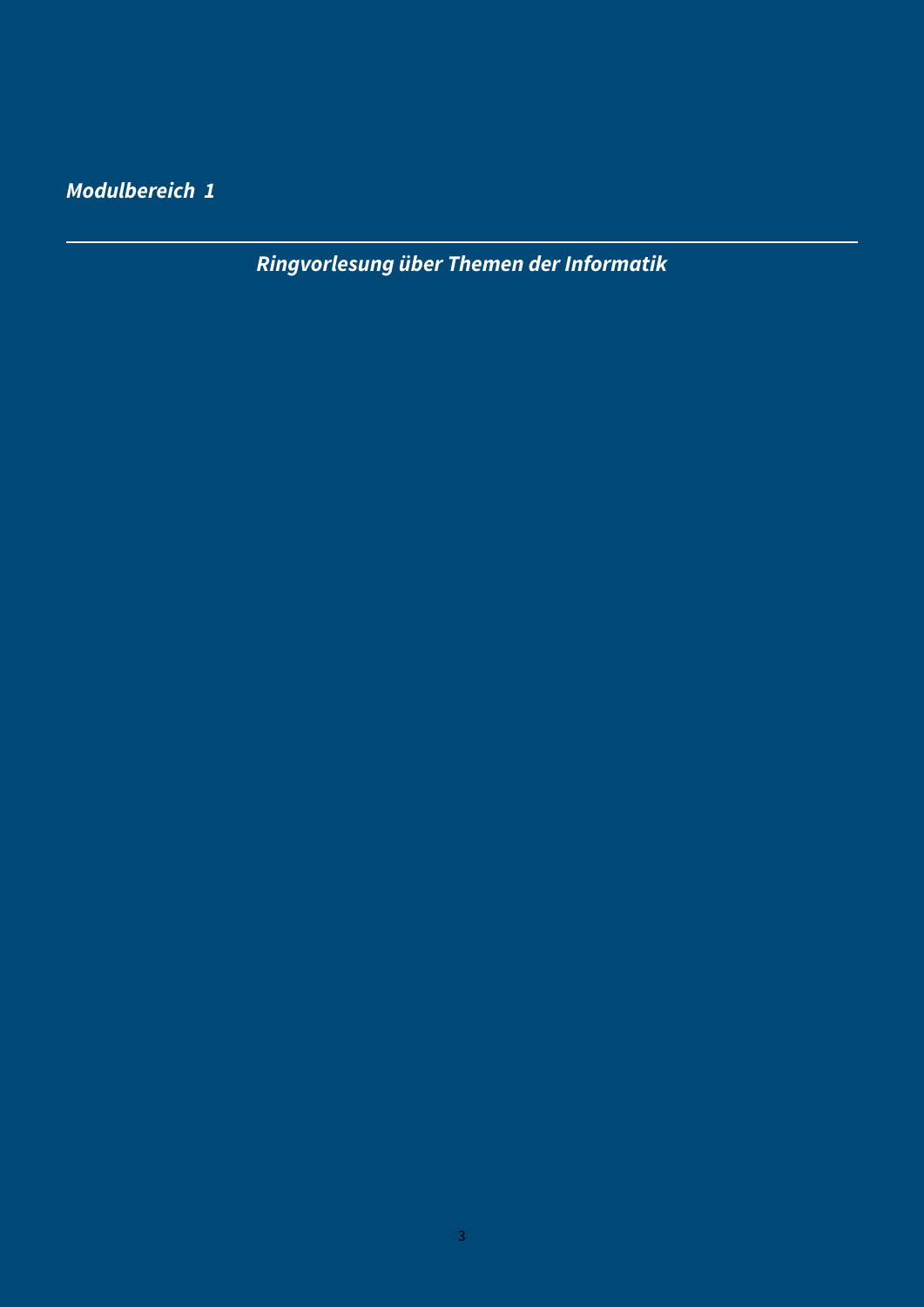***Modulbereich 1***

---

## *Ringvorlesung über Themen der Informatik*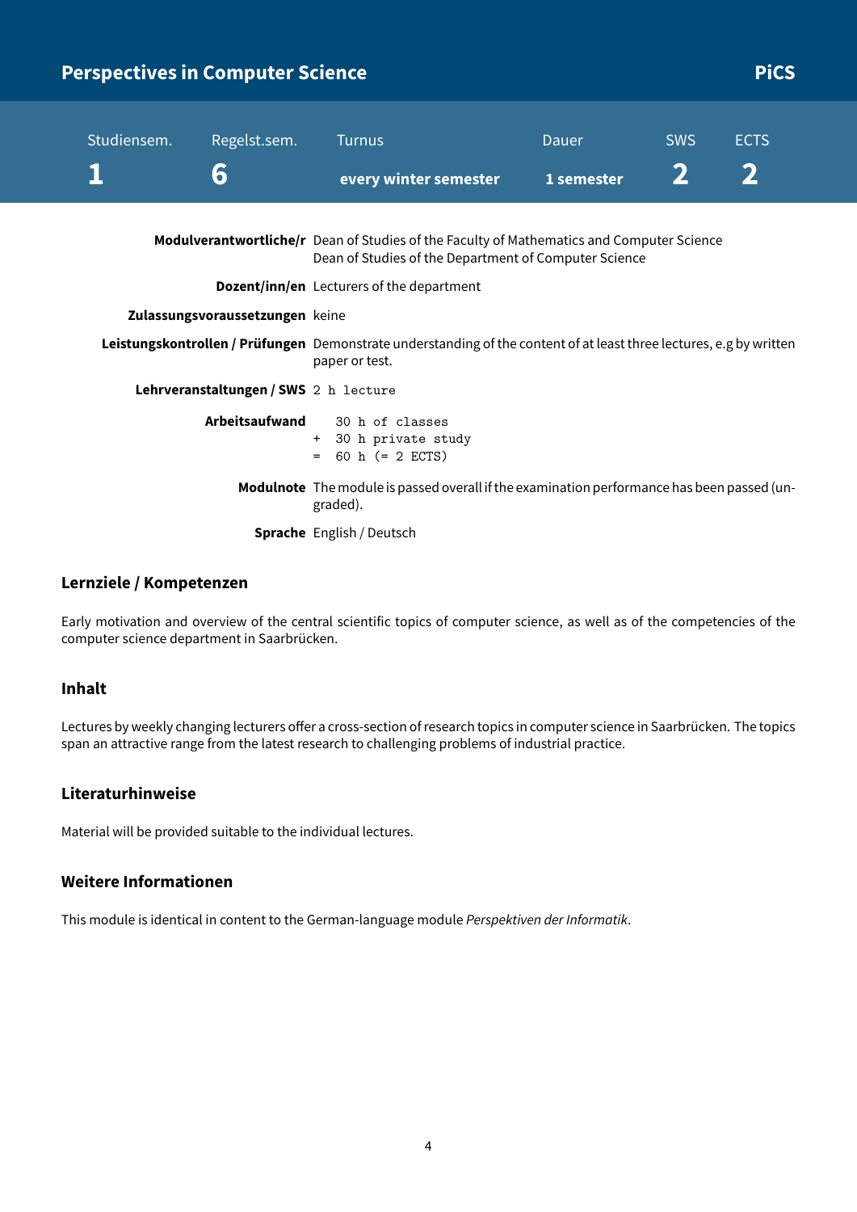## Perspectives in Computer Science — PiCS

| Studiensem. | Regelst.sem. | Turnus | Dauer | SWS | ECTS |
|---|---|---|---|---|---|
| **1** | **6** | **every winter semester** | **1 semester** | **2** | **2** |

**Modulverantwortliche/r** Dean of Studies of the Faculty of Mathematics and Computer Science
Dean of Studies of the Department of Computer Science

**Dozent/inn/en** Lecturers of the department

**Zulassungsvoraussetzungen** keine

**Leistungskontrollen / Prüfungen** Demonstrate understanding of the content of at least three lectures, e.g by written paper or test.

**Lehrveranstaltungen / SWS** 2 h lecture

**Arbeitsaufwand**

```
  30 h of classes
+ 30 h private study
= 60 h (= 2 ECTS)
```

**Modulnote** The module is passed overall if the examination performance has been passed (ungraded).

**Sprache** English / Deutsch

### Lernziele / Kompetenzen

Early motivation and overview of the central scientific topics of computer science, as well as of the competencies of the computer science department in Saarbrücken.

### Inhalt

Lectures by weekly changing lecturers offer a cross-section of research topics in computer science in Saarbrücken. The topics span an attractive range from the latest research to challenging problems of industrial practice.

### Literaturhinweise

Material will be provided suitable to the individual lectures.

### Weitere Informationen

This module is identical in content to the German-language module *Perspektiven der Informatik*.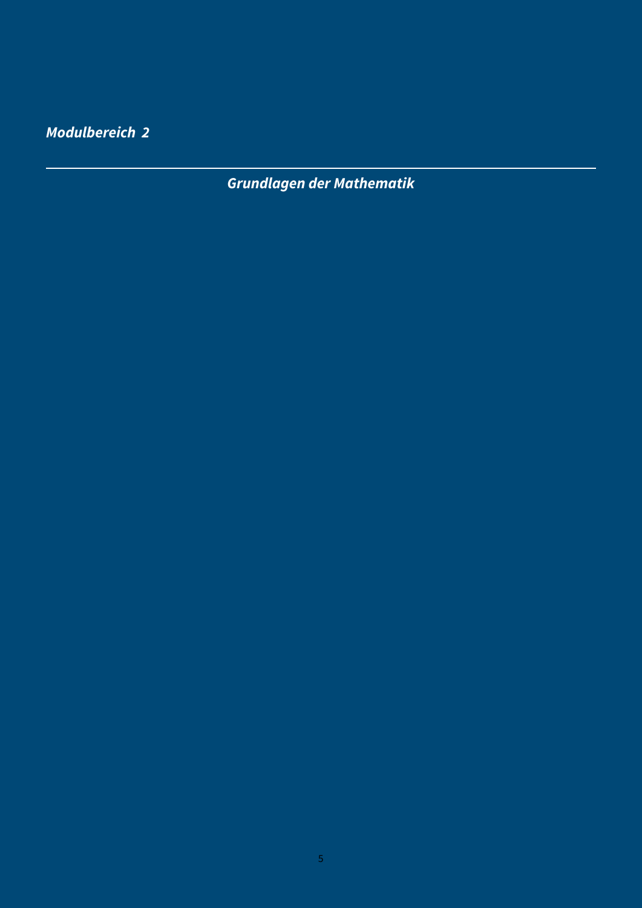*Modulbereich 2*

# *Grundlagen der Mathematik*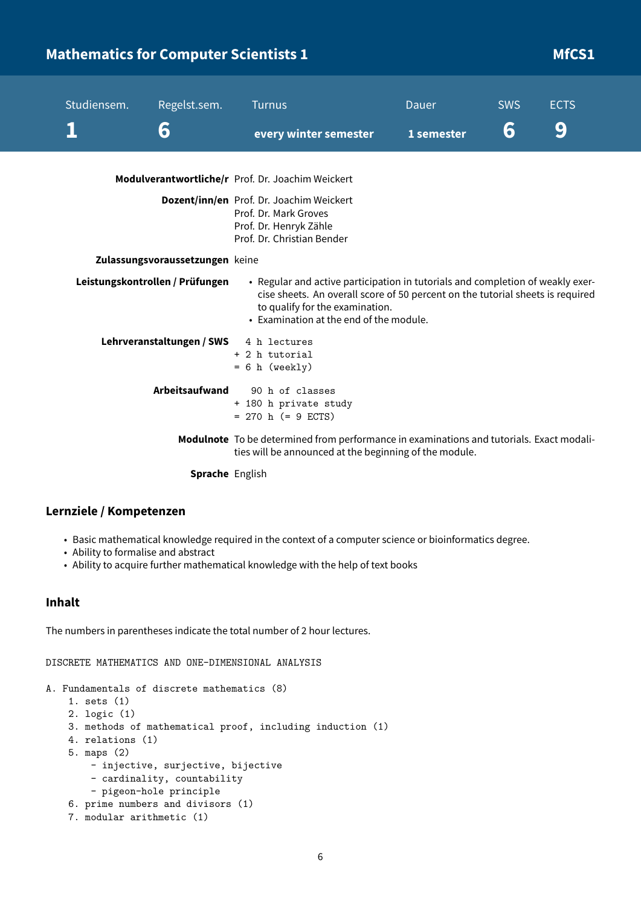# Mathematics for Computer Scientists 1 — MfCS1

| Studiensem. | Regelst.sem. | Turnus | Dauer | SWS | ECTS |
|---|---|---|---|---|---|
| 1 | 6 | every winter semester | 1 semester | 6 | 9 |

**Modulverantwortliche/r** Prof. Dr. Joachim Weickert

**Dozent/inn/en** Prof. Dr. Joachim Weickert
Prof. Dr. Mark Groves
Prof. Dr. Henryk Zähle
Prof. Dr. Christian Bender

**Zulassungsvoraussetzungen** keine

**Leistungskontrollen / Prüfungen**

- Regular and active participation in tutorials and completion of weakly exercise sheets. An overall score of 50 percent on the tutorial sheets is required to qualify for the examination.
- Examination at the end of the module.

**Lehrveranstaltungen / SWS**

```
  4 h lectures
+ 2 h tutorial
= 6 h (weekly)
```

**Arbeitsaufwand**

```
   90 h of classes
+ 180 h private study
= 270 h (= 9 ECTS)
```

**Modulnote** To be determined from performance in examinations and tutorials. Exact modalities will be announced at the beginning of the module.

**Sprache** English

## Lernziele / Kompetenzen

- Basic mathematical knowledge required in the context of a computer science or bioinformatics degree.
- Ability to formalise and abstract
- Ability to acquire further mathematical knowledge with the help of text books

## Inhalt

The numbers in parentheses indicate the total number of 2 hour lectures.

```
DISCRETE MATHEMATICS AND ONE-DIMENSIONAL ANALYSIS

A. Fundamentals of discrete mathematics (8)
    1. sets (1)
    2. logic (1)
    3. methods of mathematical proof, including induction (1)
    4. relations (1)
    5. maps (2)
        - injective, surjective, bijective
        - cardinality, countability
        - pigeon-hole principle
    6. prime numbers and divisors (1)
    7. modular arithmetic (1)
```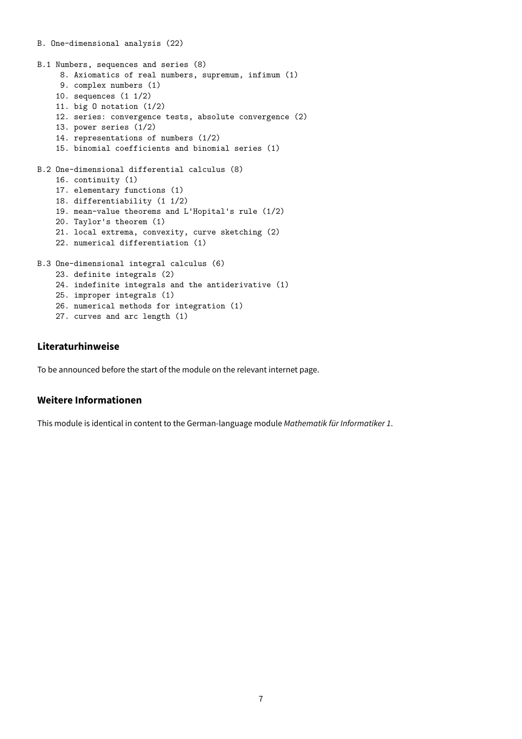```
B. One-dimensional analysis (22)

B.1 Numbers, sequences and series (8)
     8. Axiomatics of real numbers, supremum, infimum (1)
     9. complex numbers (1)
    10. sequences (1 1/2)
    11. big O notation (1/2)
    12. series: convergence tests, absolute convergence (2)
    13. power series (1/2)
    14. representations of numbers (1/2)
    15. binomial coefficients and binomial series (1)

B.2 One-dimensional differential calculus (8)
    16. continuity (1)
    17. elementary functions (1)
    18. differentiability (1 1/2)
    19. mean-value theorems and L'Hopital's rule (1/2)
    20. Taylor's theorem (1)
    21. local extrema, convexity, curve sketching (2)
    22. numerical differentiation (1)

B.3 One-dimensional integral calculus (6)
    23. definite integrals (2)
    24. indefinite integrals and the antiderivative (1)
    25. improper integrals (1)
    26. numerical methods for integration (1)
    27. curves and arc length (1)
```

### Literaturhinweise

To be announced before the start of the module on the relevant internet page.

### Weitere Informationen

This module is identical in content to the German-language module *Mathematik für Informatiker 1*.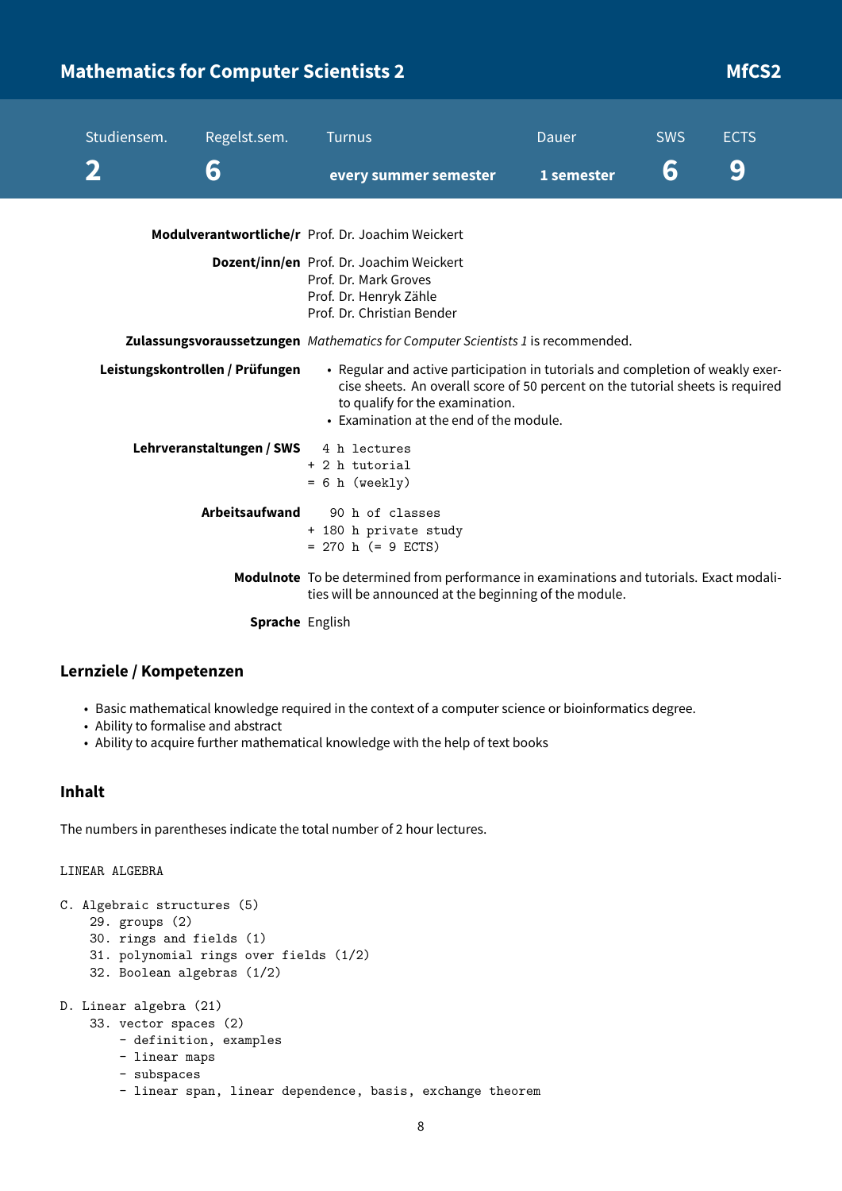# Mathematics for Computer Scientists 2 — MfCS2

| Studiensem. | Regelst.sem. | Turnus | Dauer | SWS | ECTS |
|---|---|---|---|---|---|
| 2 | 6 | every summer semester | 1 semester | 6 | 9 |

**Modulverantwortliche/r** Prof. Dr. Joachim Weickert

**Dozent/inn/en** Prof. Dr. Joachim Weickert
Prof. Dr. Mark Groves
Prof. Dr. Henryk Zähle
Prof. Dr. Christian Bender

**Zulassungsvoraussetzungen** *Mathematics for Computer Scientists 1* is recommended.

**Leistungskontrollen / Prüfungen**

- Regular and active participation in tutorials and completion of weakly exercise sheets. An overall score of 50 percent on the tutorial sheets is required to qualify for the examination.
- Examination at the end of the module.

**Lehrveranstaltungen / SWS**

```
  4 h lectures
+ 2 h tutorial
= 6 h (weekly)
```

**Arbeitsaufwand**

```
   90 h of classes
+ 180 h private study
= 270 h (= 9 ECTS)
```

**Modulnote** To be determined from performance in examinations and tutorials. Exact modalities will be announced at the beginning of the module.

**Sprache** English

## Lernziele / Kompetenzen

- Basic mathematical knowledge required in the context of a computer science or bioinformatics degree.
- Ability to formalise and abstract
- Ability to acquire further mathematical knowledge with the help of text books

## Inhalt

The numbers in parentheses indicate the total number of 2 hour lectures.

```
LINEAR ALGEBRA

C. Algebraic structures (5)
    29. groups (2)
    30. rings and fields (1)
    31. polynomial rings over fields (1/2)
    32. Boolean algebras (1/2)

D. Linear algebra (21)
    33. vector spaces (2)
        - definition, examples
        - linear maps
        - subspaces
        - linear span, linear dependence, basis, exchange theorem
```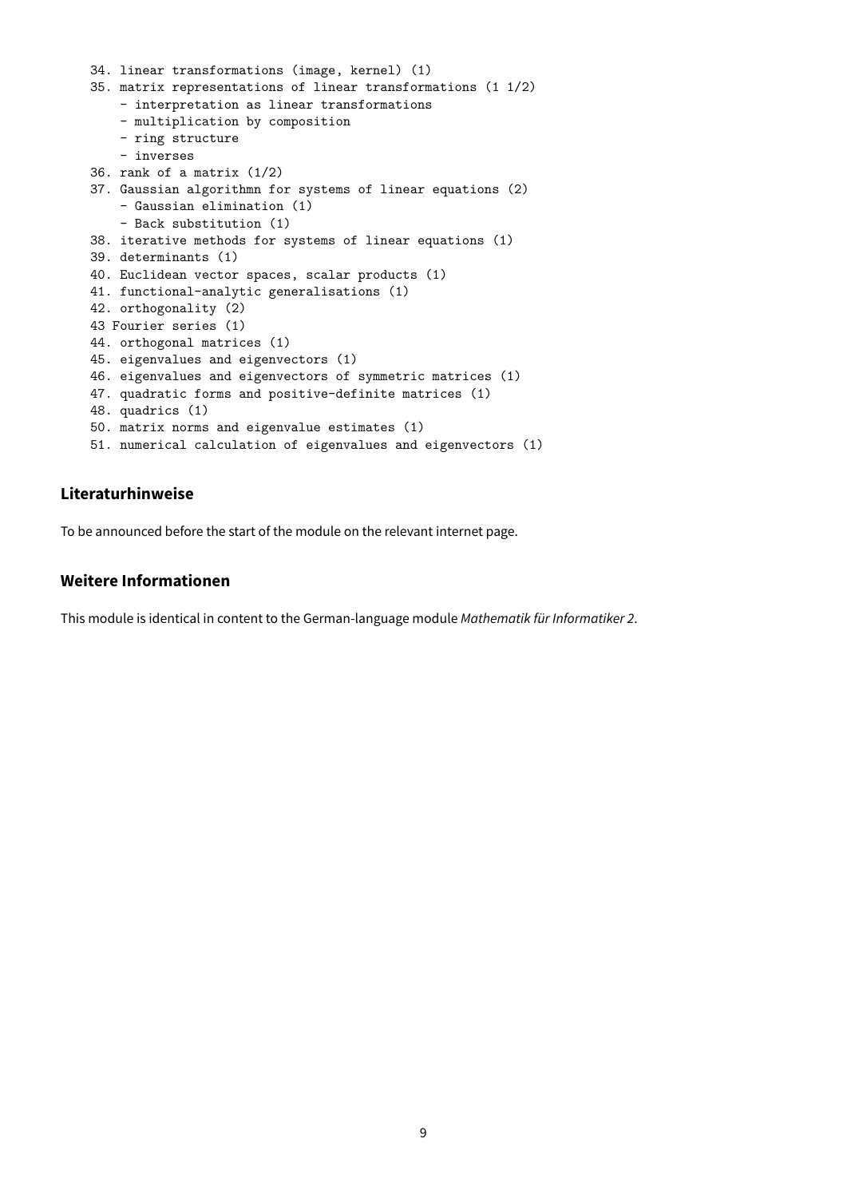```
34. linear transformations (image, kernel) (1)
35. matrix representations of linear transformations (1 1/2)
    - interpretation as linear transformations
    - multiplication by composition
    - ring structure
    - inverses
36. rank of a matrix (1/2)
37. Gaussian algorithmn for systems of linear equations (2)
    - Gaussian elimination (1)
    - Back substitution (1)
38. iterative methods for systems of linear equations (1)
39. determinants (1)
40. Euclidean vector spaces, scalar products (1)
41. functional-analytic generalisations (1)
42. orthogonality (2)
43 Fourier series (1)
44. orthogonal matrices (1)
45. eigenvalues and eigenvectors (1)
46. eigenvalues and eigenvectors of symmetric matrices (1)
47. quadratic forms and positive-definite matrices (1)
48. quadrics (1)
50. matrix norms and eigenvalue estimates (1)
51. numerical calculation of eigenvalues and eigenvectors (1)
```

## Literaturhinweise

To be announced before the start of the module on the relevant internet page.

## Weitere Informationen

This module is identical in content to the German-language module *Mathematik für Informatiker 2*.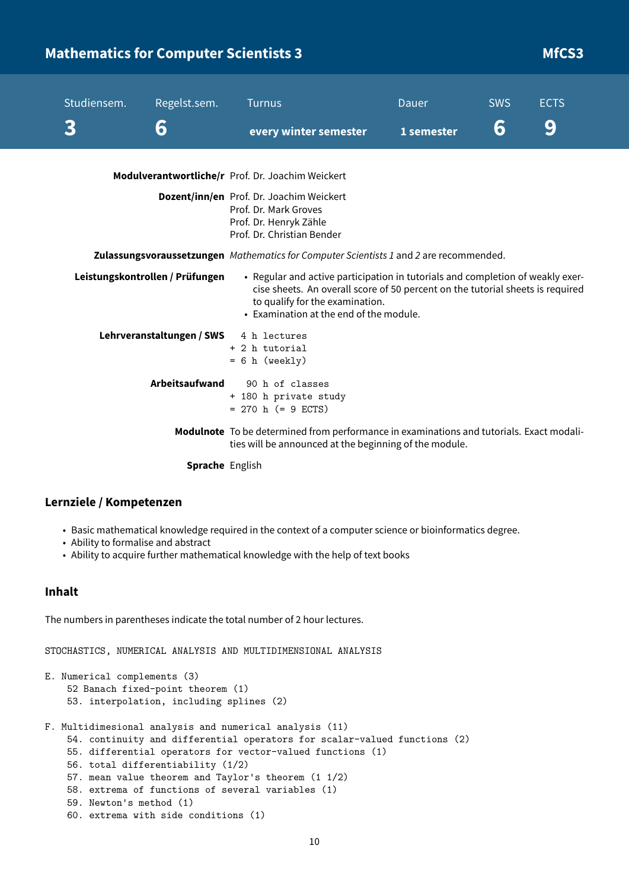# Mathematics for Computer Scientists 3 — MfCS3

| Studiensem. | Regelst.sem. | Turnus | Dauer | SWS | ECTS |
| --- | --- | --- | --- | --- | --- |
| 3 | 6 | every winter semester | 1 semester | 6 | 9 |

**Modulverantwortliche/r** Prof. Dr. Joachim Weickert

**Dozent/inn/en** Prof. Dr. Joachim Weickert
Prof. Dr. Mark Groves
Prof. Dr. Henryk Zähle
Prof. Dr. Christian Bender

**Zulassungsvoraussetzungen** *Mathematics for Computer Scientists 1* and *2* are recommended.

**Leistungskontrollen / Prüfungen**

- Regular and active participation in tutorials and completion of weakly exercise sheets. An overall score of 50 percent on the tutorial sheets is required to qualify for the examination.
- Examination at the end of the module.

**Lehrveranstaltungen / SWS**

```
  4 h lectures
+ 2 h tutorial
= 6 h (weekly)
```

**Arbeitsaufwand**

```
   90 h of classes
+ 180 h private study
= 270 h (= 9 ECTS)
```

**Modulnote** To be determined from performance in examinations and tutorials. Exact modalities will be announced at the beginning of the module.

**Sprache** English

## Lernziele / Kompetenzen

- Basic mathematical knowledge required in the context of a computer science or bioinformatics degree.
- Ability to formalise and abstract
- Ability to acquire further mathematical knowledge with the help of text books

## Inhalt

The numbers in parentheses indicate the total number of 2 hour lectures.

```
STOCHASTICS, NUMERICAL ANALYSIS AND MULTIDIMENSIONAL ANALYSIS

E. Numerical complements (3)
    52 Banach fixed-point theorem (1)
    53. interpolation, including splines (2)

F. Multidimesional analysis and numerical analysis (11)
    54. continuity and differential operators for scalar-valued functions (2)
    55. differential operators for vector-valued functions (1)
    56. total differentiability (1/2)
    57. mean value theorem and Taylor's theorem (1 1/2)
    58. extrema of functions of several variables (1)
    59. Newton's method (1)
    60. extrema with side conditions (1)
```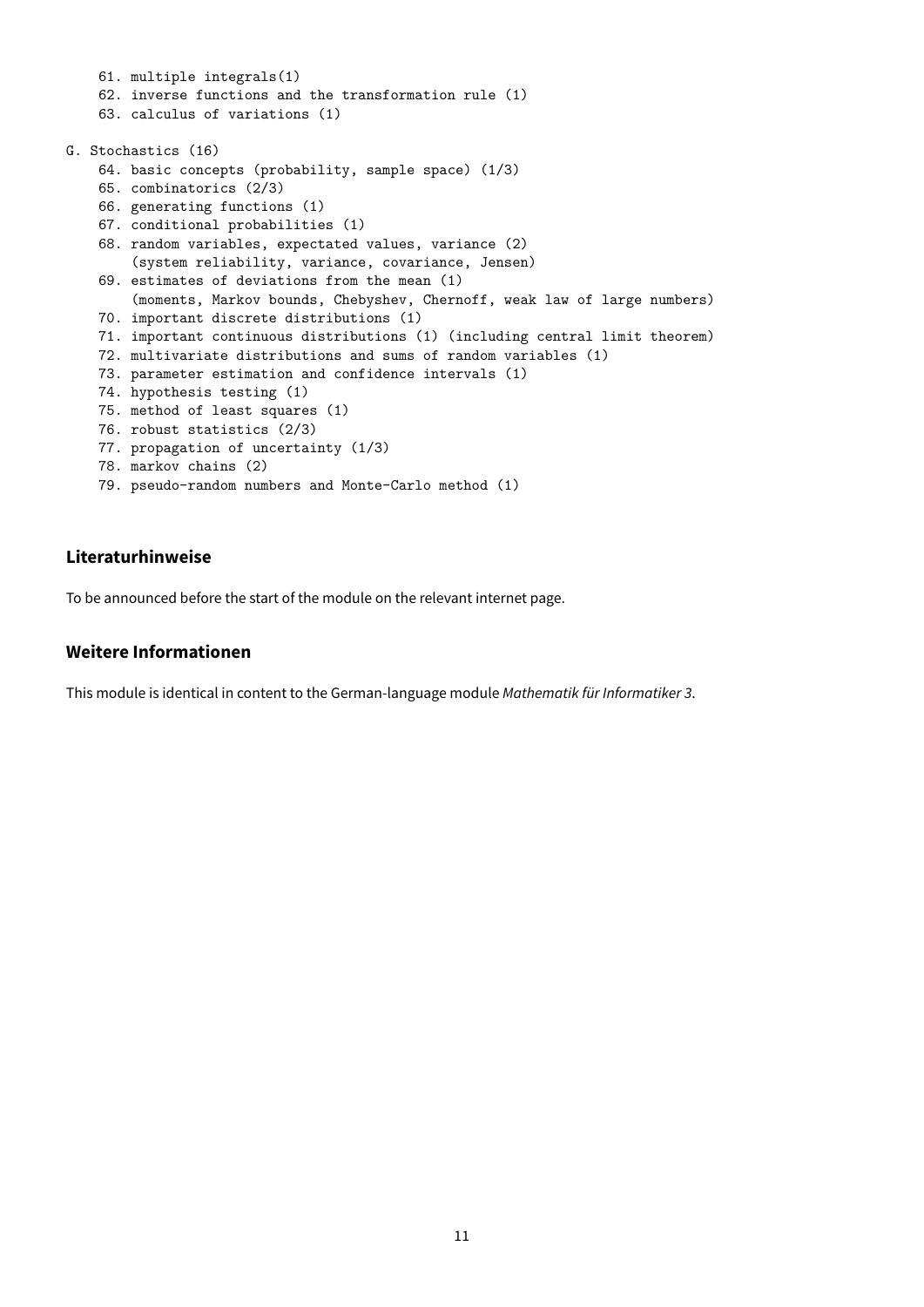```
    61. multiple integrals(1)
    62. inverse functions and the transformation rule (1)
    63. calculus of variations (1)

G. Stochastics (16)
    64. basic concepts (probability, sample space) (1/3)
    65. combinatorics (2/3)
    66. generating functions (1)
    67. conditional probabilities (1)
    68. random variables, expectated values, variance (2)
        (system reliability, variance, covariance, Jensen)
    69. estimates of deviations from the mean (1)
        (moments, Markov bounds, Chebyshev, Chernoff, weak law of large numbers)
    70. important discrete distributions (1)
    71. important continuous distributions (1) (including central limit theorem)
    72. multivariate distributions and sums of random variables (1)
    73. parameter estimation and confidence intervals (1)
    74. hypothesis testing (1)
    75. method of least squares (1)
    76. robust statistics (2/3)
    77. propagation of uncertainty (1/3)
    78. markov chains (2)
    79. pseudo-random numbers and Monte-Carlo method (1)
```

### Literaturhinweise

To be announced before the start of the module on the relevant internet page.

### Weitere Informationen

This module is identical in content to the German-language module *Mathematik für Informatiker 3*.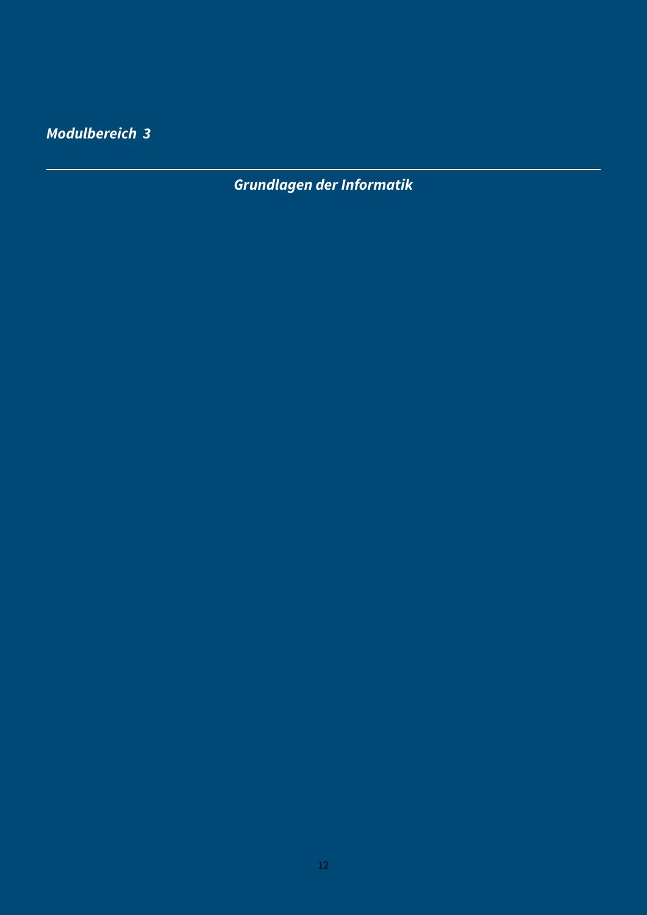*Modulbereich 3*

---

## *Grundlagen der Informatik*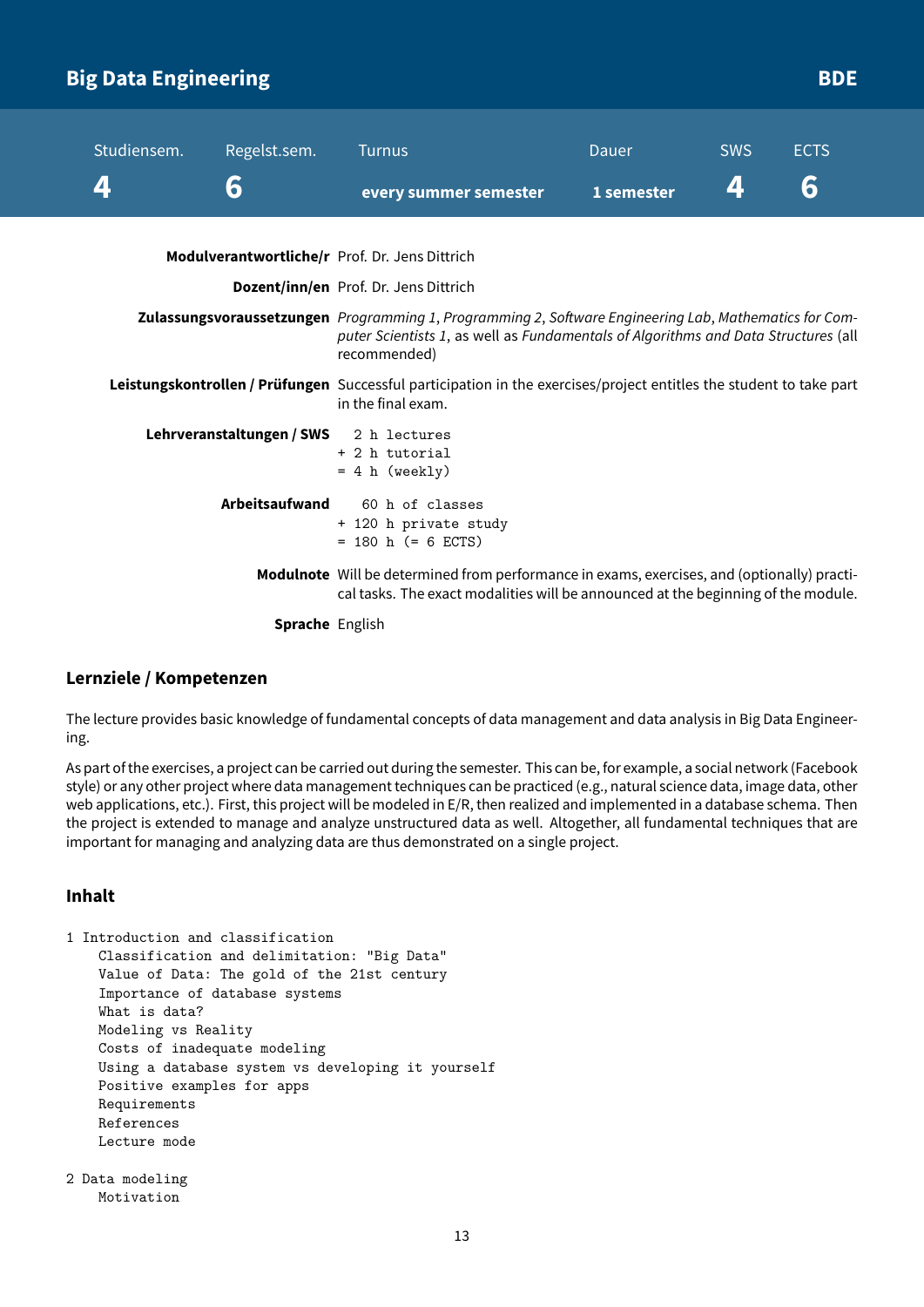# Big Data Engineering — BDE

| Studiensem. | Regelst.sem. | Turnus | Dauer | SWS | ECTS |
|---|---|---|---|---|---|
| 4 | 6 | every summer semester | 1 semester | 4 | 6 |

**Modulverantwortliche/r** Prof. Dr. Jens Dittrich

**Dozent/inn/en** Prof. Dr. Jens Dittrich

**Zulassungsvoraussetzungen** *Programming 1*, *Programming 2*, *Software Engineering Lab*, *Mathematics for Computer Scientists 1*, as well as *Fundamentals of Algorithms and Data Structures* (all recommended)

**Leistungskontrollen / Prüfungen** Successful participation in the exercises/project entitles the student to take part in the final exam.

**Lehrveranstaltungen / SWS**

```
  2 h lectures
+ 2 h tutorial
= 4 h (weekly)
```

**Arbeitsaufwand**

```
   60 h of classes
+ 120 h private study
= 180 h (= 6 ECTS)
```

**Modulnote** Will be determined from performance in exams, exercises, and (optionally) practical tasks. The exact modalities will be announced at the beginning of the module.

**Sprache** English

## Lernziele / Kompetenzen

The lecture provides basic knowledge of fundamental concepts of data management and data analysis in Big Data Engineering.

As part of the exercises, a project can be carried out during the semester. This can be, for example, a social network (Facebook style) or any other project where data management techniques can be practiced (e.g., natural science data, image data, other web applications, etc.). First, this project will be modeled in E/R, then realized and implemented in a database schema. Then the project is extended to manage and analyze unstructured data as well. Altogether, all fundamental techniques that are important for managing and analyzing data are thus demonstrated on a single project.

## Inhalt

```
1 Introduction and classification
    Classification and delimitation: "Big Data"
    Value of Data: The gold of the 21st century
    Importance of database systems
    What is data?
    Modeling vs Reality
    Costs of inadequate modeling
    Using a database system vs developing it yourself
    Positive examples for apps
    Requirements
    References
    Lecture mode

2 Data modeling
    Motivation
```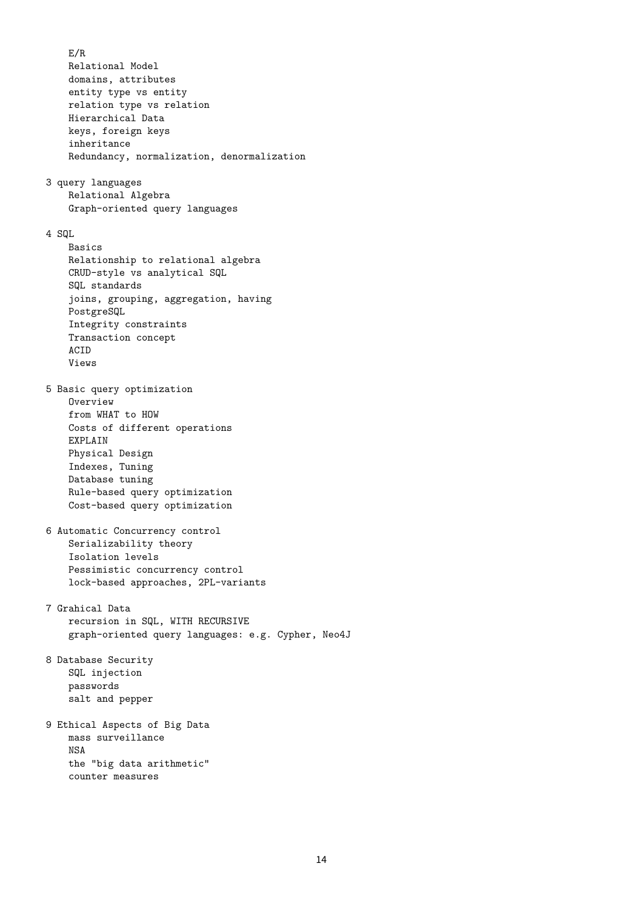- E/R
- Relational Model
- domains, attributes
- entity type vs entity
- relation type vs relation
- Hierarchical Data
- keys, foreign keys
- inheritance
- Redundancy, normalization, denormalization

3 query languages

- Relational Algebra
- Graph-oriented query languages

4 SQL

- Basics
- Relationship to relational algebra
- CRUD-style vs analytical SQL
- SQL standards
- joins, grouping, aggregation, having
- PostgreSQL
- Integrity constraints
- Transaction concept
- ACID
- Views

5 Basic query optimization

- Overview
- from WHAT to HOW
- Costs of different operations
- EXPLAIN
- Physical Design
- Indexes, Tuning
- Database tuning
- Rule-based query optimization
- Cost-based query optimization

6 Automatic Concurrency control

- Serializability theory
- Isolation levels
- Pessimistic concurrency control
- lock-based approaches, 2PL-variants

7 Grahical Data

- recursion in SQL, WITH RECURSIVE
- graph-oriented query languages: e.g. Cypher, Neo4J

8 Database Security

- SQL injection
- passwords
- salt and pepper

9 Ethical Aspects of Big Data

- mass surveillance
- NSA
- the "big data arithmetic"
- counter measures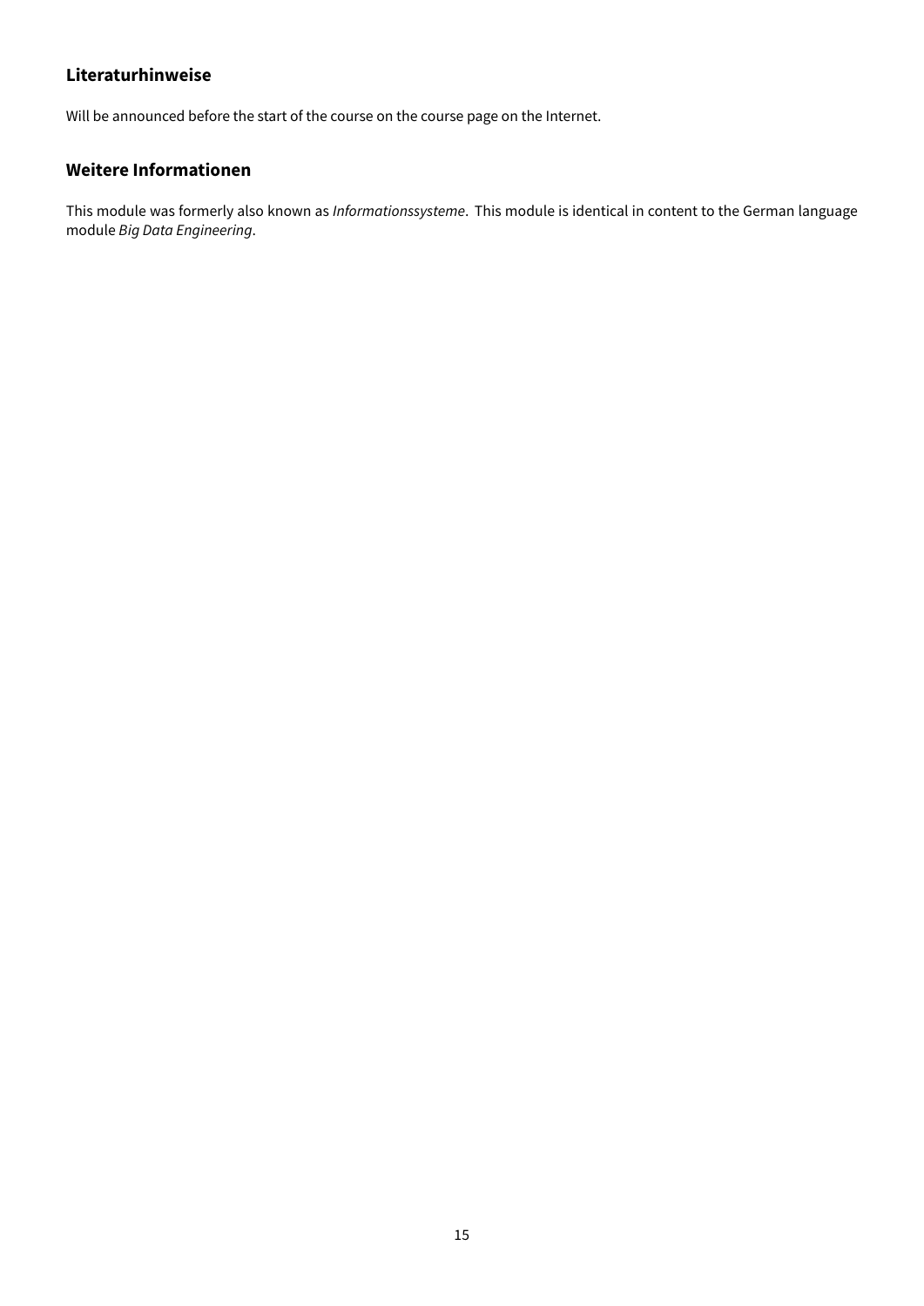### Literaturhinweise

Will be announced before the start of the course on the course page on the Internet.

### Weitere Informationen

This module was formerly also known as *Informationssysteme*. This module is identical in content to the German language module *Big Data Engineering*.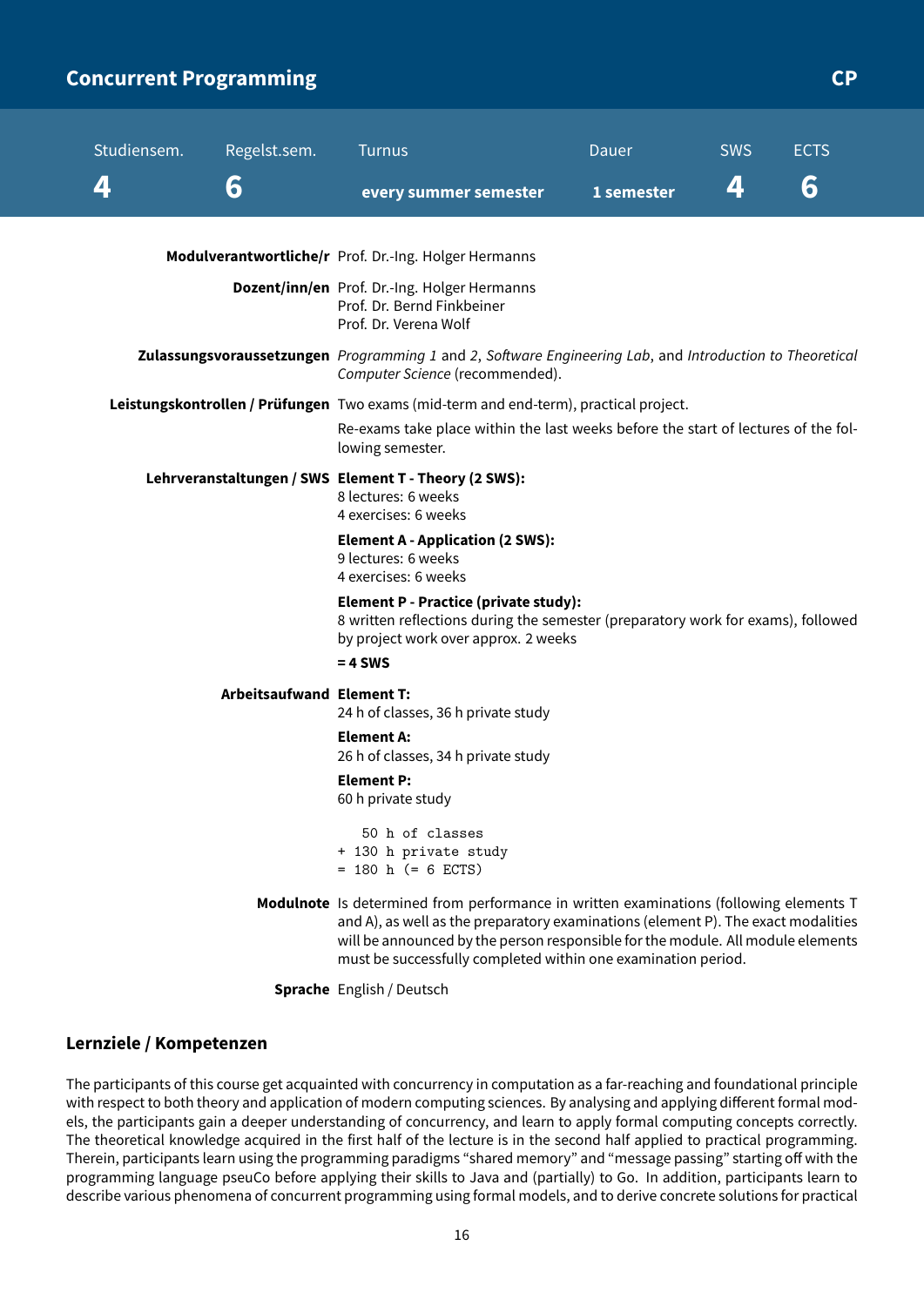# Concurrent Programming

**CP**

| Studiensem. | Regelst.sem. | Turnus | Dauer | SWS | ECTS |
|---|---|---|---|---|---|
| 4 | 6 | every summer semester | 1 semester | 4 | 6 |

**Modulverantwortliche/r** Prof. Dr.-Ing. Holger Hermanns

**Dozent/inn/en** Prof. Dr.-Ing. Holger Hermanns
Prof. Dr. Bernd Finkbeiner
Prof. Dr. Verena Wolf

**Zulassungsvoraussetzungen** *Programming 1* and *2*, *Software Engineering Lab*, and *Introduction to Theoretical Computer Science* (recommended).

**Leistungskontrollen / Prüfungen** Two exams (mid-term and end-term), practical project.

Re-exams take place within the last weeks before the start of lectures of the following semester.

**Lehrveranstaltungen / SWS** **Element T - Theory (2 SWS):**
8 lectures: 6 weeks
4 exercises: 6 weeks

**Element A - Application (2 SWS):**
9 lectures: 6 weeks
4 exercises: 6 weeks

**Element P - Practice (private study):**
8 written reflections during the semester (preparatory work for exams), followed by project work over approx. 2 weeks

**= 4 SWS**

**Arbeitsaufwand** **Element T:**
24 h of classes, 36 h private study

**Element A:**
26 h of classes, 34 h private study

**Element P:**
60 h private study

```
   50 h of classes
+ 130 h private study
= 180 h (= 6 ECTS)
```

**Modulnote** Is determined from performance in written examinations (following elements T and A), as well as the preparatory examinations (element P). The exact modalities will be announced by the person responsible for the module. All module elements must be successfully completed within one examination period.

**Sprache** English / Deutsch

## Lernziele / Kompetenzen

The participants of this course get acquainted with concurrency in computation as a far-reaching and foundational principle with respect to both theory and application of modern computing sciences. By analysing and applying different formal models, the participants gain a deeper understanding of concurrency, and learn to apply formal computing concepts correctly. The theoretical knowledge acquired in the first half of the lecture is in the second half applied to practical programming. Therein, participants learn using the programming paradigms “shared memory” and “message passing” starting off with the programming language pseuCo before applying their skills to Java and (partially) to Go. In addition, participants learn to describe various phenomena of concurrent programming using formal models, and to derive concrete solutions for practical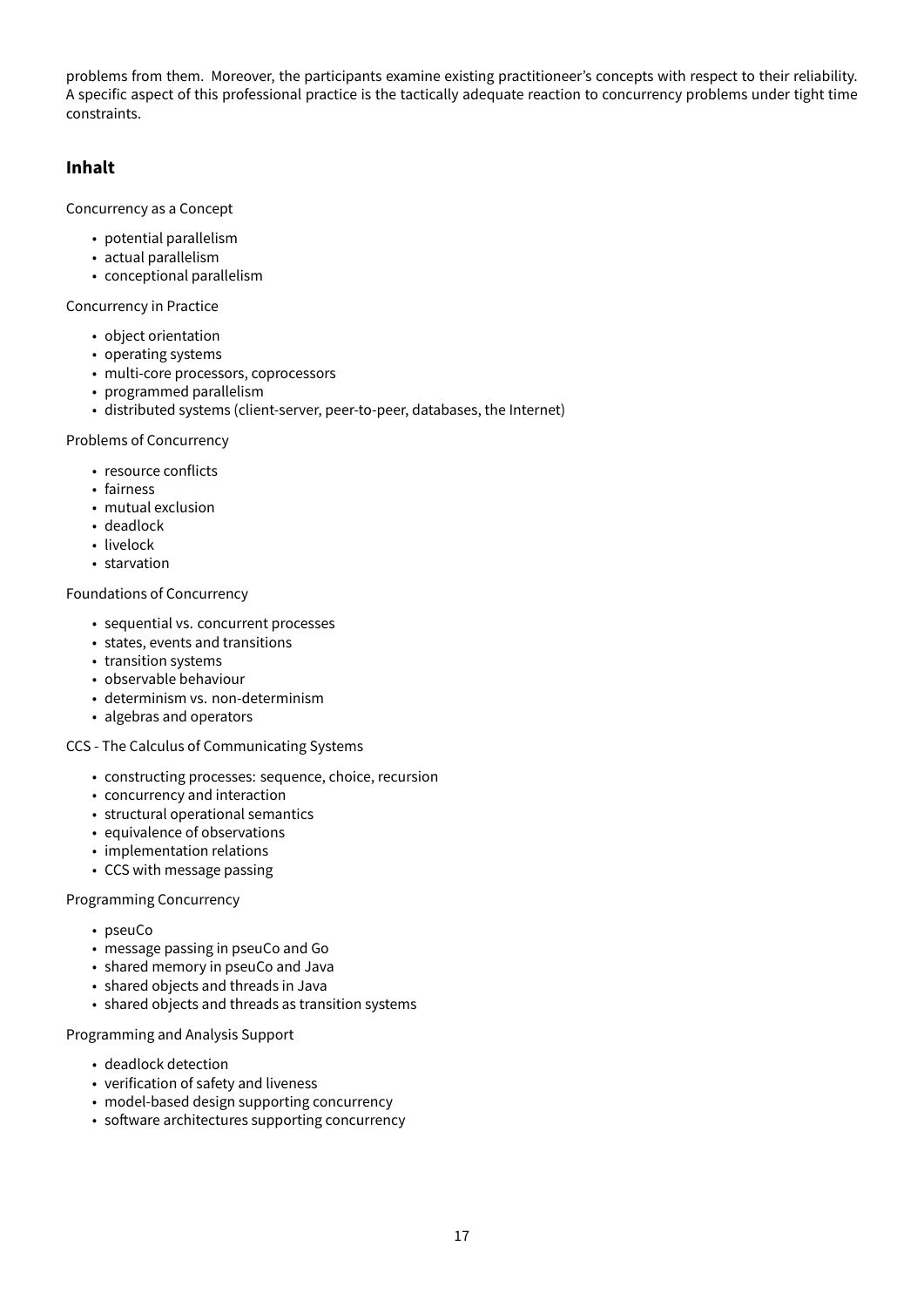problems from them. Moreover, the participants examine existing practitioneer's concepts with respect to their reliability. A specific aspect of this professional practice is the tactically adequate reaction to concurrency problems under tight time constraints.

## Inhalt

Concurrency as a Concept

- potential parallelism
- actual parallelism
- conceptional parallelism

Concurrency in Practice

- object orientation
- operating systems
- multi-core processors, coprocessors
- programmed parallelism
- distributed systems (client-server, peer-to-peer, databases, the Internet)

Problems of Concurrency

- resource conflicts
- fairness
- mutual exclusion
- deadlock
- livelock
- starvation

Foundations of Concurrency

- sequential vs. concurrent processes
- states, events and transitions
- transition systems
- observable behaviour
- determinism vs. non-determinism
- algebras and operators

CCS - The Calculus of Communicating Systems

- constructing processes: sequence, choice, recursion
- concurrency and interaction
- structural operational semantics
- equivalence of observations
- implementation relations
- CCS with message passing

Programming Concurrency

- pseuCo
- message passing in pseuCo and Go
- shared memory in pseuCo and Java
- shared objects and threads in Java
- shared objects and threads as transition systems

Programming and Analysis Support

- deadlock detection
- verification of safety and liveness
- model-based design supporting concurrency
- software architectures supporting concurrency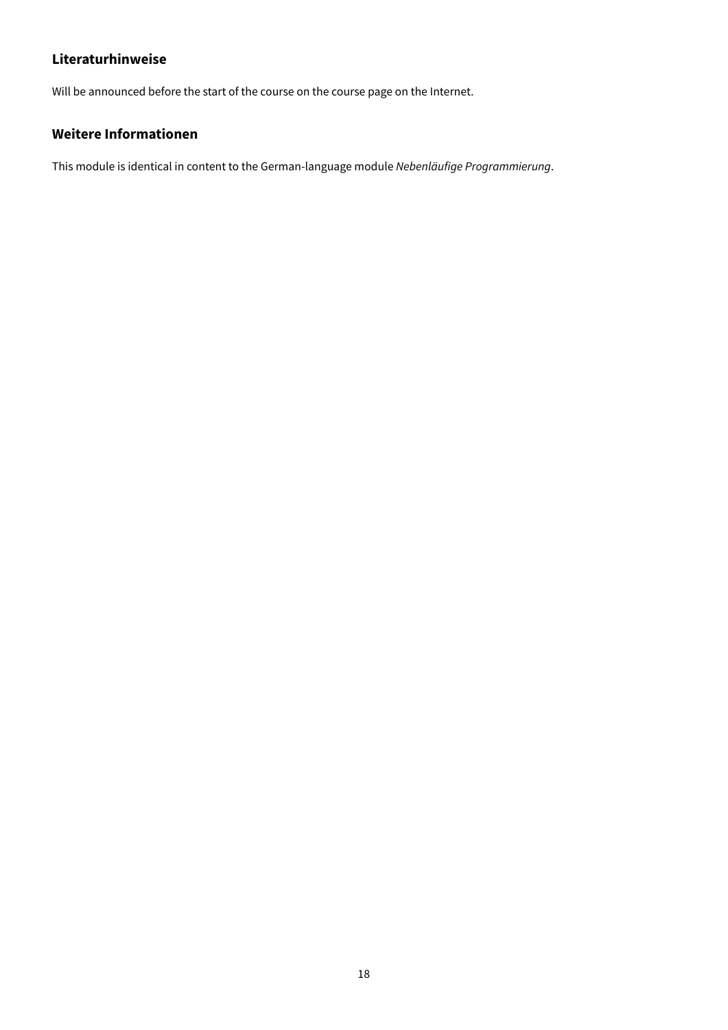### Literaturhinweise

Will be announced before the start of the course on the course page on the Internet.

### Weitere Informationen

This module is identical in content to the German-language module *Nebenläufige Programmierung*.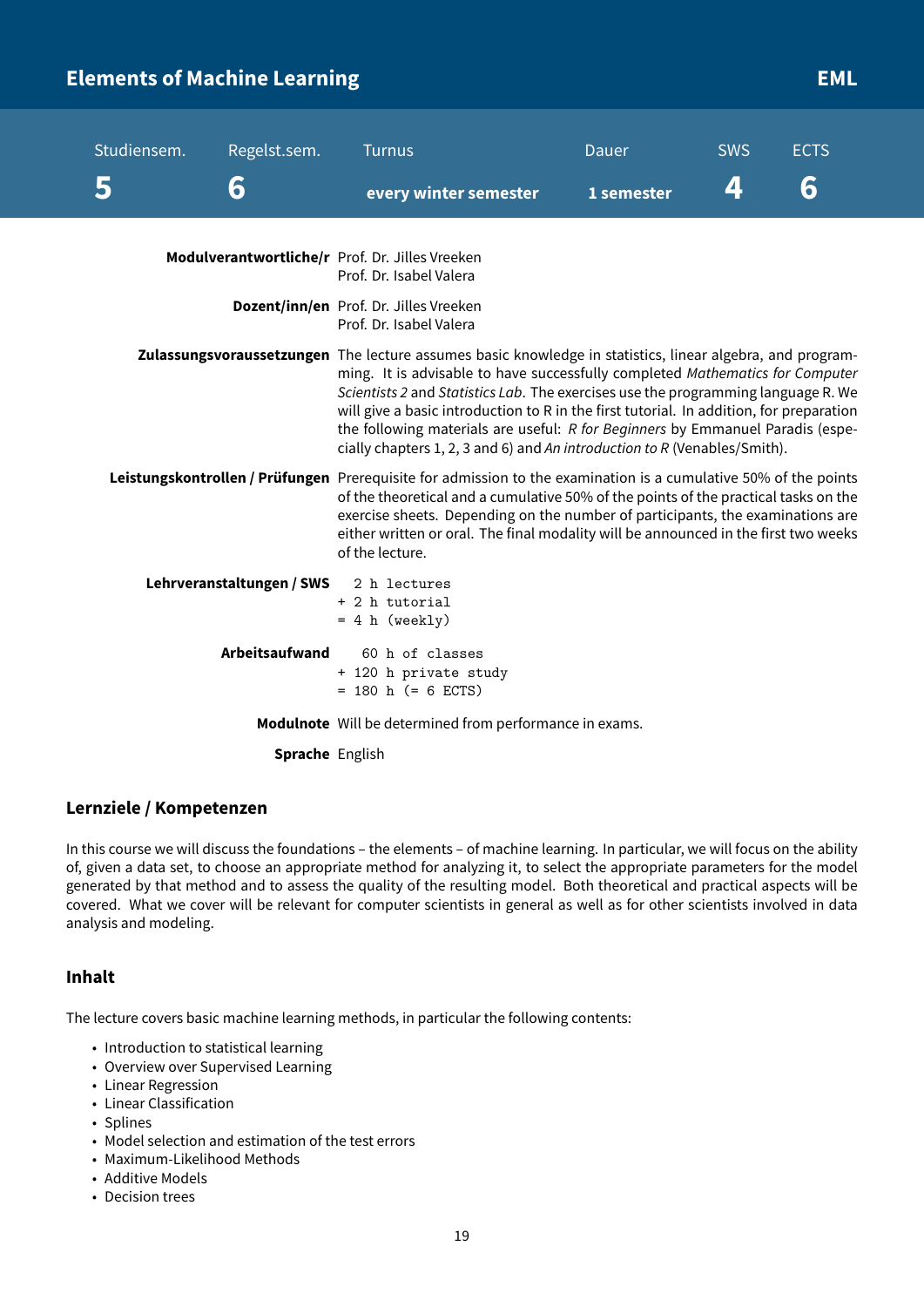## Elements of Machine Learning — EML

| Studiensem. | Regelst.sem. | Turnus | Dauer | SWS | ECTS |
|---|---|---|---|---|---|
| **5** | **6** | **every winter semester** | **1 semester** | **4** | **6** |

**Modulverantwortliche/r** Prof. Dr. Jilles Vreeken
Prof. Dr. Isabel Valera

**Dozent/inn/en** Prof. Dr. Jilles Vreeken
Prof. Dr. Isabel Valera

**Zulassungsvoraussetzungen** The lecture assumes basic knowledge in statistics, linear algebra, and programming. It is advisable to have successfully completed *Mathematics for Computer Scientists 2* and *Statistics Lab*. The exercises use the programming language R. We will give a basic introduction to R in the first tutorial. In addition, for preparation the following materials are useful: *R for Beginners* by Emmanuel Paradis (especially chapters 1, 2, 3 and 6) and *An introduction to R* (Venables/Smith).

**Leistungskontrollen / Prüfungen** Prerequisite for admission to the examination is a cumulative 50% of the points of the theoretical and a cumulative 50% of the points of the practical tasks on the exercise sheets. Depending on the number of participants, the examinations are either written or oral. The final modality will be announced in the first two weeks of the lecture.

**Lehrveranstaltungen / SWS**

```
  2 h lectures
+ 2 h tutorial
= 4 h (weekly)
```

**Arbeitsaufwand**

```
   60 h of classes
+ 120 h private study
= 180 h (= 6 ECTS)
```

**Modulnote** Will be determined from performance in exams.

**Sprache** English

### Lernziele / Kompetenzen

In this course we will discuss the foundations – the elements – of machine learning. In particular, we will focus on the ability of, given a data set, to choose an appropriate method for analyzing it, to select the appropriate parameters for the model generated by that method and to assess the quality of the resulting model. Both theoretical and practical aspects will be covered. What we cover will be relevant for computer scientists in general as well as for other scientists involved in data analysis and modeling.

### Inhalt

The lecture covers basic machine learning methods, in particular the following contents:

- Introduction to statistical learning
- Overview over Supervised Learning
- Linear Regression
- Linear Classification
- Splines
- Model selection and estimation of the test errors
- Maximum-Likelihood Methods
- Additive Models
- Decision trees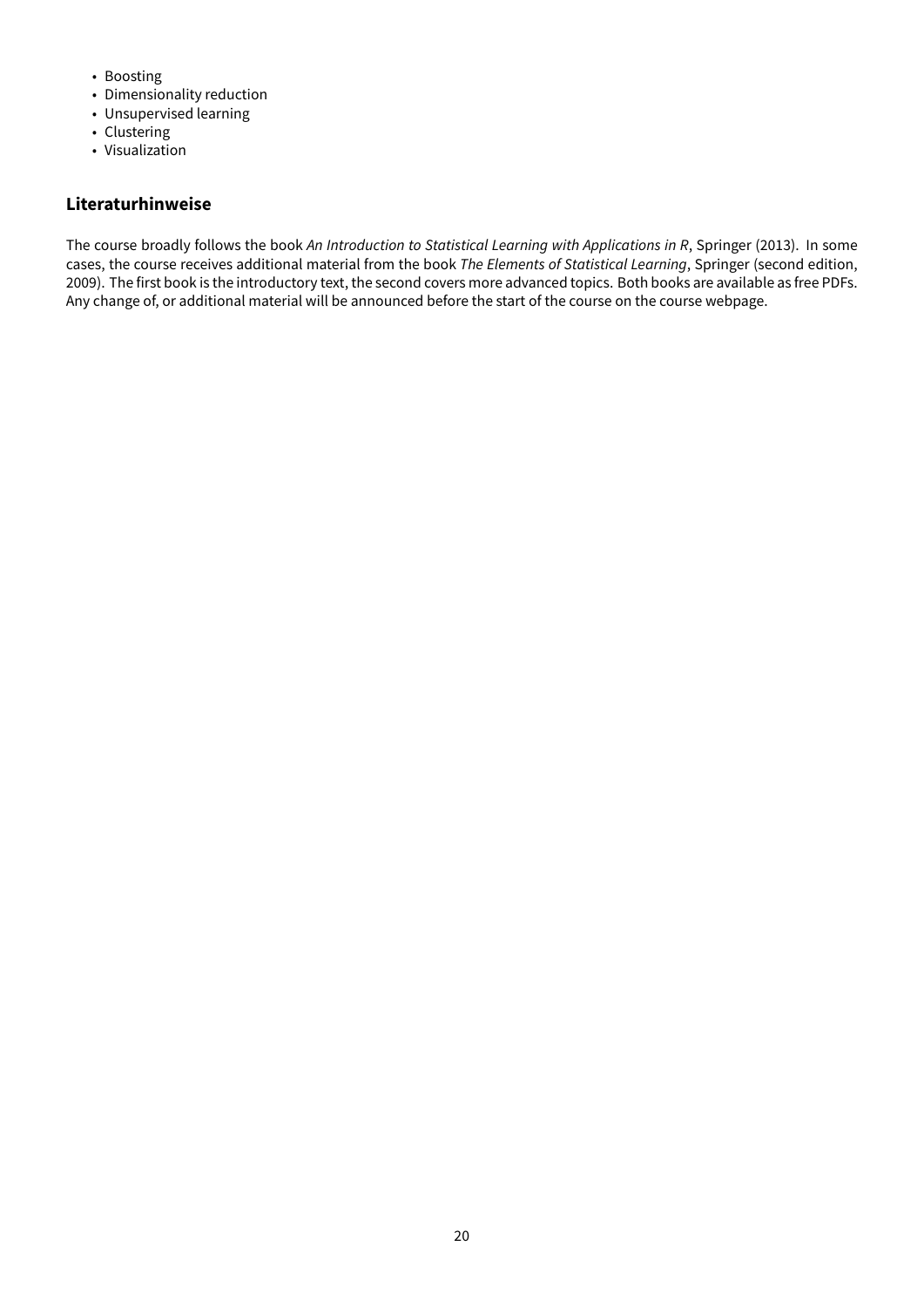- Boosting
- Dimensionality reduction
- Unsupervised learning
- Clustering
- Visualization

### Literaturhinweise

The course broadly follows the book *An Introduction to Statistical Learning with Applications in R*, Springer (2013). In some cases, the course receives additional material from the book *The Elements of Statistical Learning*, Springer (second edition, 2009). The first book is the introductory text, the second covers more advanced topics. Both books are available as free PDFs. Any change of, or additional material will be announced before the start of the course on the course webpage.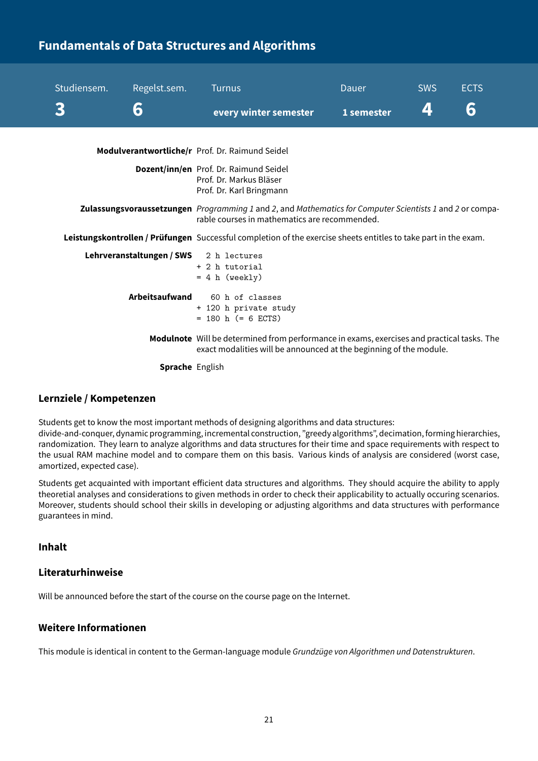# Fundamentals of Data Structures and Algorithms

| Studiensem. | Regelst.sem. | Turnus | Dauer | SWS | ECTS |
|---|---|---|---|---|---|
| **3** | **6** | **every winter semester** | **1 semester** | **4** | **6** |

**Modulverantwortliche/r** Prof. Dr. Raimund Seidel

**Dozent/inn/en** Prof. Dr. Raimund Seidel
Prof. Dr. Markus Bläser
Prof. Dr. Karl Bringmann

**Zulassungsvoraussetzungen** *Programming 1* and *2*, and *Mathematics for Computer Scientists 1* and *2* or comparable courses in mathematics are recommended.

**Leistungskontrollen / Prüfungen** Successful completion of the exercise sheets entitles to take part in the exam.

**Lehrveranstaltungen / SWS**

```
  2 h lectures
+ 2 h tutorial
= 4 h (weekly)
```

**Arbeitsaufwand**

```
   60 h of classes
+ 120 h private study
= 180 h (= 6 ECTS)
```

**Modulnote** Will be determined from performance in exams, exercises and practical tasks. The exact modalities will be announced at the beginning of the module.

**Sprache** English

## Lernziele / Kompetenzen

Students get to know the most important methods of designing algorithms and data structures:
divide-and-conquer, dynamic programming, incremental construction, "greedy algorithms", decimation, forming hierarchies, randomization. They learn to analyze algorithms and data structures for their time and space requirements with respect to the usual RAM machine model and to compare them on this basis. Various kinds of analysis are considered (worst case, amortized, expected case).

Students get acquainted with important efficient data structures and algorithms. They should acquire the ability to apply theoretial analyses and considerations to given methods in order to check their applicability to actually occuring scenarios. Moreover, students should school their skills in developing or adjusting algorithms and data structures with performance guarantees in mind.

## Inhalt

## Literaturhinweise

Will be announced before the start of the course on the course page on the Internet.

## Weitere Informationen

This module is identical in content to the German-language module *Grundzüge von Algorithmen und Datenstrukturen*.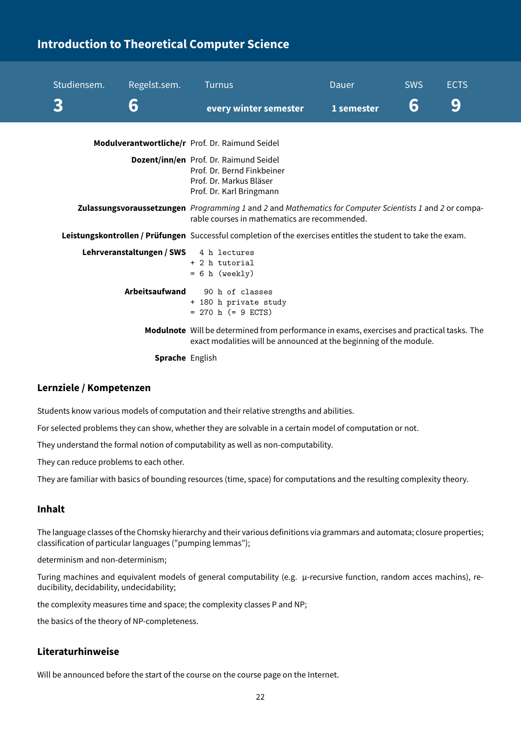## Introduction to Theoretical Computer Science

| Studiensem. | Regelst.sem. | Turnus | Dauer | SWS | ECTS |
|---|---|---|---|---|---|
| **3** | **6** | **every winter semester** | **1 semester** | **6** | **9** |

**Modulverantwortliche/r** Prof. Dr. Raimund Seidel

**Dozent/inn/en** Prof. Dr. Raimund Seidel
Prof. Dr. Bernd Finkbeiner
Prof. Dr. Markus Bläser
Prof. Dr. Karl Bringmann

**Zulassungsvoraussetzungen** *Programming 1* and *2* and *Mathematics for Computer Scientists 1* and *2* or comparable courses in mathematics are recommended.

**Leistungskontrollen / Prüfungen** Successful completion of the exercises entitles the student to take the exam.

**Lehrveranstaltungen / SWS**

```
  4 h lectures
+ 2 h tutorial
= 6 h (weekly)
```

**Arbeitsaufwand**

```
   90 h of classes
+ 180 h private study
= 270 h (= 9 ECTS)
```

**Modulnote** Will be determined from performance in exams, exercises and practical tasks. The exact modalities will be announced at the beginning of the module.

**Sprache** English

### Lernziele / Kompetenzen

Students know various models of computation and their relative strengths and abilities.

For selected problems they can show, whether they are solvable in a certain model of computation or not.

They understand the formal notion of computability as well as non-computability.

They can reduce problems to each other.

They are familiar with basics of bounding resources (time, space) for computations and the resulting complexity theory.

### Inhalt

The language classes of the Chomsky hierarchy and their various definitions via grammars and automata; closure properties; classification of particular languages ("pumping lemmas");

determinism and non-determinism;

Turing machines and equivalent models of general computability (e.g. µ-recursive function, random acces machins), reducibility, decidability, undecidability;

the complexity measures time and space; the complexity classes P and NP;

the basics of the theory of NP-completeness.

### Literaturhinweise

Will be announced before the start of the course on the course page on the Internet.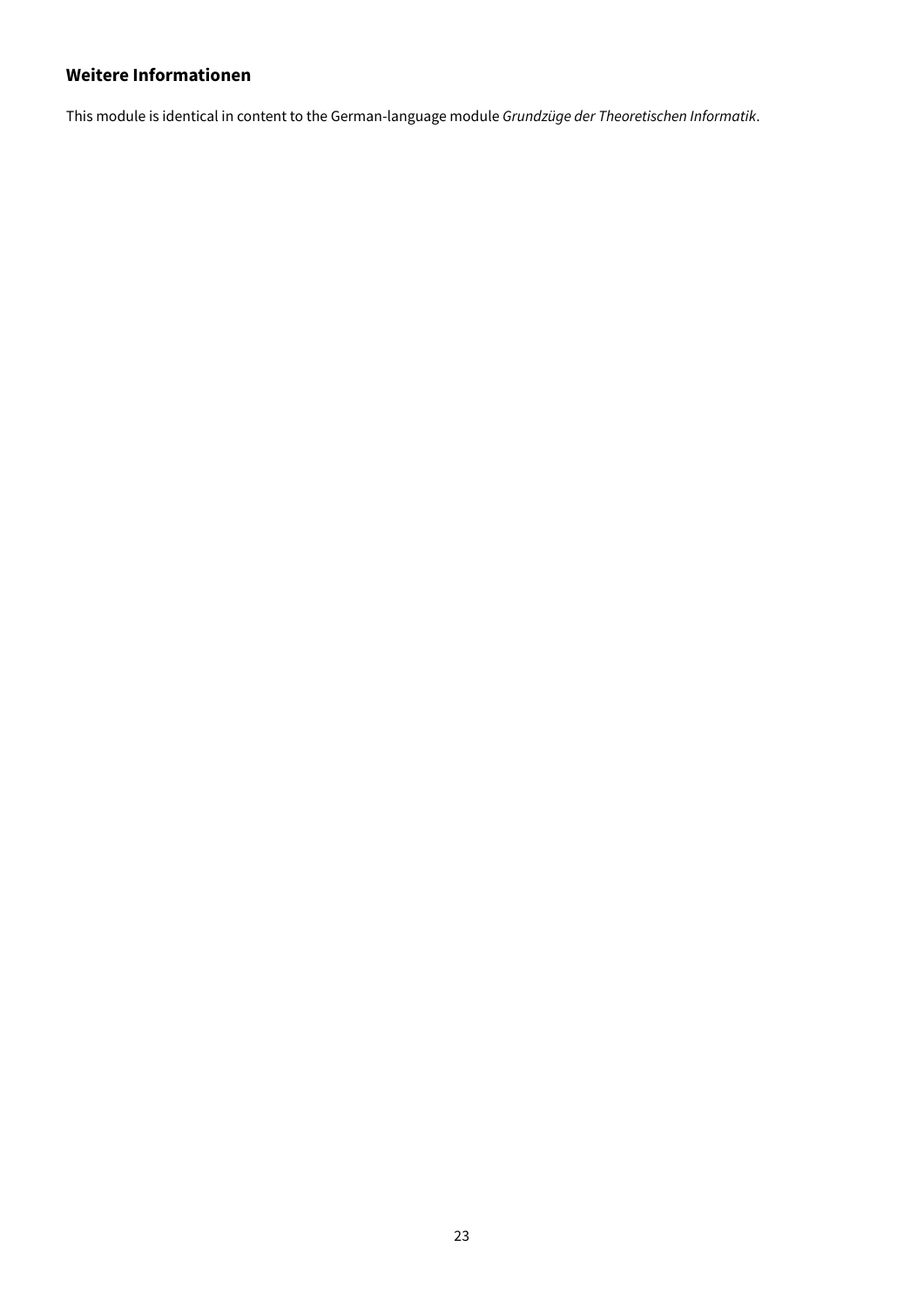### Weitere Informationen

This module is identical in content to the German-language module *Grundzüge der Theoretischen Informatik*.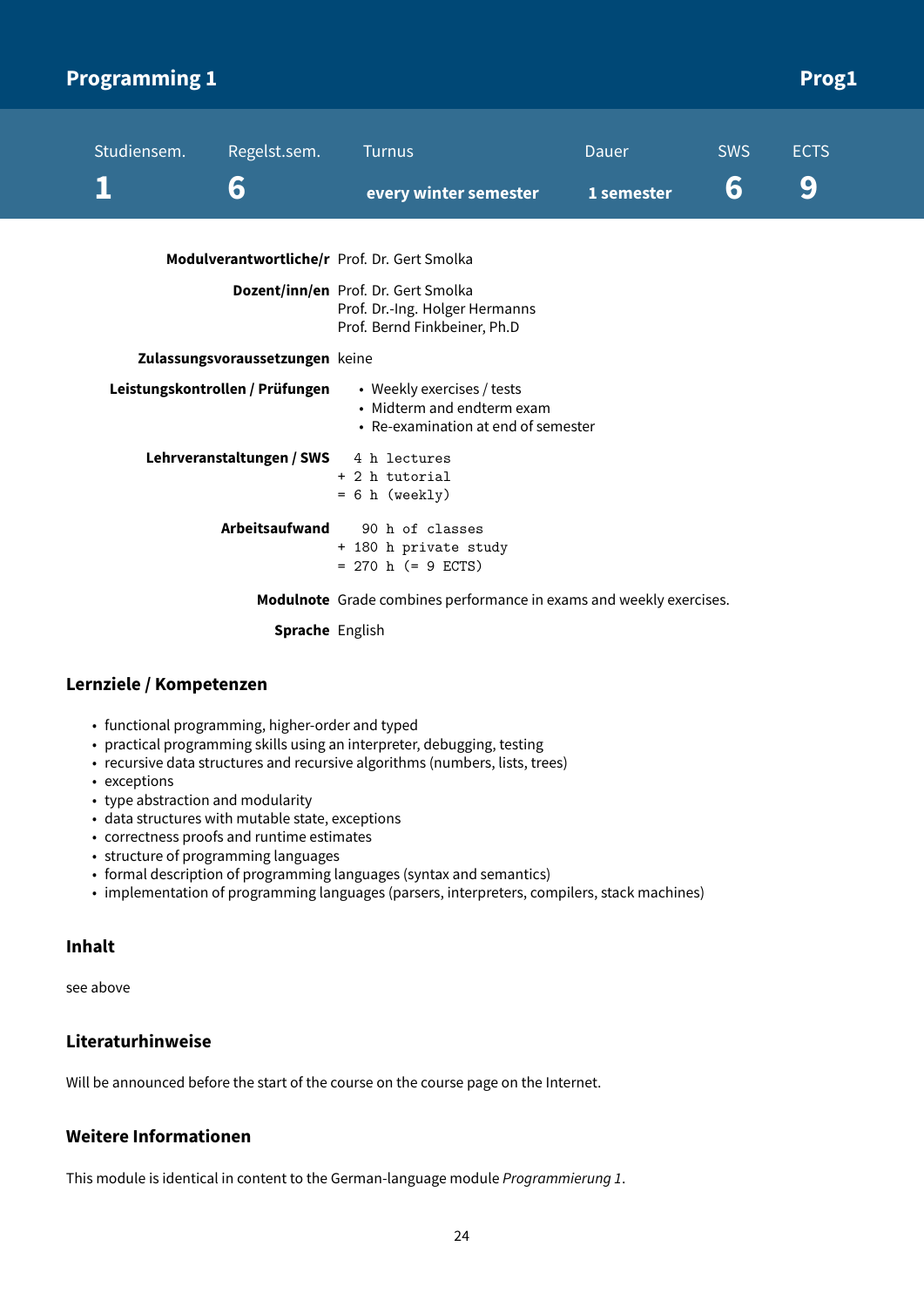## Programming 1 — Prog1

| Studiensem. | Regelst.sem. | Turnus | Dauer | SWS | ECTS |
|---|---|---|---|---|---|
| 1 | 6 | every winter semester | 1 semester | 6 | 9 |

**Modulverantwortliche/r** Prof. Dr. Gert Smolka

**Dozent/inn/en** Prof. Dr. Gert Smolka
Prof. Dr.-Ing. Holger Hermanns
Prof. Bernd Finkbeiner, Ph.D

**Zulassungsvoraussetzungen** keine

**Leistungskontrollen / Prüfungen**

- Weekly exercises / tests
- Midterm and endterm exam
- Re-examination at end of semester

**Lehrveranstaltungen / SWS**

```
  4 h lectures
+ 2 h tutorial
= 6 h (weekly)
```

**Arbeitsaufwand**

```
   90 h of classes
+ 180 h private study
= 270 h (= 9 ECTS)
```

**Modulnote** Grade combines performance in exams and weekly exercises.

**Sprache** English

### Lernziele / Kompetenzen

- functional programming, higher-order and typed
- practical programming skills using an interpreter, debugging, testing
- recursive data structures and recursive algorithms (numbers, lists, trees)
- exceptions
- type abstraction and modularity
- data structures with mutable state, exceptions
- correctness proofs and runtime estimates
- structure of programming languages
- formal description of programming languages (syntax and semantics)
- implementation of programming languages (parsers, interpreters, compilers, stack machines)

### Inhalt

see above

### Literaturhinweise

Will be announced before the start of the course on the course page on the Internet.

### Weitere Informationen

This module is identical in content to the German-language module *Programmierung 1*.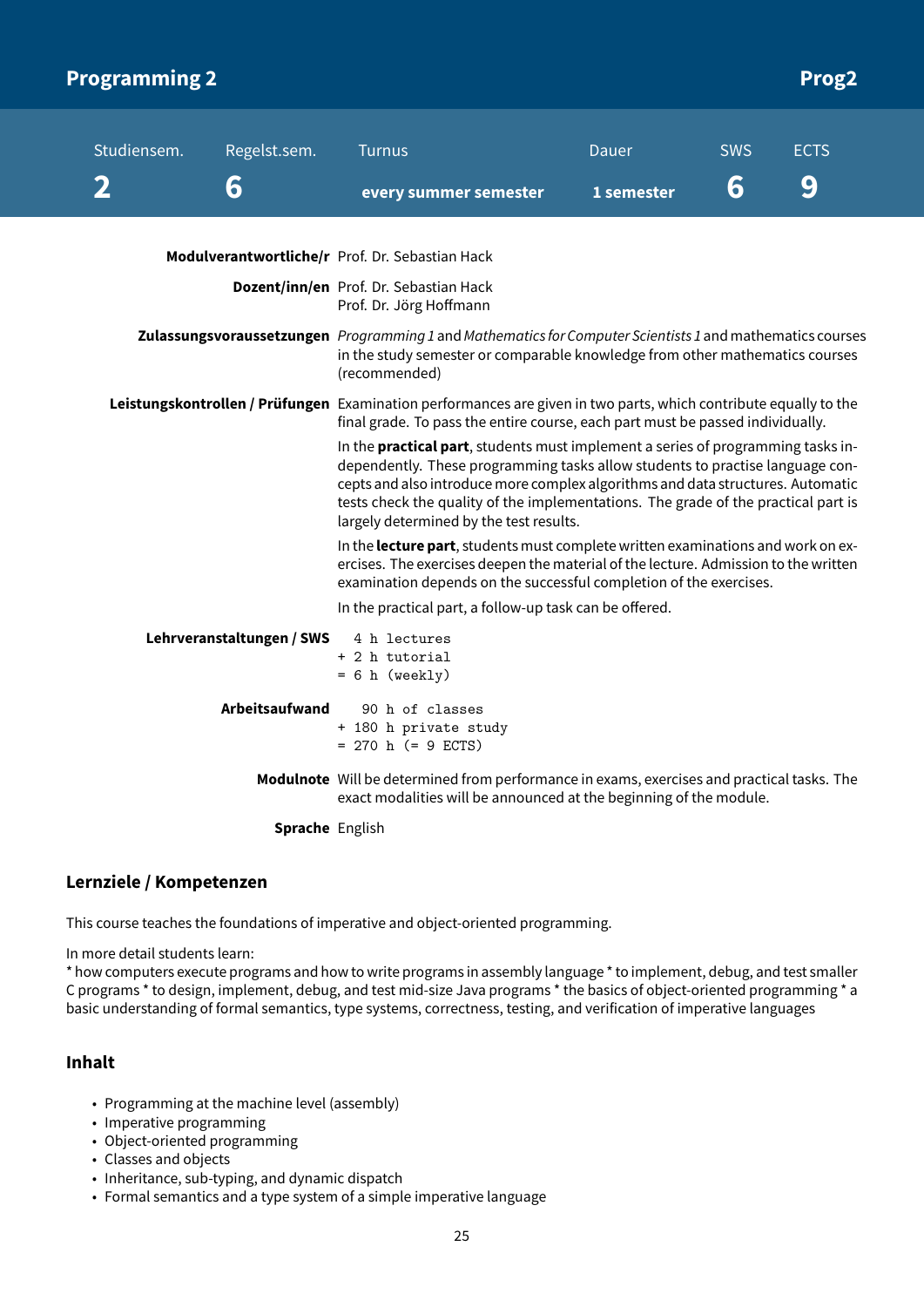# Programming 2 — Prog2

| Studiensem. | Regelst.sem. | Turnus | Dauer | SWS | ECTS |
|---|---|---|---|---|---|
| 2 | 6 | every summer semester | 1 semester | 6 | 9 |

**Modulverantwortliche/r** Prof. Dr. Sebastian Hack

**Dozent/inn/en** Prof. Dr. Sebastian Hack
Prof. Dr. Jörg Hoffmann

**Zulassungsvoraussetzungen** *Programming 1* and *Mathematics for Computer Scientists 1* and mathematics courses in the study semester or comparable knowledge from other mathematics courses (recommended)

**Leistungskontrollen / Prüfungen** Examination performances are given in two parts, which contribute equally to the final grade. To pass the entire course, each part must be passed individually.

In the **practical part**, students must implement a series of programming tasks independently. These programming tasks allow students to practise language concepts and also introduce more complex algorithms and data structures. Automatic tests check the quality of the implementations. The grade of the practical part is largely determined by the test results.

In the **lecture part**, students must complete written examinations and work on exercises. The exercises deepen the material of the lecture. Admission to the written examination depends on the successful completion of the exercises.

In the practical part, a follow-up task can be offered.

**Lehrveranstaltungen / SWS**

```
  4 h lectures
+ 2 h tutorial
= 6 h (weekly)
```

**Arbeitsaufwand**

```
   90 h of classes
+ 180 h private study
= 270 h (= 9 ECTS)
```

**Modulnote** Will be determined from performance in exams, exercises and practical tasks. The exact modalities will be announced at the beginning of the module.

**Sprache** English

## Lernziele / Kompetenzen

This course teaches the foundations of imperative and object-oriented programming.

In more detail students learn:
* how computers execute programs and how to write programs in assembly language * to implement, debug, and test smaller C programs * to design, implement, debug, and test mid-size Java programs * the basics of object-oriented programming * a basic understanding of formal semantics, type systems, correctness, testing, and verification of imperative languages

## Inhalt

- Programming at the machine level (assembly)
- Imperative programming
- Object-oriented programming
- Classes and objects
- Inheritance, sub-typing, and dynamic dispatch
- Formal semantics and a type system of a simple imperative language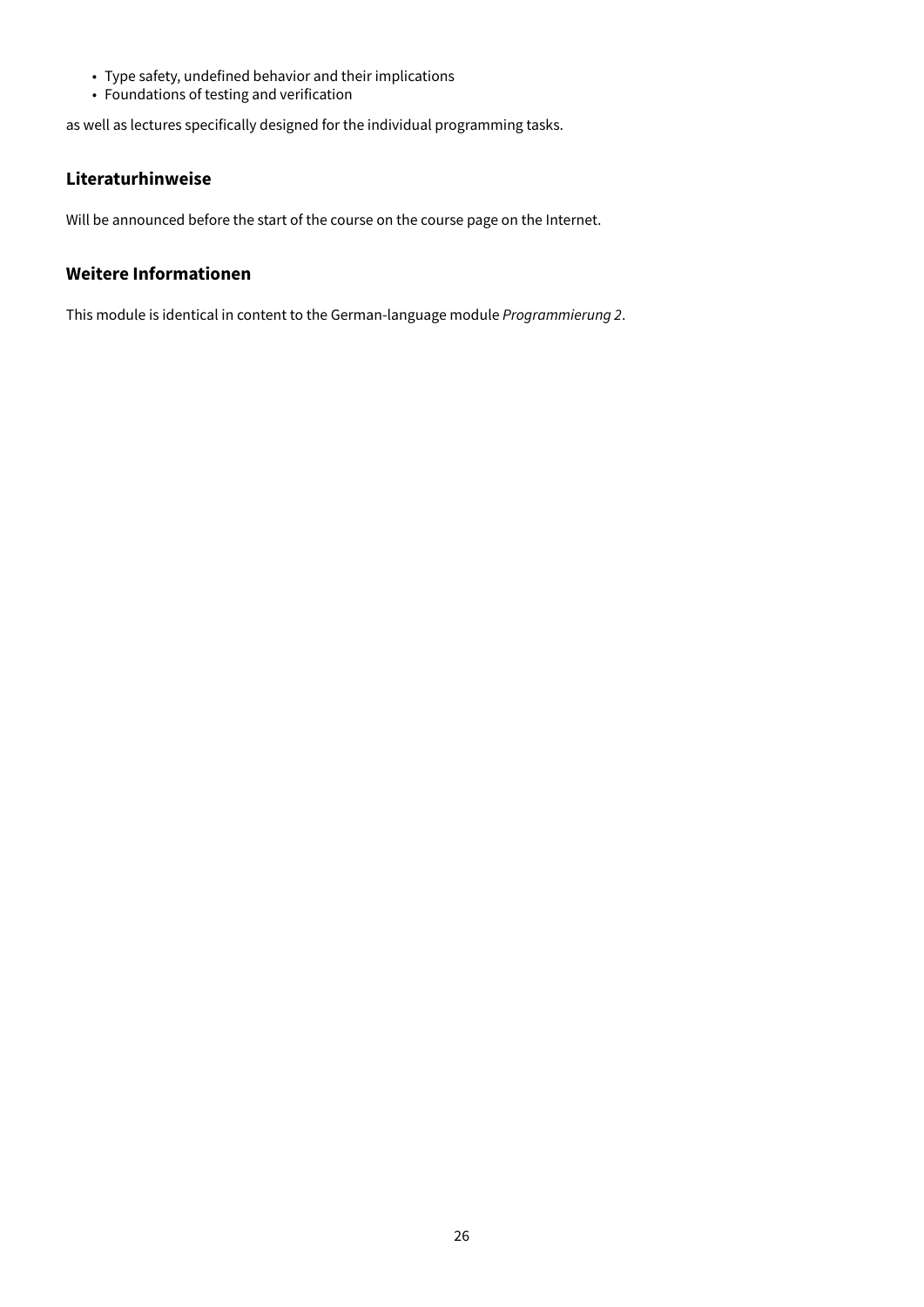- Type safety, undefined behavior and their implications
- Foundations of testing and verification

as well as lectures specifically designed for the individual programming tasks.

### Literaturhinweise

Will be announced before the start of the course on the course page on the Internet.

### Weitere Informationen

This module is identical in content to the German-language module *Programmierung 2*.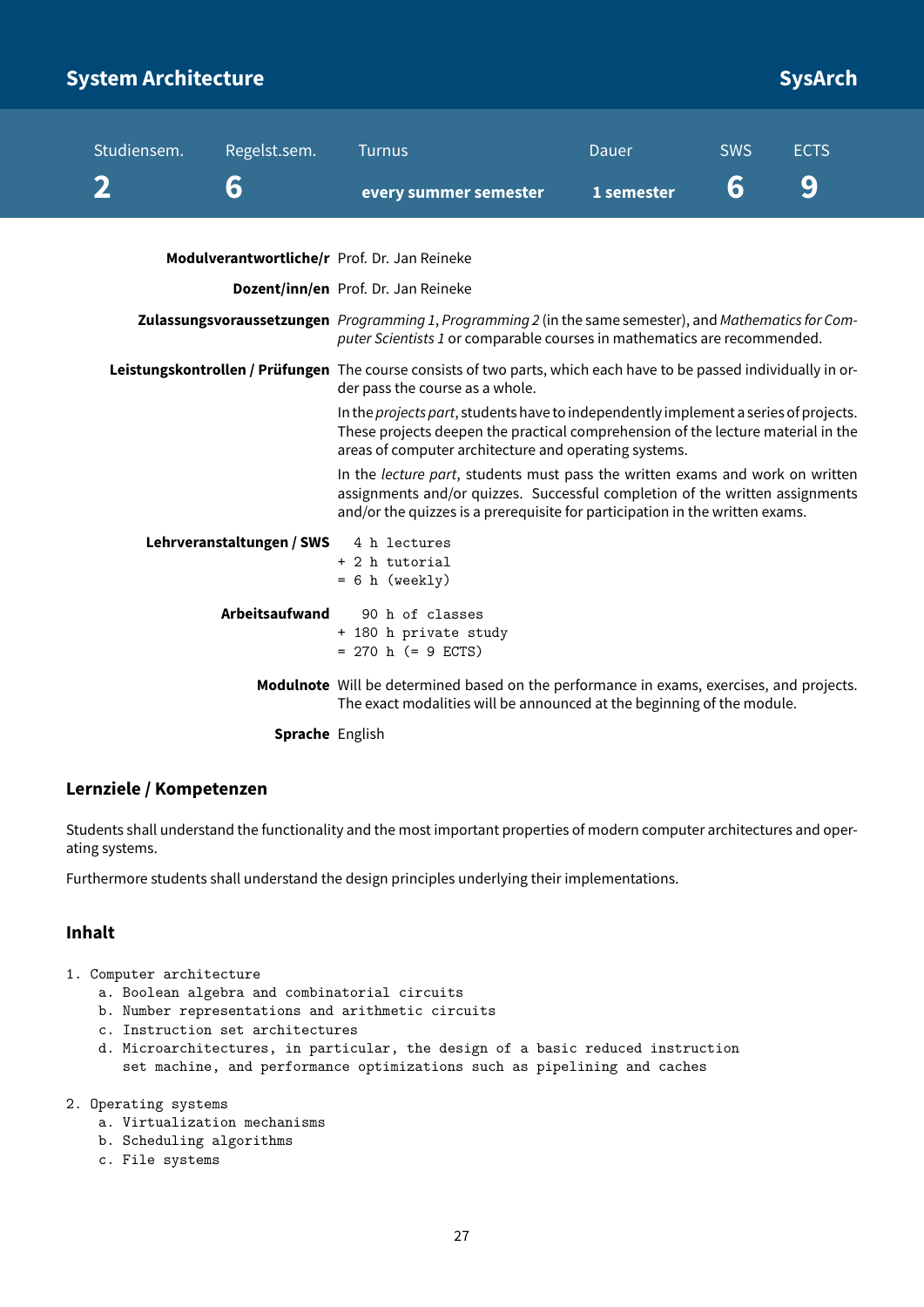# System Architecture — SysArch

| Studiensem. | Regelst.sem. | Turnus | Dauer | SWS | ECTS |
|---|---|---|---|---|---|
| 2 | 6 | every summer semester | 1 semester | 6 | 9 |

**Modulverantwortliche/r** Prof. Dr. Jan Reineke

**Dozent/inn/en** Prof. Dr. Jan Reineke

**Zulassungsvoraussetzungen** *Programming 1*, *Programming 2* (in the same semester), and *Mathematics for Computer Scientists 1* or comparable courses in mathematics are recommended.

**Leistungskontrollen / Prüfungen** The course consists of two parts, which each have to be passed individually in order pass the course as a whole.

In the *projects part*, students have to independently implement a series of projects. These projects deepen the practical comprehension of the lecture material in the areas of computer architecture and operating systems.

In the *lecture part*, students must pass the written exams and work on written assignments and/or quizzes. Successful completion of the written assignments and/or the quizzes is a prerequisite for participation in the written exams.

**Lehrveranstaltungen / SWS**

```
  4 h lectures
+ 2 h tutorial
= 6 h (weekly)
```

**Arbeitsaufwand**

```
   90 h of classes
+ 180 h private study
= 270 h (= 9 ECTS)
```

**Modulnote** Will be determined based on the performance in exams, exercises, and projects. The exact modalities will be announced at the beginning of the module.

**Sprache** English

## Lernziele / Kompetenzen

Students shall understand the functionality and the most important properties of modern computer architectures and operating systems.

Furthermore students shall understand the design principles underlying their implementations.

## Inhalt

```
1. Computer architecture
    a. Boolean algebra and combinatorial circuits
    b. Number representations and arithmetic circuits
    c. Instruction set architectures
    d. Microarchitectures, in particular, the design of a basic reduced instruction
       set machine, and performance optimizations such as pipelining and caches

2. Operating systems
    a. Virtualization mechanisms
    b. Scheduling algorithms
    c. File systems
```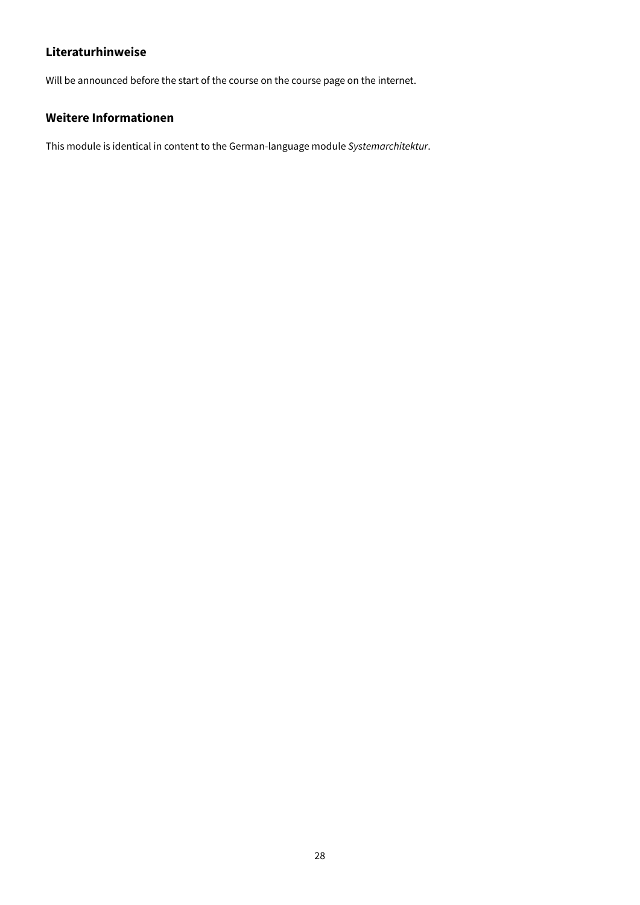### Literaturhinweise

Will be announced before the start of the course on the course page on the internet.

### Weitere Informationen

This module is identical in content to the German-language module *Systemarchitektur*.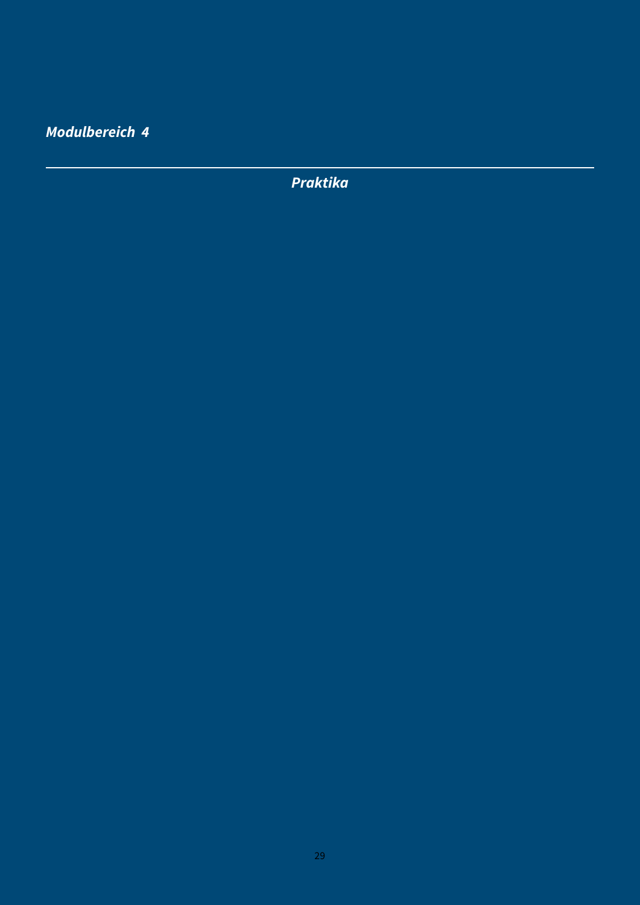*Modulbereich 4*

---

***Praktika***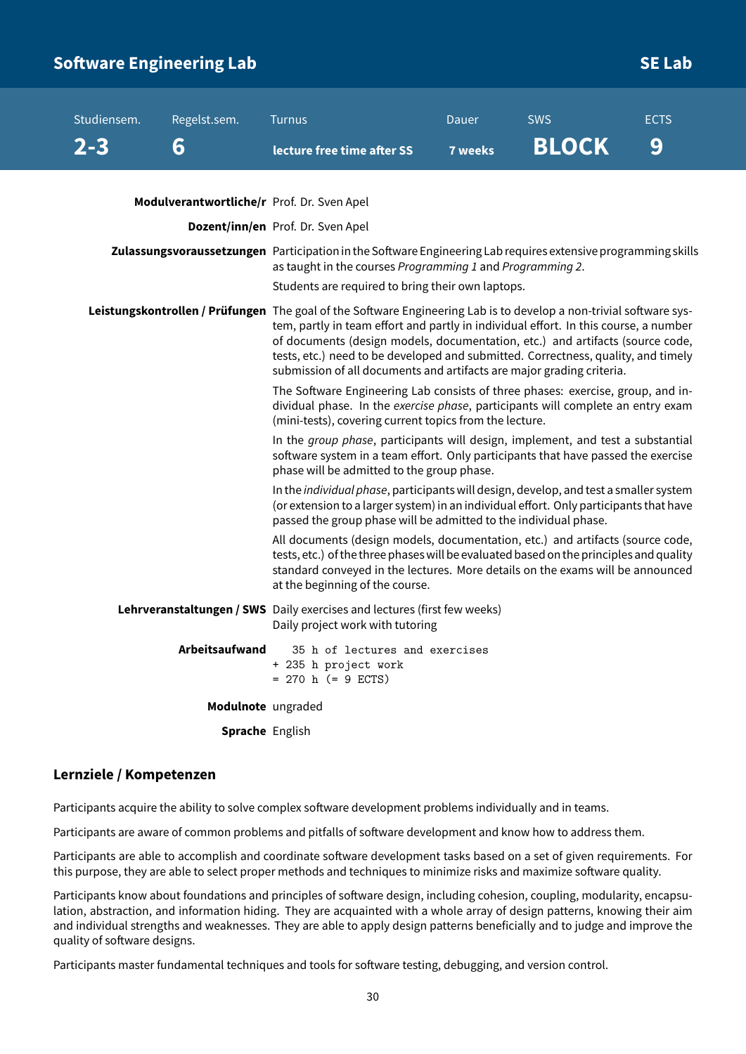# Software Engineering Lab

**SE Lab**

| Studiensem. | Regelst.sem. | Turnus | Dauer | SWS | ECTS |
|---|---|---|---|---|---|
| **2-3** | **6** | **lecture free time after SS** | **7 weeks** | **BLOCK** | **9** |

**Modulverantwortliche/r** Prof. Dr. Sven Apel

**Dozent/inn/en** Prof. Dr. Sven Apel

**Zulassungsvoraussetzungen** Participation in the Software Engineering Lab requires extensive programming skills as taught in the courses *Programming 1* and *Programming 2*.

Students are required to bring their own laptops.

**Leistungskontrollen / Prüfungen** The goal of the Software Engineering Lab is to develop a non-trivial software system, partly in team effort and partly in individual effort. In this course, a number of documents (design models, documentation, etc.) and artifacts (source code, tests, etc.) need to be developed and submitted. Correctness, quality, and timely submission of all documents and artifacts are major grading criteria.

The Software Engineering Lab consists of three phases: exercise, group, and individual phase. In the *exercise phase*, participants will complete an entry exam (mini-tests), covering current topics from the lecture.

In the *group phase*, participants will design, implement, and test a substantial software system in a team effort. Only participants that have passed the exercise phase will be admitted to the group phase.

In the *individual phase*, participants will design, develop, and test a smaller system (or extension to a larger system) in an individual effort. Only participants that have passed the group phase will be admitted to the individual phase.

All documents (design models, documentation, etc.) and artifacts (source code, tests, etc.) of the three phases will be evaluated based on the principles and quality standard conveyed in the lectures. More details on the exams will be announced at the beginning of the course.

**Lehrveranstaltungen / SWS** Daily exercises and lectures (first few weeks)
Daily project work with tutoring

**Arbeitsaufwand**

```
  35 h of lectures and exercises
+ 235 h project work
= 270 h (= 9 ECTS)
```

**Modulnote** ungraded

**Sprache** English

## Lernziele / Kompetenzen

Participants acquire the ability to solve complex software development problems individually and in teams.

Participants are aware of common problems and pitfalls of software development and know how to address them.

Participants are able to accomplish and coordinate software development tasks based on a set of given requirements. For this purpose, they are able to select proper methods and techniques to minimize risks and maximize software quality.

Participants know about foundations and principles of software design, including cohesion, coupling, modularity, encapsulation, abstraction, and information hiding. They are acquainted with a whole array of design patterns, knowing their aim and individual strengths and weaknesses. They are able to apply design patterns beneficially and to judge and improve the quality of software designs.

Participants master fundamental techniques and tools for software testing, debugging, and version control.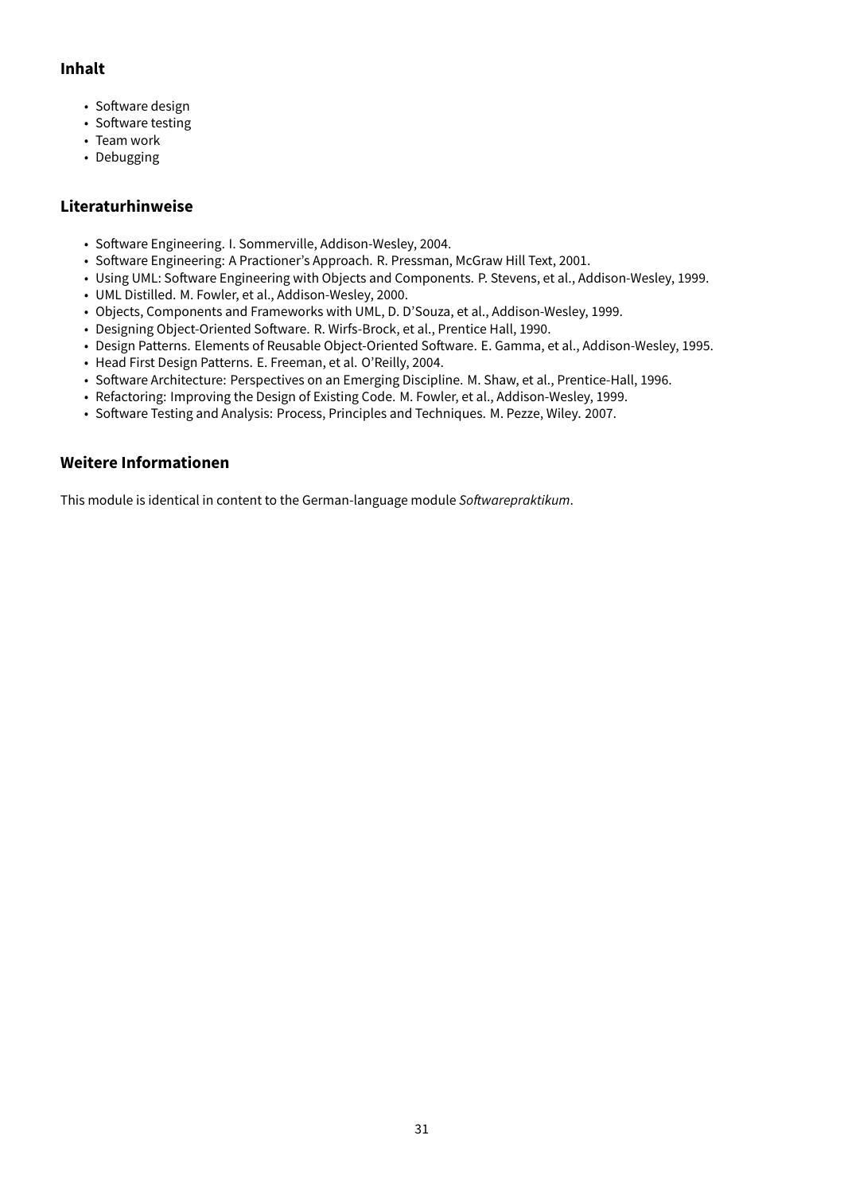### Inhalt

- Software design
- Software testing
- Team work
- Debugging

### Literaturhinweise

- Software Engineering. I. Sommerville, Addison-Wesley, 2004.
- Software Engineering: A Practioner's Approach. R. Pressman, McGraw Hill Text, 2001.
- Using UML: Software Engineering with Objects and Components. P. Stevens, et al., Addison-Wesley, 1999.
- UML Distilled. M. Fowler, et al., Addison-Wesley, 2000.
- Objects, Components and Frameworks with UML, D. D'Souza, et al., Addison-Wesley, 1999.
- Designing Object-Oriented Software. R. Wirfs-Brock, et al., Prentice Hall, 1990.
- Design Patterns. Elements of Reusable Object-Oriented Software. E. Gamma, et al., Addison-Wesley, 1995.
- Head First Design Patterns. E. Freeman, et al. O'Reilly, 2004.
- Software Architecture: Perspectives on an Emerging Discipline. M. Shaw, et al., Prentice-Hall, 1996.
- Refactoring: Improving the Design of Existing Code. M. Fowler, et al., Addison-Wesley, 1999.
- Software Testing and Analysis: Process, Principles and Techniques. M. Pezze, Wiley. 2007.

### Weitere Informationen

This module is identical in content to the German-language module *Softwarepraktikum*.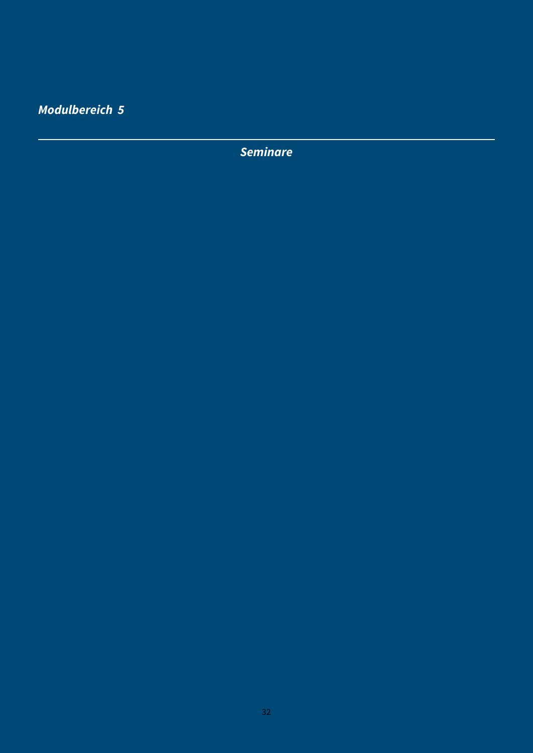# *Modulbereich 5*

---

## *Seminare*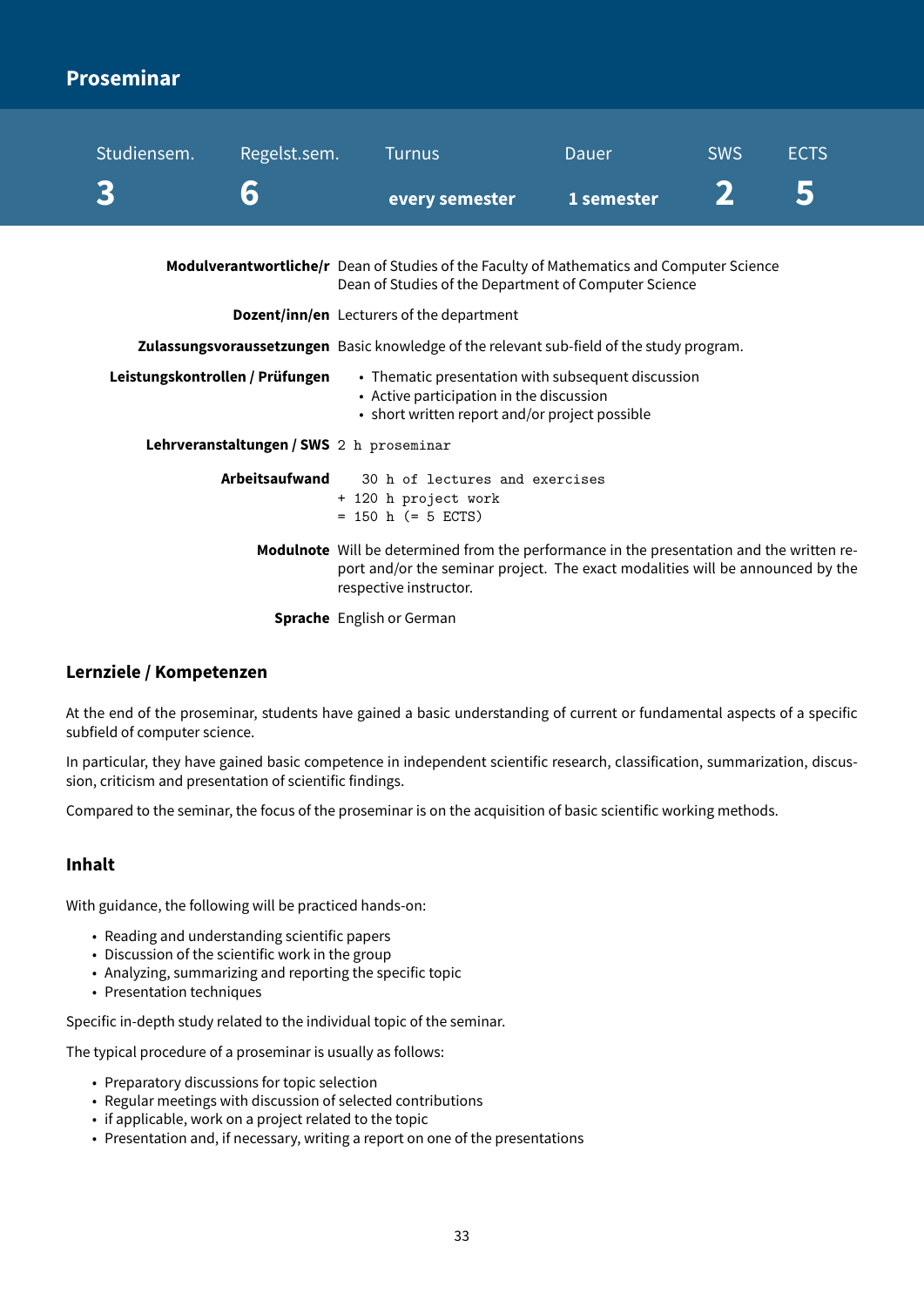## Proseminar

| Studiensem. | Regelst.sem. | Turnus | Dauer | SWS | ECTS |
|---|---|---|---|---|---|
| 3 | 6 | every semester | 1 semester | 2 | 5 |

| | |
|---|---|
| **Modulverantwortliche/r** | Dean of Studies of the Faculty of Mathematics and Computer Science<br>Dean of Studies of the Department of Computer Science |
| **Dozent/inn/en** | Lecturers of the department |
| **Zulassungsvoraussetzungen** | Basic knowledge of the relevant sub-field of the study program. |
| **Leistungskontrollen / Prüfungen** | • Thematic presentation with subsequent discussion<br>• Active participation in the discussion<br>• short written report and/or project possible |
| **Lehrveranstaltungen / SWS** | 2 h proseminar |
| **Arbeitsaufwand** | 30 h of lectures and exercises<br>+ 120 h project work<br>= 150 h (= 5 ECTS) |
| **Modulnote** | Will be determined from the performance in the presentation and the written report and/or the seminar project. The exact modalities will be announced by the respective instructor. |
| **Sprache** | English or German |

### Lernziele / Kompetenzen

At the end of the proseminar, students have gained a basic understanding of current or fundamental aspects of a specific subfield of computer science.

In particular, they have gained basic competence in independent scientific research, classification, summarization, discussion, criticism and presentation of scientific findings.

Compared to the seminar, the focus of the proseminar is on the acquisition of basic scientific working methods.

### Inhalt

With guidance, the following will be practiced hands-on:

- Reading and understanding scientific papers
- Discussion of the scientific work in the group
- Analyzing, summarizing and reporting the specific topic
- Presentation techniques

Specific in-depth study related to the individual topic of the seminar.

The typical procedure of a proseminar is usually as follows:

- Preparatory discussions for topic selection
- Regular meetings with discussion of selected contributions
- if applicable, work on a project related to the topic
- Presentation and, if necessary, writing a report on one of the presentations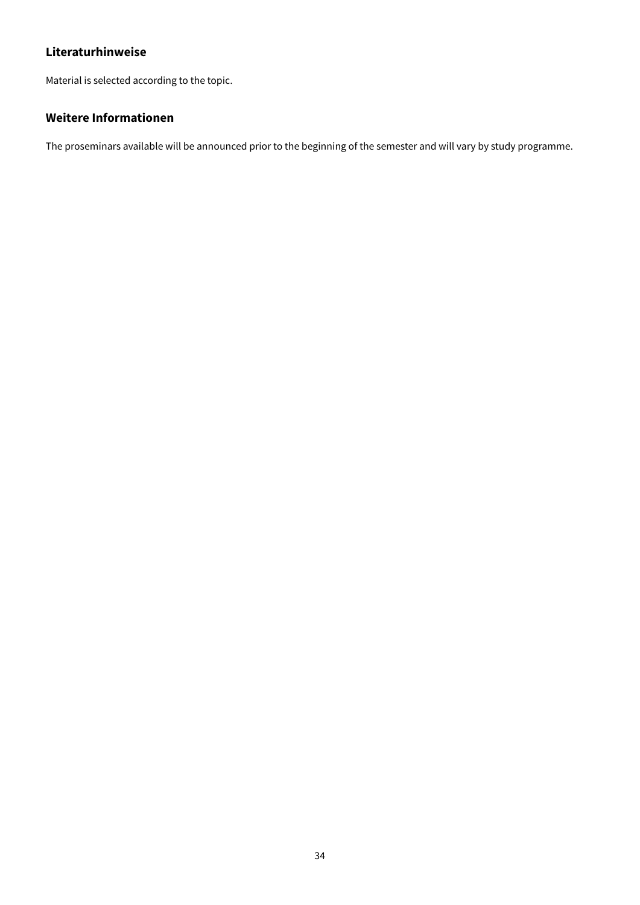### Literaturhinweise

Material is selected according to the topic.

### Weitere Informationen

The proseminars available will be announced prior to the beginning of the semester and will vary by study programme.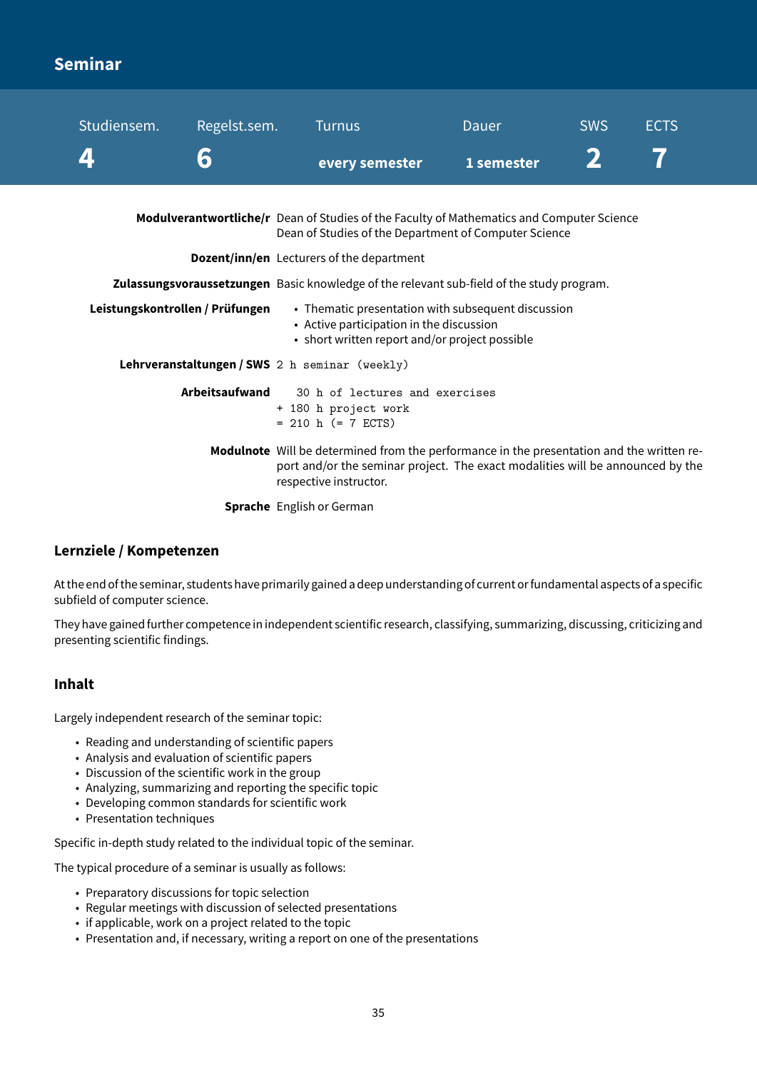# Seminar

| Studiensem. | Regelst.sem. | Turnus | Dauer | SWS | ECTS |
|---|---|---|---|---|---|
| 4 | 6 | every semester | 1 semester | 2 | 7 |

**Modulverantwortliche/r** Dean of Studies of the Faculty of Mathematics and Computer Science
Dean of Studies of the Department of Computer Science

**Dozent/inn/en** Lecturers of the department

**Zulassungsvoraussetzungen** Basic knowledge of the relevant sub-field of the study program.

**Leistungskontrollen / Prüfungen**

- Thematic presentation with subsequent discussion
- Active participation in the discussion
- short written report and/or project possible

**Lehrveranstaltungen / SWS** 2 h seminar (weekly)

**Arbeitsaufwand**

```
  30 h of lectures and exercises
+ 180 h project work
= 210 h (= 7 ECTS)
```

**Modulnote** Will be determined from the performance in the presentation and the written report and/or the seminar project. The exact modalities will be announced by the respective instructor.

**Sprache** English or German

## Lernziele / Kompetenzen

At the end of the seminar, students have primarily gained a deep understanding of current or fundamental aspects of a specific subfield of computer science.

They have gained further competence in independent scientific research, classifying, summarizing, discussing, criticizing and presenting scientific findings.

## Inhalt

Largely independent research of the seminar topic:

- Reading and understanding of scientific papers
- Analysis and evaluation of scientific papers
- Discussion of the scientific work in the group
- Analyzing, summarizing and reporting the specific topic
- Developing common standards for scientific work
- Presentation techniques

Specific in-depth study related to the individual topic of the seminar.

The typical procedure of a seminar is usually as follows:

- Preparatory discussions for topic selection
- Regular meetings with discussion of selected presentations
- if applicable, work on a project related to the topic
- Presentation and, if necessary, writing a report on one of the presentations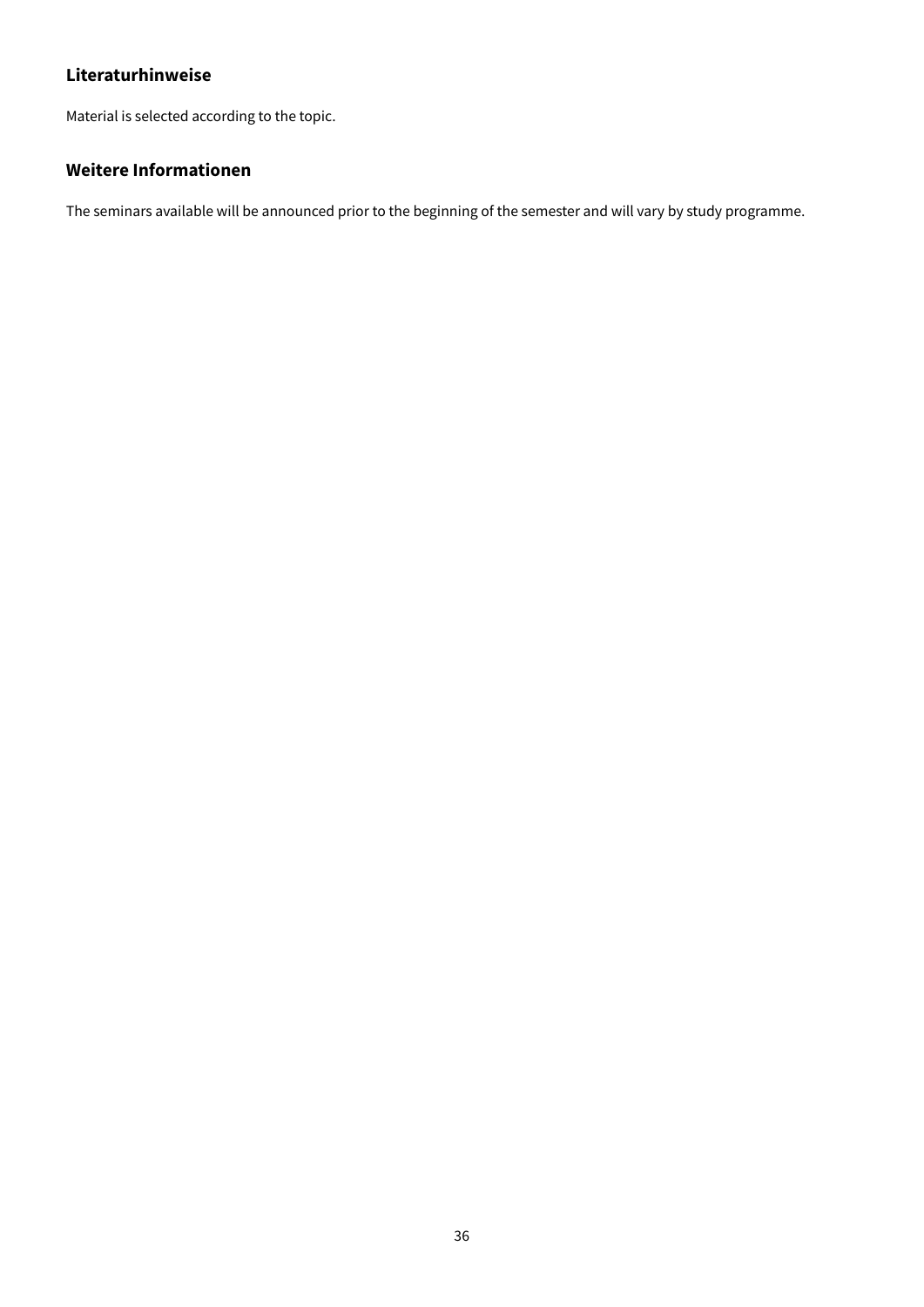### Literaturhinweise

Material is selected according to the topic.

### Weitere Informationen

The seminars available will be announced prior to the beginning of the semester and will vary by study programme.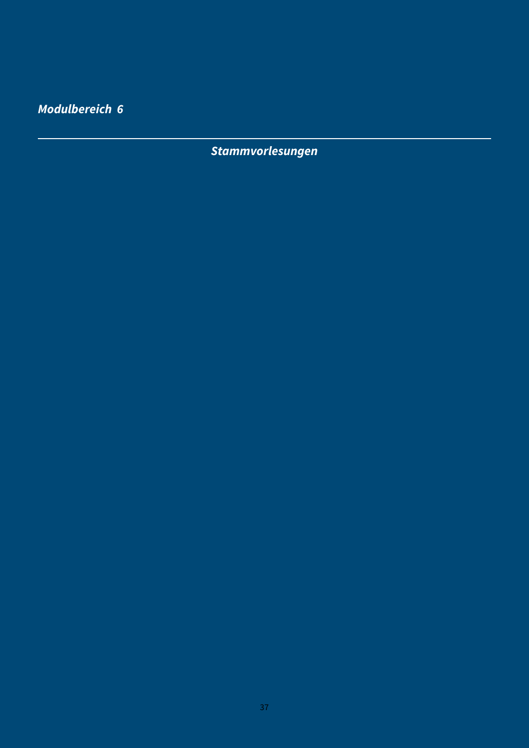# *Modulbereich 6*

---

## *Stammvorlesungen*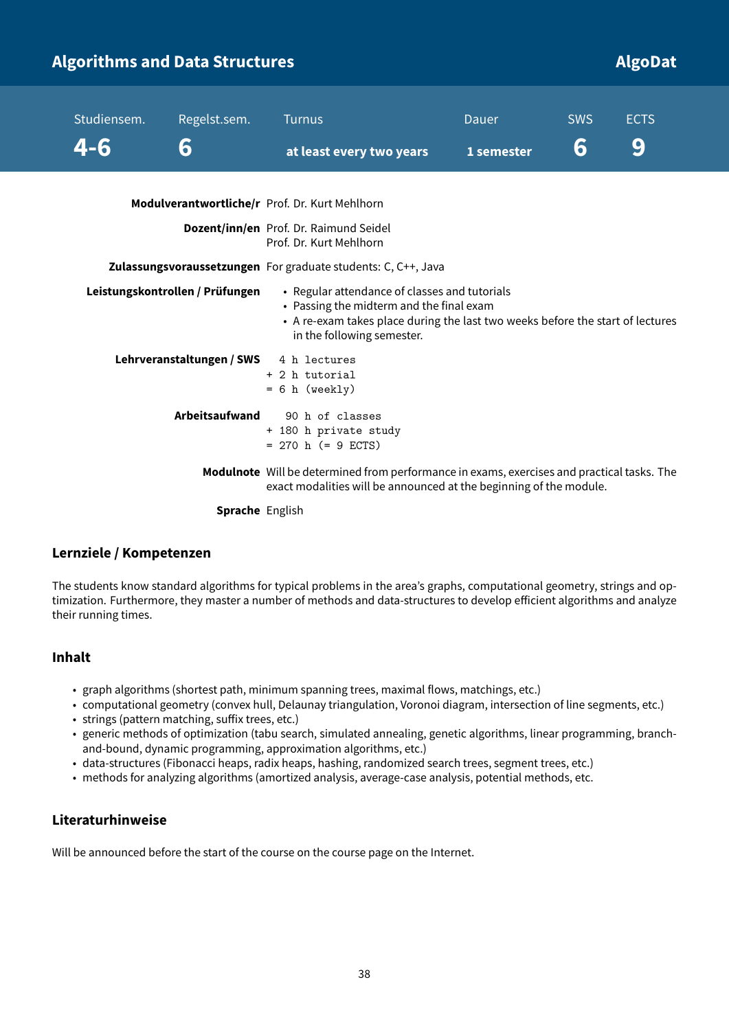# Algorithms and Data Structures

**AlgoDat**

| Studiensem. | Regelst.sem. | Turnus | Dauer | SWS | ECTS |
|---|---|---|---|---|---|
| 4-6 | 6 | at least every two years | 1 semester | 6 | 9 |

**Modulverantwortliche/r** Prof. Dr. Kurt Mehlhorn

**Dozent/inn/en** Prof. Dr. Raimund Seidel
Prof. Dr. Kurt Mehlhorn

**Zulassungsvoraussetzungen** For graduate students: C, C++, Java

**Leistungskontrollen / Prüfungen**

- Regular attendance of classes and tutorials
- Passing the midterm and the final exam
- A re-exam takes place during the last two weeks before the start of lectures in the following semester.

**Lehrveranstaltungen / SWS**

```
  4 h lectures
+ 2 h tutorial
= 6 h (weekly)
```

**Arbeitsaufwand**

```
   90 h of classes
+ 180 h private study
= 270 h (= 9 ECTS)
```

**Modulnote** Will be determined from performance in exams, exercises and practical tasks. The exact modalities will be announced at the beginning of the module.

**Sprache** English

## Lernziele / Kompetenzen

The students know standard algorithms for typical problems in the area's graphs, computational geometry, strings and optimization. Furthermore, they master a number of methods and data-structures to develop efficient algorithms and analyze their running times.

## Inhalt

- graph algorithms (shortest path, minimum spanning trees, maximal flows, matchings, etc.)
- computational geometry (convex hull, Delaunay triangulation, Voronoi diagram, intersection of line segments, etc.)
- strings (pattern matching, suffix trees, etc.)
- generic methods of optimization (tabu search, simulated annealing, genetic algorithms, linear programming, branch-and-bound, dynamic programming, approximation algorithms, etc.)
- data-structures (Fibonacci heaps, radix heaps, hashing, randomized search trees, segment trees, etc.)
- methods for analyzing algorithms (amortized analysis, average-case analysis, potential methods, etc.

## Literaturhinweise

Will be announced before the start of the course on the course page on the Internet.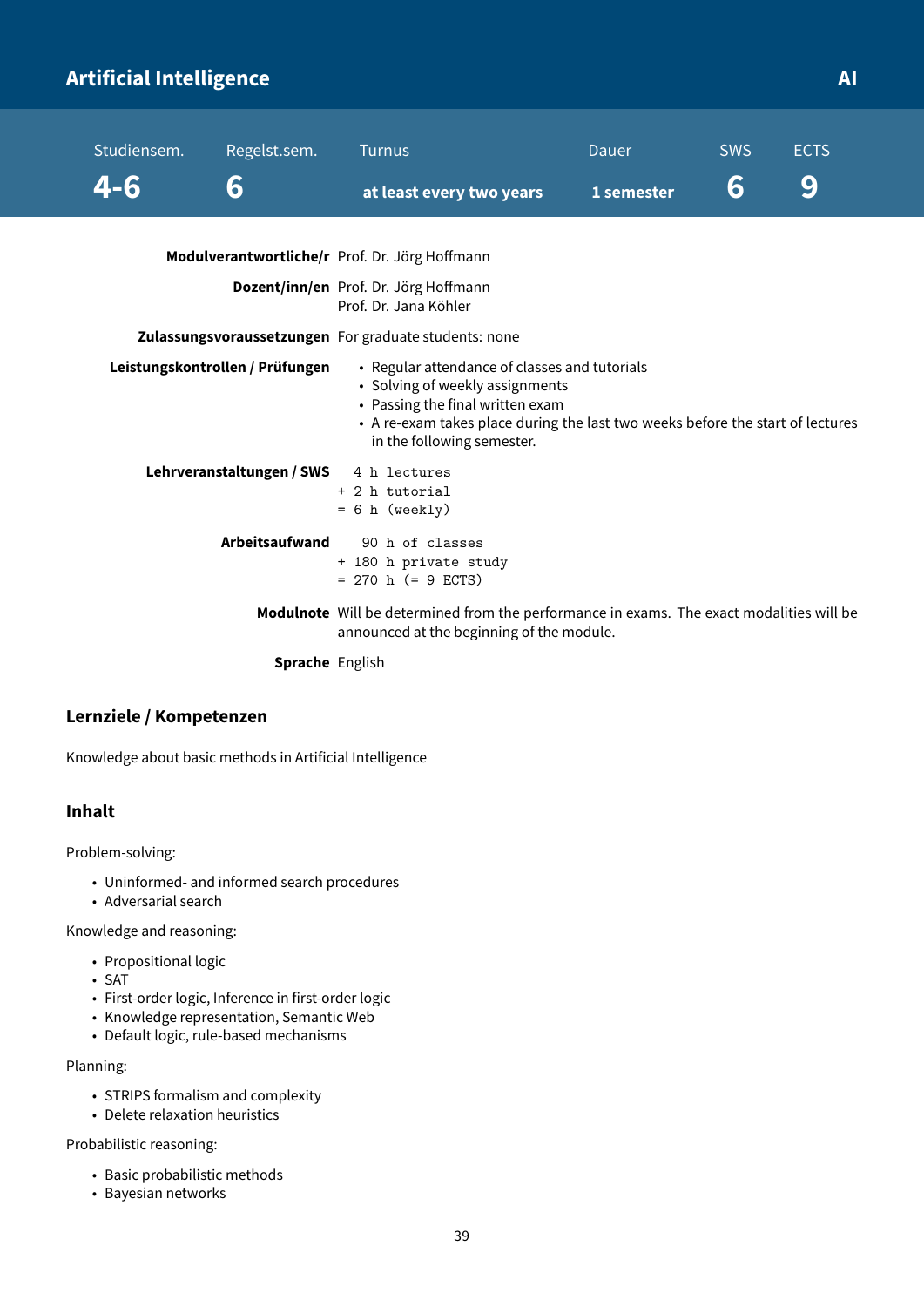# Artificial Intelligence

**AI**

| Studiensem. | Regelst.sem. | Turnus | Dauer | SWS | ECTS |
|---|---|---|---|---|---|
| 4-6 | 6 | at least every two years | 1 semester | 6 | 9 |

**Modulverantwortliche/r** Prof. Dr. Jörg Hoffmann

**Dozent/inn/en** Prof. Dr. Jörg Hoffmann
Prof. Dr. Jana Köhler

**Zulassungsvoraussetzungen** For graduate students: none

**Leistungskontrollen / Prüfungen**

- Regular attendance of classes and tutorials
- Solving of weekly assignments
- Passing the final written exam
- A re-exam takes place during the last two weeks before the start of lectures in the following semester.

**Lehrveranstaltungen / SWS**

```
  4 h lectures
+ 2 h tutorial
= 6 h (weekly)
```

**Arbeitsaufwand**

```
   90 h of classes
+ 180 h private study
= 270 h (= 9 ECTS)
```

**Modulnote** Will be determined from the performance in exams. The exact modalities will be announced at the beginning of the module.

**Sprache** English

## Lernziele / Kompetenzen

Knowledge about basic methods in Artificial Intelligence

## Inhalt

Problem-solving:

- Uninformed- and informed search procedures
- Adversarial search

Knowledge and reasoning:

- Propositional logic
- SAT
- First-order logic, Inference in first-order logic
- Knowledge representation, Semantic Web
- Default logic, rule-based mechanisms

Planning:

- STRIPS formalism and complexity
- Delete relaxation heuristics

Probabilistic reasoning:

- Basic probabilistic methods
- Bayesian networks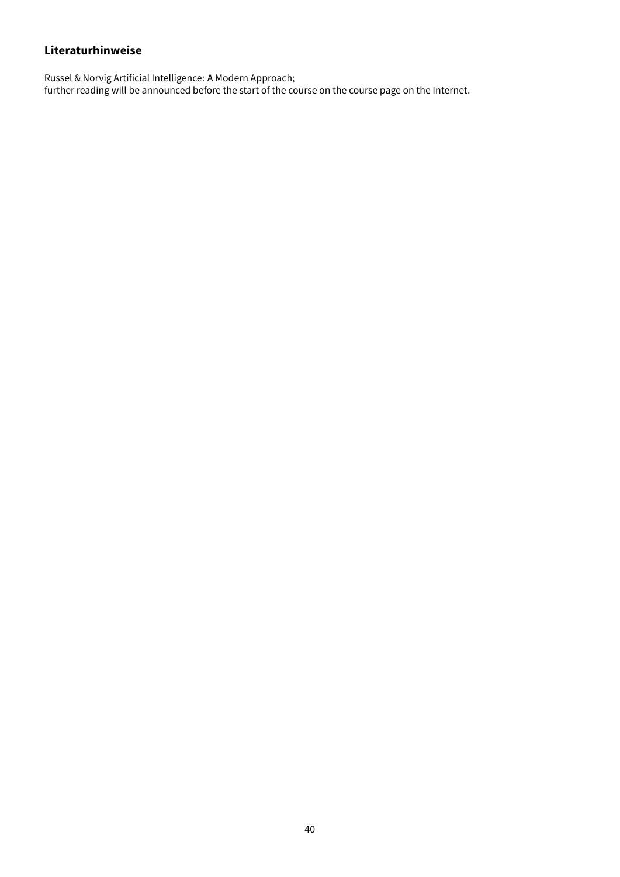### Literaturhinweise

Russel & Norvig Artificial Intelligence: A Modern Approach;
further reading will be announced before the start of the course on the course page on the Internet.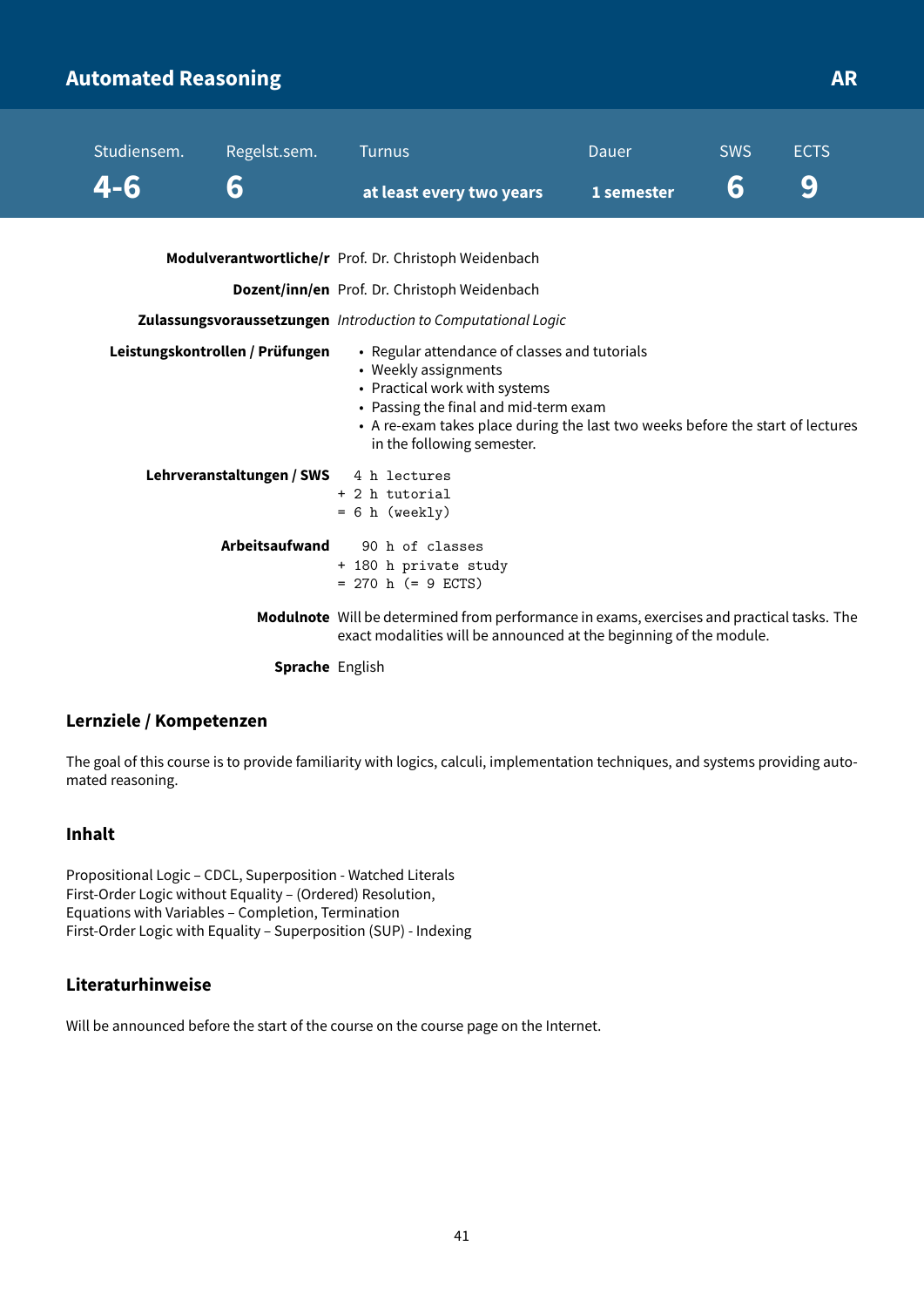# Automated Reasoning

**AR**

| Studiensem. | Regelst.sem. | Turnus | Dauer | SWS | ECTS |
|---|---|---|---|---|---|
| **4-6** | **6** | **at least every two years** | **1 semester** | **6** | **9** |

**Modulverantwortliche/r** Prof. Dr. Christoph Weidenbach

**Dozent/inn/en** Prof. Dr. Christoph Weidenbach

**Zulassungsvoraussetzungen** *Introduction to Computational Logic*

**Leistungskontrollen / Prüfungen**

- Regular attendance of classes and tutorials
- Weekly assignments
- Practical work with systems
- Passing the final and mid-term exam
- A re-exam takes place during the last two weeks before the start of lectures in the following semester.

**Lehrveranstaltungen / SWS**

```
  4 h lectures
+ 2 h tutorial
= 6 h (weekly)
```

**Arbeitsaufwand**

```
   90 h of classes
+ 180 h private study
= 270 h (= 9 ECTS)
```

**Modulnote** Will be determined from performance in exams, exercises and practical tasks. The exact modalities will be announced at the beginning of the module.

**Sprache** English

## Lernziele / Kompetenzen

The goal of this course is to provide familiarity with logics, calculi, implementation techniques, and systems providing automated reasoning.

## Inhalt

Propositional Logic – CDCL, Superposition - Watched Literals
First-Order Logic without Equality – (Ordered) Resolution,
Equations with Variables – Completion, Termination
First-Order Logic with Equality – Superposition (SUP) - Indexing

## Literaturhinweise

Will be announced before the start of the course on the course page on the Internet.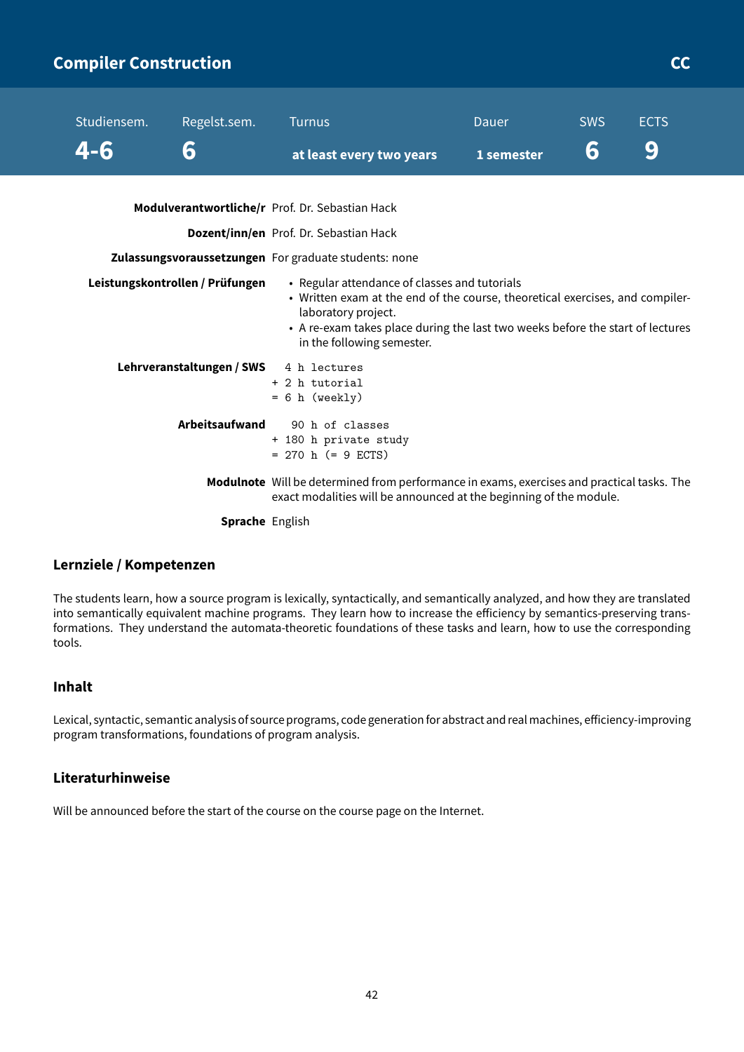# Compiler Construction

**CC**

| Studiensem. | Regelst.sem. | Turnus | Dauer | SWS | ECTS |
|---|---|---|---|---|---|
| **4-6** | **6** | **at least every two years** | **1 semester** | **6** | **9** |

**Modulverantwortliche/r** Prof. Dr. Sebastian Hack

**Dozent/inn/en** Prof. Dr. Sebastian Hack

**Zulassungsvoraussetzungen** For graduate students: none

**Leistungskontrollen / Prüfungen**

- Regular attendance of classes and tutorials
- Written exam at the end of the course, theoretical exercises, and compiler-laboratory project.
- A re-exam takes place during the last two weeks before the start of lectures in the following semester.

**Lehrveranstaltungen / SWS**

```
  4 h lectures
+ 2 h tutorial
= 6 h (weekly)
```

**Arbeitsaufwand**

```
   90 h of classes
+ 180 h private study
= 270 h (= 9 ECTS)
```

**Modulnote** Will be determined from performance in exams, exercises and practical tasks. The exact modalities will be announced at the beginning of the module.

**Sprache** English

### Lernziele / Kompetenzen

The students learn, how a source program is lexically, syntactically, and semantically analyzed, and how they are translated into semantically equivalent machine programs. They learn how to increase the efficiency by semantics-preserving transformations. They understand the automata-theoretic foundations of these tasks and learn, how to use the corresponding tools.

### Inhalt

Lexical, syntactic, semantic analysis of source programs, code generation for abstract and real machines, efficiency-improving program transformations, foundations of program analysis.

### Literaturhinweise

Will be announced before the start of the course on the course page on the Internet.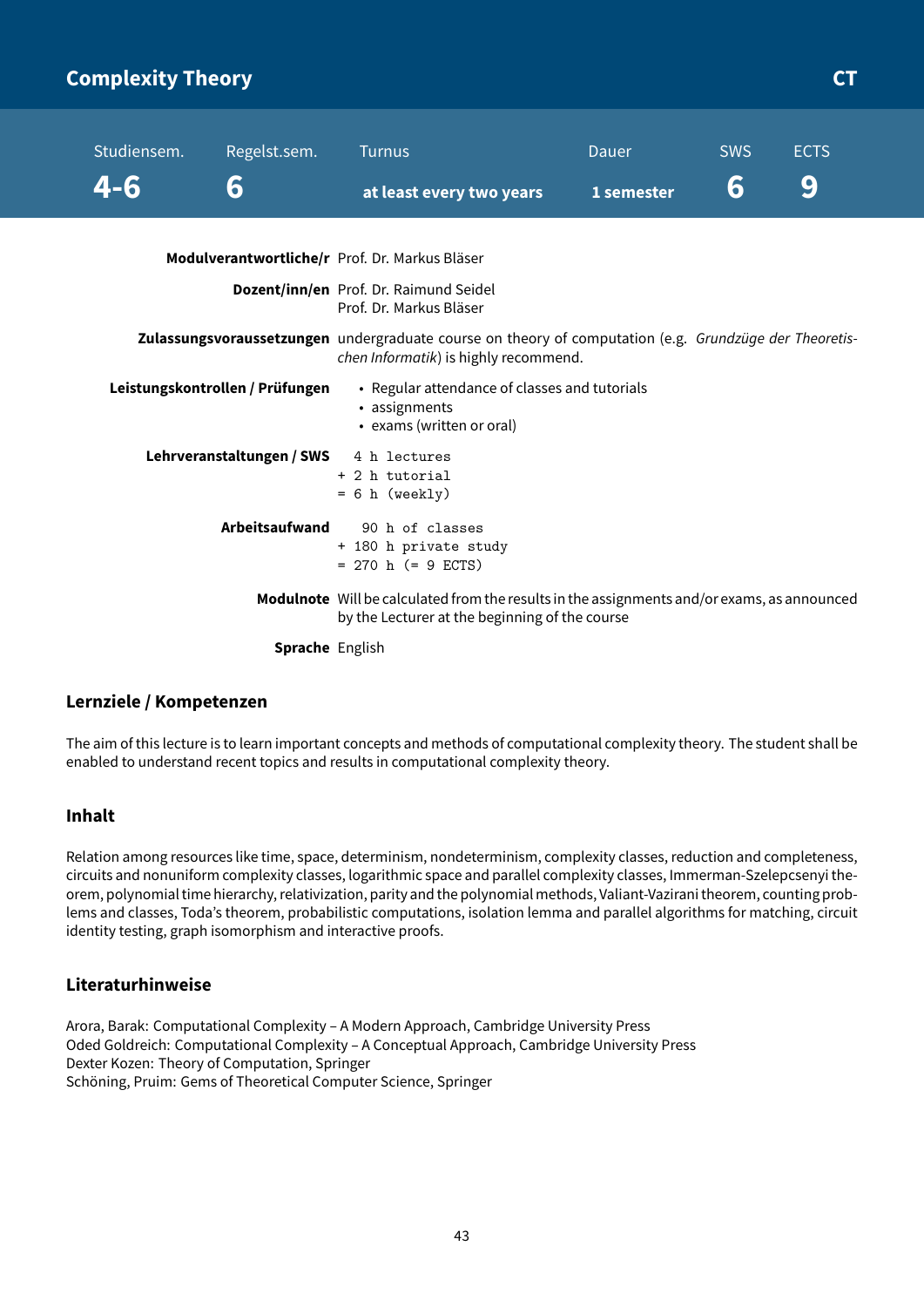# Complexity Theory

**CT**

| Studiensem. | Regelst.sem. | Turnus | Dauer | SWS | ECTS |
|---|---|---|---|---|---|
| 4-6 | 6 | at least every two years | 1 semester | 6 | 9 |

**Modulverantwortliche/r** Prof. Dr. Markus Bläser

**Dozent/inn/en** Prof. Dr. Raimund Seidel
Prof. Dr. Markus Bläser

**Zulassungsvoraussetzungen** undergraduate course on theory of computation (e.g. *Grundzüge der Theoretischen Informatik*) is highly recommend.

**Leistungskontrollen / Prüfungen**
- Regular attendance of classes and tutorials
- assignments
- exams (written or oral)

**Lehrveranstaltungen / SWS**
```
  4 h lectures
+ 2 h tutorial
= 6 h (weekly)
```

**Arbeitsaufwand**
```
   90 h of classes
+ 180 h private study
= 270 h (= 9 ECTS)
```

**Modulnote** Will be calculated from the results in the assignments and/or exams, as announced by the Lecturer at the beginning of the course

**Sprache** English

## Lernziele / Kompetenzen

The aim of this lecture is to learn important concepts and methods of computational complexity theory. The student shall be enabled to understand recent topics and results in computational complexity theory.

## Inhalt

Relation among resources like time, space, determinism, nondeterminism, complexity classes, reduction and completeness, circuits and nonuniform complexity classes, logarithmic space and parallel complexity classes, Immerman-Szelepcsenyi theorem, polynomial time hierarchy, relativization, parity and the polynomial methods, Valiant-Vazirani theorem, counting problems and classes, Toda's theorem, probabilistic computations, isolation lemma and parallel algorithms for matching, circuit identity testing, graph isomorphism and interactive proofs.

## Literaturhinweise

Arora, Barak: Computational Complexity – A Modern Approach, Cambridge University Press
Oded Goldreich: Computational Complexity – A Conceptual Approach, Cambridge University Press
Dexter Kozen: Theory of Computation, Springer
Schöning, Pruim: Gems of Theoretical Computer Science, Springer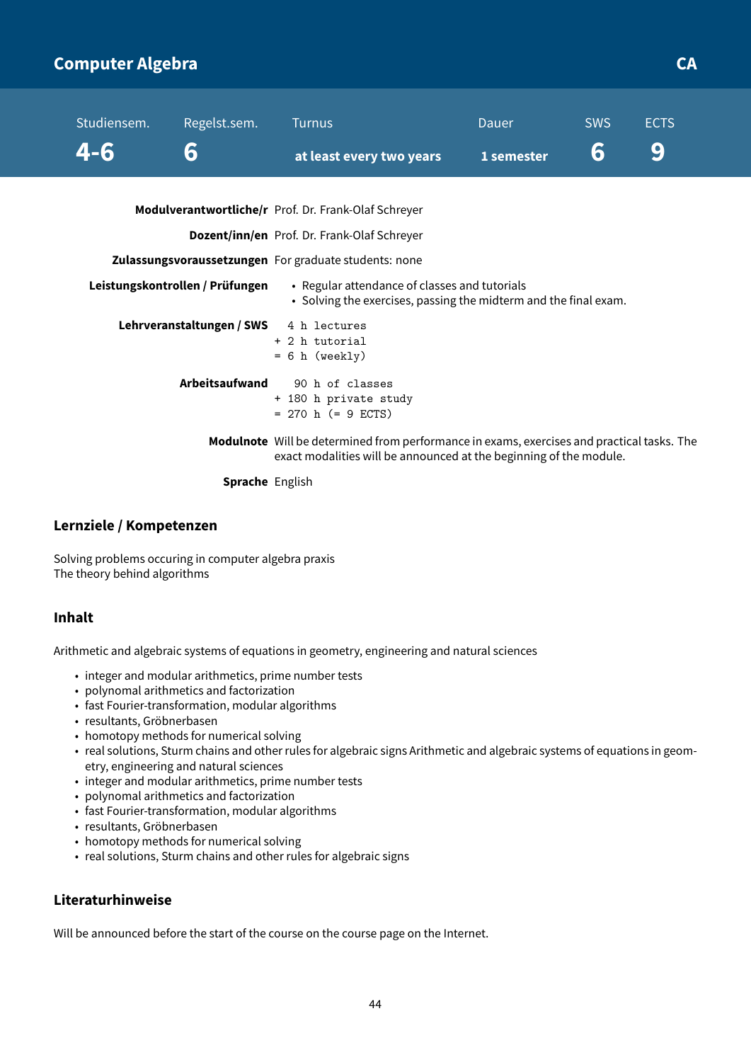## Computer Algebra

**CA**

| Studiensem. | Regelst.sem. | Turnus | Dauer | SWS | ECTS |
|---|---|---|---|---|---|
| **4-6** | **6** | **at least every two years** | **1 semester** | **6** | **9** |

**Modulverantwortliche/r** Prof. Dr. Frank-Olaf Schreyer

**Dozent/inn/en** Prof. Dr. Frank-Olaf Schreyer

**Zulassungsvoraussetzungen** For graduate students: none

**Leistungskontrollen / Prüfungen**

- Regular attendance of classes and tutorials
- Solving the exercises, passing the midterm and the final exam.

**Lehrveranstaltungen / SWS**

```
  4 h lectures
+ 2 h tutorial
= 6 h (weekly)
```

**Arbeitsaufwand**

```
   90 h of classes
+ 180 h private study
= 270 h (= 9 ECTS)
```

**Modulnote** Will be determined from performance in exams, exercises and practical tasks. The exact modalities will be announced at the beginning of the module.

**Sprache** English

### Lernziele / Kompetenzen

Solving problems occuring in computer algebra praxis
The theory behind algorithms

### Inhalt

Arithmetic and algebraic systems of equations in geometry, engineering and natural sciences

- integer and modular arithmetics, prime number tests
- polynomal arithmetics and factorization
- fast Fourier-transformation, modular algorithms
- resultants, Gröbnerbasen
- homotopy methods for numerical solving
- real solutions, Sturm chains and other rules for algebraic signs Arithmetic and algebraic systems of equations in geometry, engineering and natural sciences
- integer and modular arithmetics, prime number tests
- polynomal arithmetics and factorization
- fast Fourier-transformation, modular algorithms
- resultants, Gröbnerbasen
- homotopy methods for numerical solving
- real solutions, Sturm chains and other rules for algebraic signs

### Literaturhinweise

Will be announced before the start of the course on the course page on the Internet.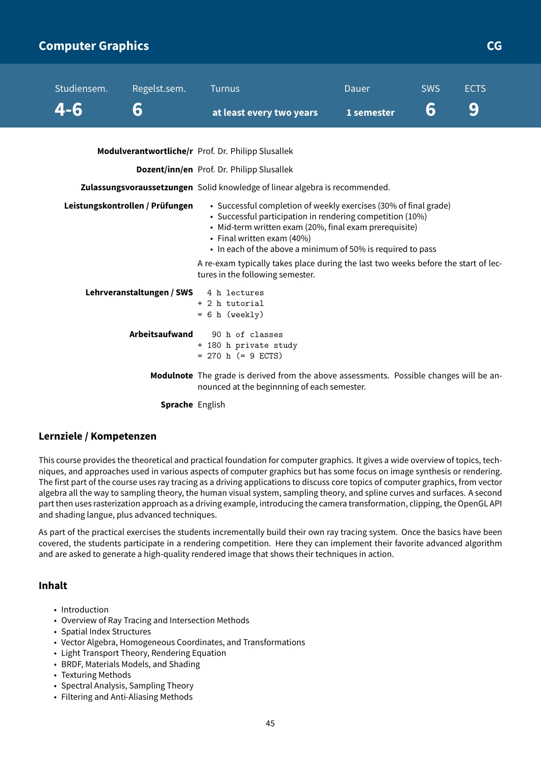## Computer Graphics — CG

| Studiensem. | Regelst.sem. | Turnus | Dauer | SWS | ECTS |
|---|---|---|---|---|---|
| 4-6 | 6 | at least every two years | 1 semester | 6 | 9 |

**Modulverantwortliche/r** Prof. Dr. Philipp Slusallek

**Dozent/inn/en** Prof. Dr. Philipp Slusallek

**Zulassungsvoraussetzungen** Solid knowledge of linear algebra is recommended.

**Leistungskontrollen / Prüfungen**

- Successful completion of weekly exercises (30% of final grade)
- Successful participation in rendering competition (10%)
- Mid-term written exam (20%, final exam prerequisite)
- Final written exam (40%)
- In each of the above a minimum of 50% is required to pass

A re-exam typically takes place during the last two weeks before the start of lectures in the following semester.

**Lehrveranstaltungen / SWS**

```
  4 h lectures
+ 2 h tutorial
= 6 h (weekly)
```

**Arbeitsaufwand**

```
   90 h of classes
+ 180 h private study
= 270 h (= 9 ECTS)
```

**Modulnote** The grade is derived from the above assessments. Possible changes will be announced at the beginnning of each semester.

**Sprache** English

### Lernziele / Kompetenzen

This course provides the theoretical and practical foundation for computer graphics. It gives a wide overview of topics, techniques, and approaches used in various aspects of computer graphics but has some focus on image synthesis or rendering. The first part of the course uses ray tracing as a driving applications to discuss core topics of computer graphics, from vector algebra all the way to sampling theory, the human visual system, sampling theory, and spline curves and surfaces. A second part then uses rasterization approach as a driving example, introducing the camera transformation, clipping, the OpenGL API and shading langue, plus advanced techniques.

As part of the practical exercises the students incrementally build their own ray tracing system. Once the basics have been covered, the students participate in a rendering competition. Here they can implement their favorite advanced algorithm and are asked to generate a high-quality rendered image that shows their techniques in action.

### Inhalt

- Introduction
- Overview of Ray Tracing and Intersection Methods
- Spatial Index Structures
- Vector Algebra, Homogeneous Coordinates, and Transformations
- Light Transport Theory, Rendering Equation
- BRDF, Materials Models, and Shading
- Texturing Methods
- Spectral Analysis, Sampling Theory
- Filtering and Anti-Aliasing Methods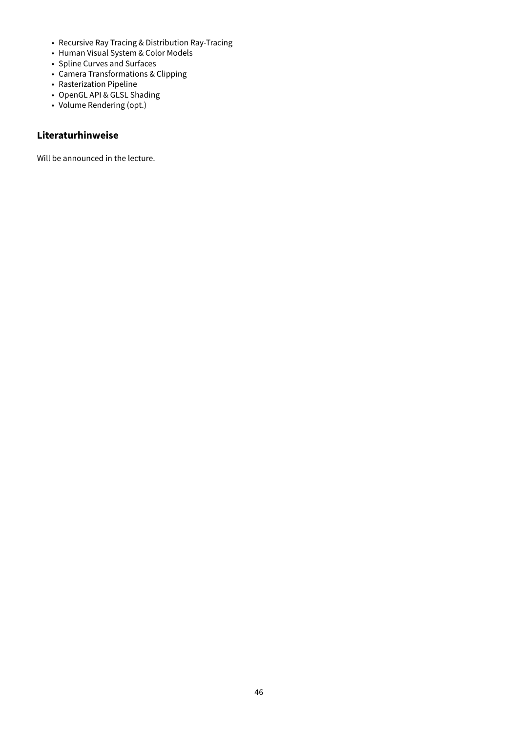- Recursive Ray Tracing & Distribution Ray-Tracing
- Human Visual System & Color Models
- Spline Curves and Surfaces
- Camera Transformations & Clipping
- Rasterization Pipeline
- OpenGL API & GLSL Shading
- Volume Rendering (opt.)

### Literaturhinweise

Will be announced in the lecture.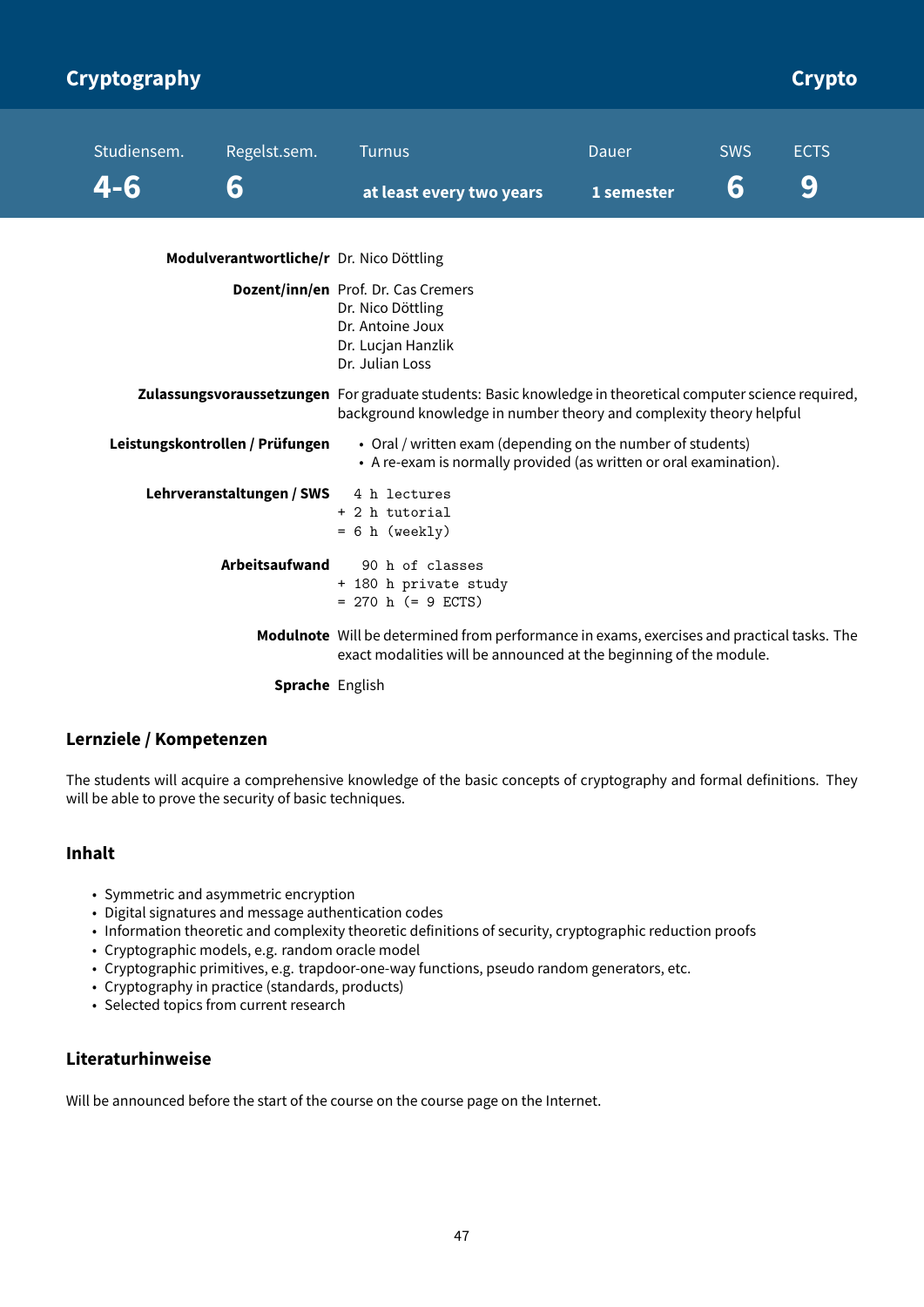# Cryptography — Crypto

| Studiensem. | Regelst.sem. | Turnus | Dauer | SWS | ECTS |
|---|---|---|---|---|---|
| 4-6 | 6 | at least every two years | 1 semester | 6 | 9 |

**Modulverantwortliche/r** Dr. Nico Döttling

**Dozent/inn/en** Prof. Dr. Cas Cremers
Dr. Nico Döttling
Dr. Antoine Joux
Dr. Lucjan Hanzlik
Dr. Julian Loss

**Zulassungsvoraussetzungen** For graduate students: Basic knowledge in theoretical computer science required, background knowledge in number theory and complexity theory helpful

**Leistungskontrollen / Prüfungen**

- Oral / written exam (depending on the number of students)
- A re-exam is normally provided (as written or oral examination).

**Lehrveranstaltungen / SWS**

```
  4 h lectures
+ 2 h tutorial
= 6 h (weekly)
```

**Arbeitsaufwand**

```
   90 h of classes
+ 180 h private study
= 270 h (= 9 ECTS)
```

**Modulnote** Will be determined from performance in exams, exercises and practical tasks. The exact modalities will be announced at the beginning of the module.

**Sprache** English

## Lernziele / Kompetenzen

The students will acquire a comprehensive knowledge of the basic concepts of cryptography and formal definitions. They will be able to prove the security of basic techniques.

## Inhalt

- Symmetric and asymmetric encryption
- Digital signatures and message authentication codes
- Information theoretic and complexity theoretic definitions of security, cryptographic reduction proofs
- Cryptographic models, e.g. random oracle model
- Cryptographic primitives, e.g. trapdoor-one-way functions, pseudo random generators, etc.
- Cryptography in practice (standards, products)
- Selected topics from current research

## Literaturhinweise

Will be announced before the start of the course on the course page on the Internet.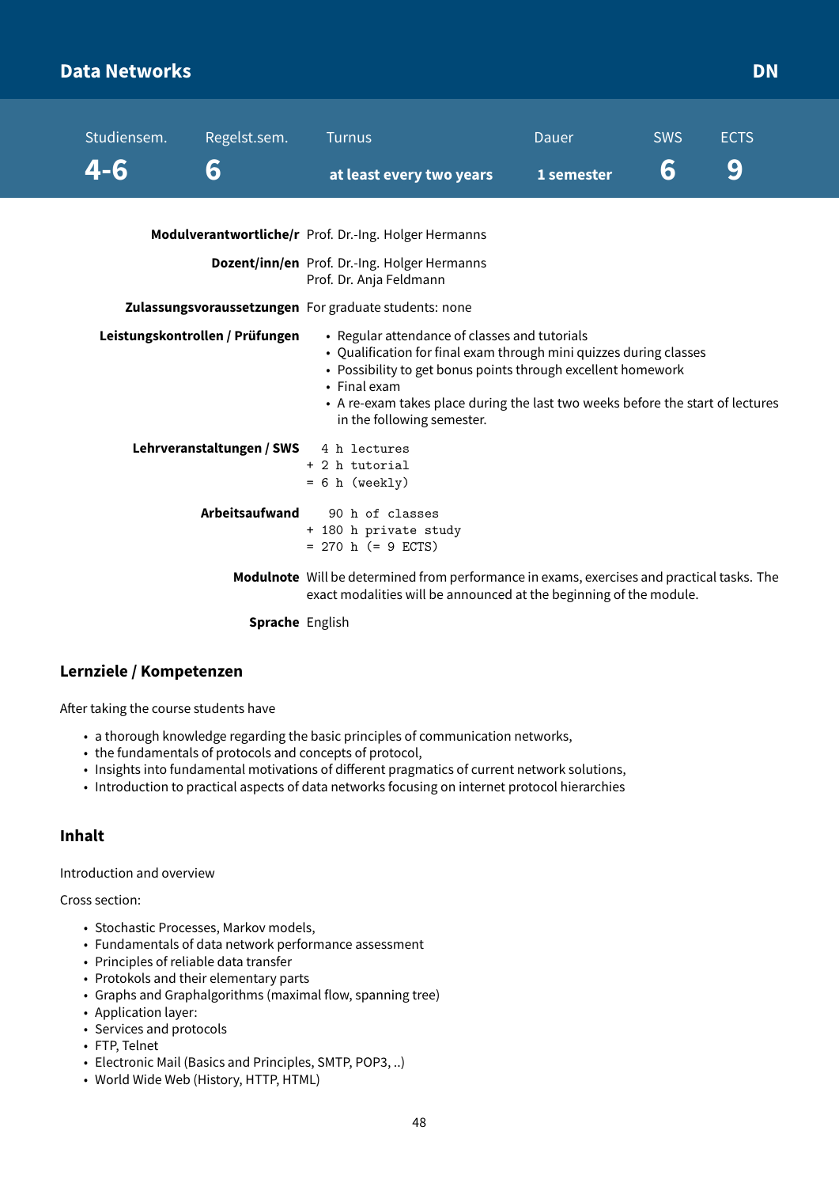# Data Networks

DN

| Studiensem. | Regelst.sem. | Turnus | Dauer | SWS | ECTS |
|---|---|---|---|---|---|
| 4-6 | 6 | at least every two years | 1 semester | 6 | 9 |

**Modulverantwortliche/r** Prof. Dr.-Ing. Holger Hermanns

**Dozent/inn/en** Prof. Dr.-Ing. Holger Hermanns
Prof. Dr. Anja Feldmann

**Zulassungsvoraussetzungen** For graduate students: none

**Leistungskontrollen / Prüfungen**

- Regular attendance of classes and tutorials
- Qualification for final exam through mini quizzes during classes
- Possibility to get bonus points through excellent homework
- Final exam
- A re-exam takes place during the last two weeks before the start of lectures in the following semester.

**Lehrveranstaltungen / SWS**

```
  4 h lectures
+ 2 h tutorial
= 6 h (weekly)
```

**Arbeitsaufwand**

```
   90 h of classes
+ 180 h private study
= 270 h (= 9 ECTS)
```

**Modulnote** Will be determined from performance in exams, exercises and practical tasks. The exact modalities will be announced at the beginning of the module.

**Sprache** English

## Lernziele / Kompetenzen

After taking the course students have

- a thorough knowledge regarding the basic principles of communication networks,
- the fundamentals of protocols and concepts of protocol,
- Insights into fundamental motivations of different pragmatics of current network solutions,
- Introduction to practical aspects of data networks focusing on internet protocol hierarchies

## Inhalt

Introduction and overview

Cross section:

- Stochastic Processes, Markov models,
- Fundamentals of data network performance assessment
- Principles of reliable data transfer
- Protokols and their elementary parts
- Graphs and Graphalgorithms (maximal flow, spanning tree)
- Application layer:
- Services and protocols
- FTP, Telnet
- Electronic Mail (Basics and Principles, SMTP, POP3, ..)
- World Wide Web (History, HTTP, HTML)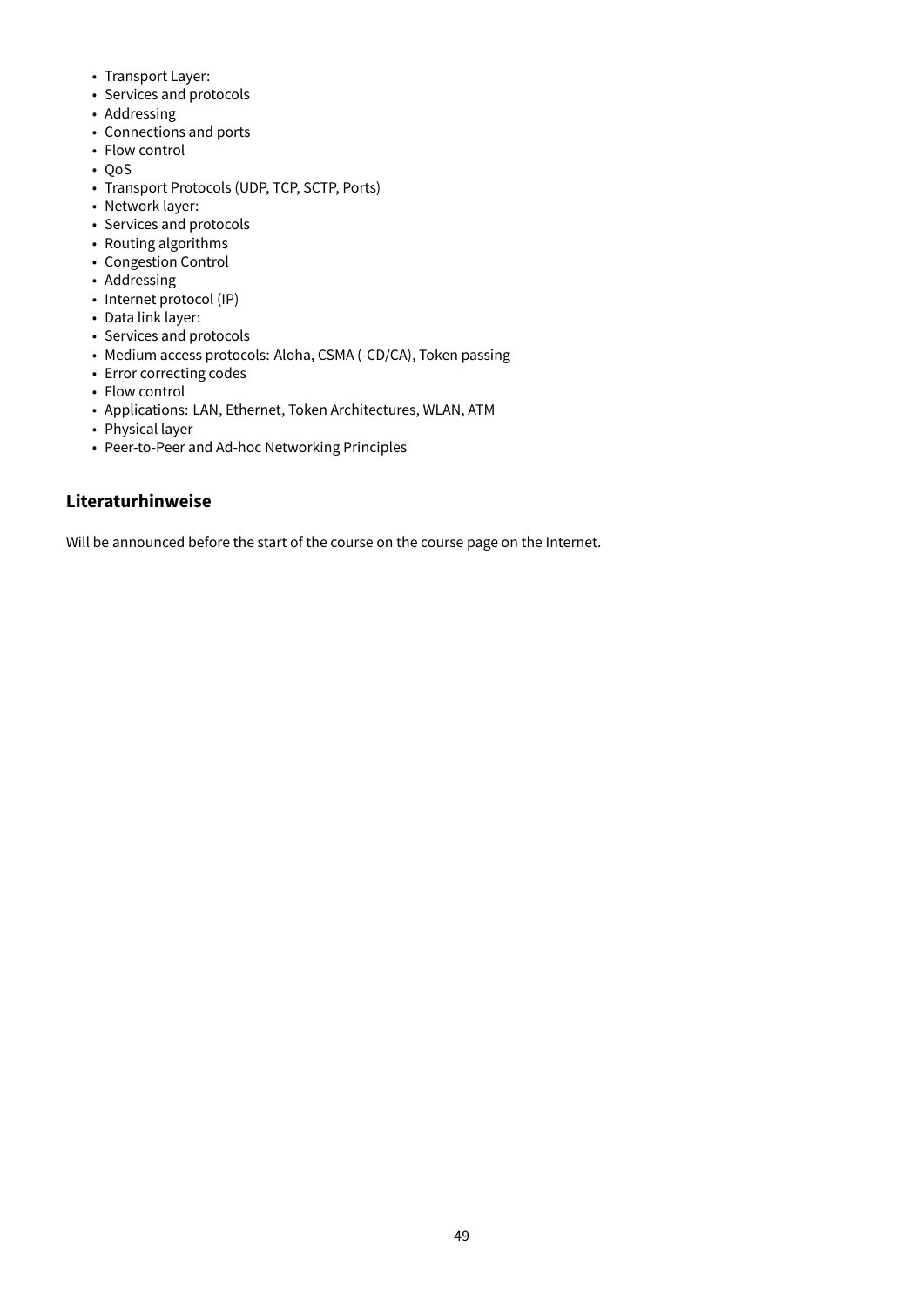- Transport Layer:
- Services and protocols
- Addressing
- Connections and ports
- Flow control
- QoS
- Transport Protocols (UDP, TCP, SCTP, Ports)
- Network layer:
- Services and protocols
- Routing algorithms
- Congestion Control
- Addressing
- Internet protocol (IP)
- Data link layer:
- Services and protocols
- Medium access protocols: Aloha, CSMA (-CD/CA), Token passing
- Error correcting codes
- Flow control
- Applications: LAN, Ethernet, Token Architectures, WLAN, ATM
- Physical layer
- Peer-to-Peer and Ad-hoc Networking Principles

## Literaturhinweise

Will be announced before the start of the course on the course page on the Internet.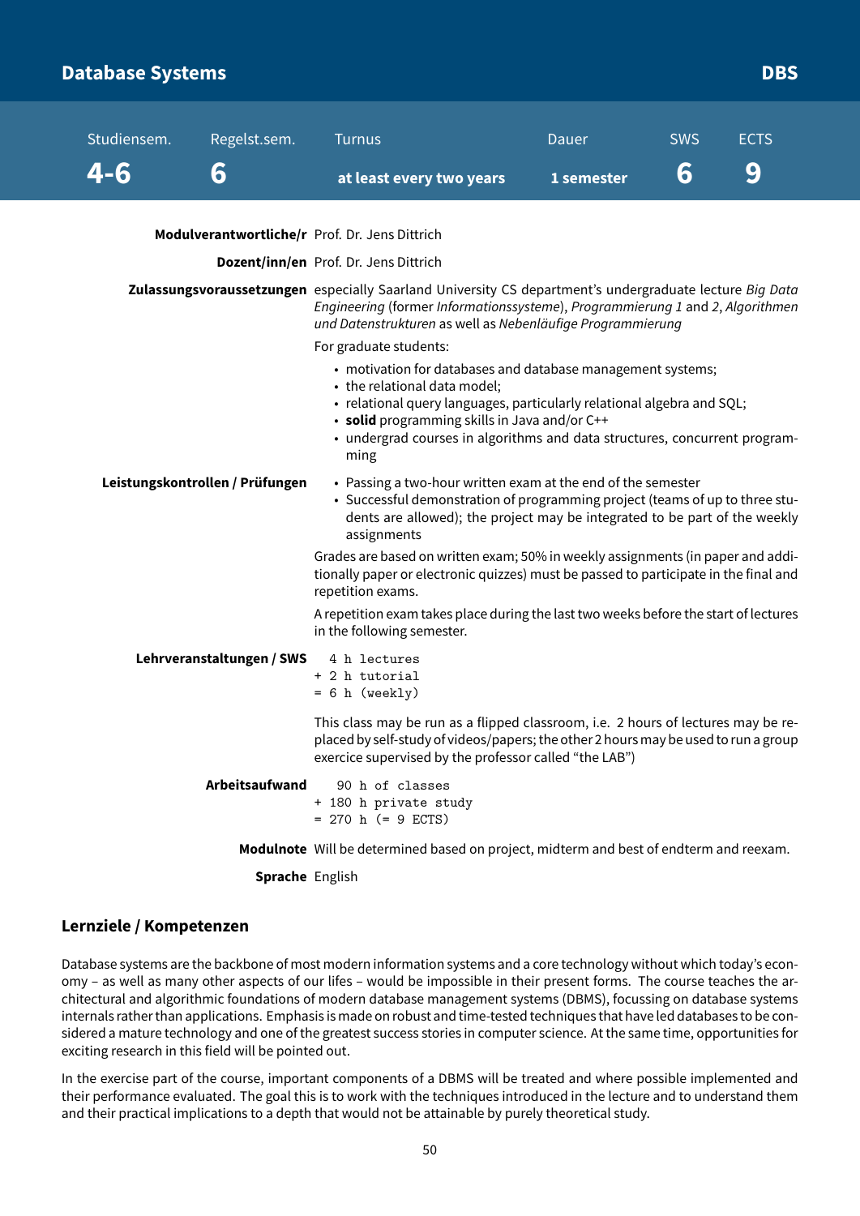# Database Systems — DBS

| Studiensem. | Regelst.sem. | Turnus | Dauer | SWS | ECTS |
|---|---|---|---|---|---|
| 4-6 | 6 | at least every two years | 1 semester | 6 | 9 |

**Modulverantwortliche/r** Prof. Dr. Jens Dittrich

**Dozent/inn/en** Prof. Dr. Jens Dittrich

**Zulassungsvoraussetzungen** especially Saarland University CS department's undergraduate lecture *Big Data Engineering* (former *Informationssysteme*), *Programmierung 1* and *2*, *Algorithmen und Datenstrukturen* as well as *Nebenläufige Programmierung*

For graduate students:

- motivation for databases and database management systems;
- the relational data model;
- relational query languages, particularly relational algebra and SQL;
- **solid** programming skills in Java and/or C++
- undergrad courses in algorithms and data structures, concurrent programming

**Leistungskontrollen / Prüfungen**

- Passing a two-hour written exam at the end of the semester
- Successful demonstration of programming project (teams of up to three students are allowed); the project may be integrated to be part of the weekly assignments

Grades are based on written exam; 50% in weekly assignments (in paper and additionally paper or electronic quizzes) must be passed to participate in the final and repetition exams.

A repetition exam takes place during the last two weeks before the start of lectures in the following semester.

**Lehrveranstaltungen / SWS**

```
  4 h lectures
+ 2 h tutorial
= 6 h (weekly)
```

This class may be run as a flipped classroom, i.e. 2 hours of lectures may be replaced by self-study of videos/papers; the other 2 hours may be used to run a group exercice supervised by the professor called "the LAB")

**Arbeitsaufwand**

```
   90 h of classes
+ 180 h private study
= 270 h (= 9 ECTS)
```

**Modulnote** Will be determined based on project, midterm and best of endterm and reexam.

**Sprache** English

## Lernziele / Kompetenzen

Database systems are the backbone of most modern information systems and a core technology without which today's economy – as well as many other aspects of our lifes – would be impossible in their present forms. The course teaches the architectural and algorithmic foundations of modern database management systems (DBMS), focussing on database systems internals rather than applications. Emphasis is made on robust and time-tested techniques that have led databases to be considered a mature technology and one of the greatest success stories in computer science. At the same time, opportunities for exciting research in this field will be pointed out.

In the exercise part of the course, important components of a DBMS will be treated and where possible implemented and their performance evaluated. The goal this is to work with the techniques introduced in the lecture and to understand them and their practical implications to a depth that would not be attainable by purely theoretical study.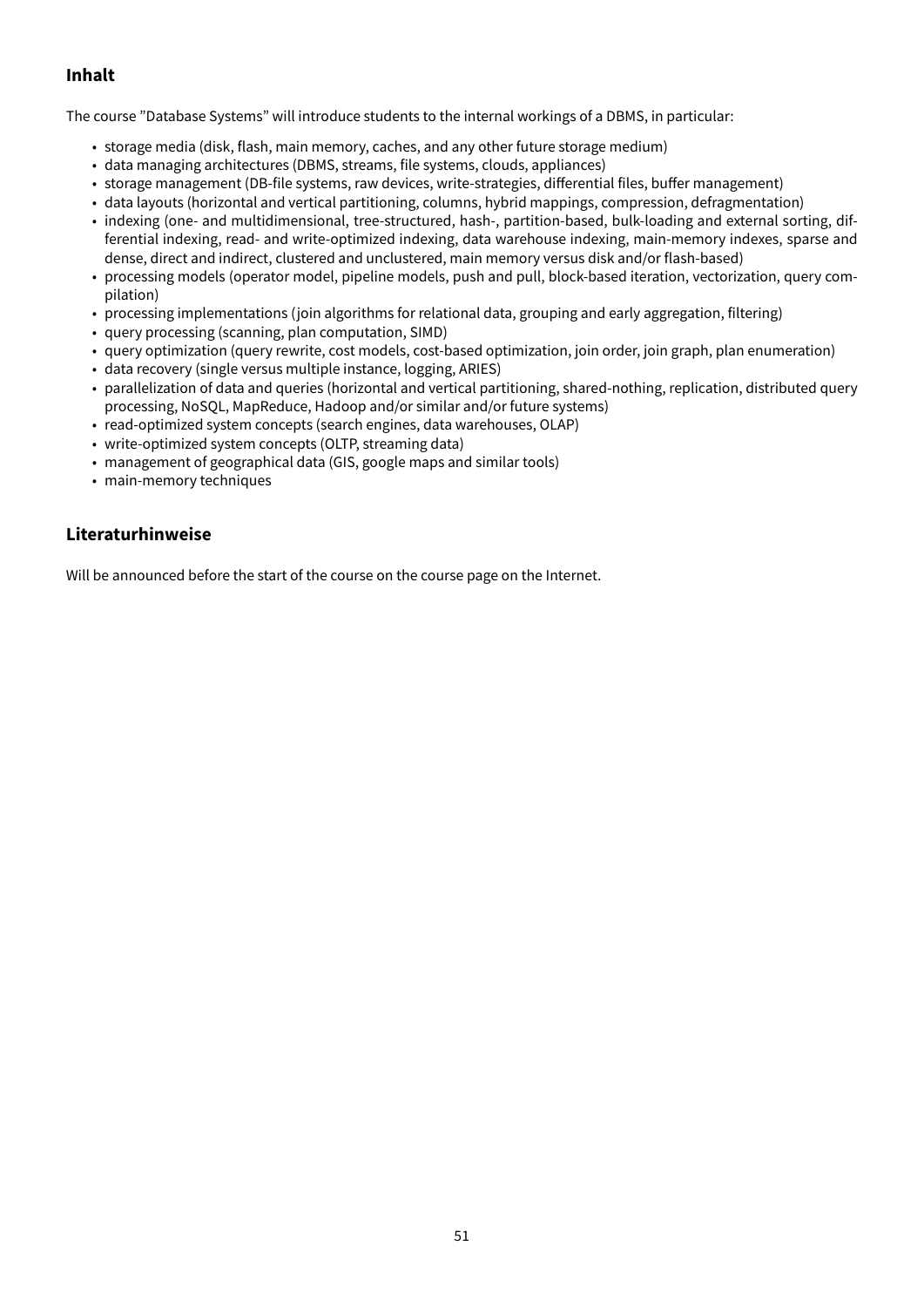## Inhalt

The course ”Database Systems” will introduce students to the internal workings of a DBMS, in particular:

- storage media (disk, flash, main memory, caches, and any other future storage medium)
- data managing architectures (DBMS, streams, file systems, clouds, appliances)
- storage management (DB-file systems, raw devices, write-strategies, differential files, buffer management)
- data layouts (horizontal and vertical partitioning, columns, hybrid mappings, compression, defragmentation)
- indexing (one- and multidimensional, tree-structured, hash-, partition-based, bulk-loading and external sorting, differential indexing, read- and write-optimized indexing, data warehouse indexing, main-memory indexes, sparse and dense, direct and indirect, clustered and unclustered, main memory versus disk and/or flash-based)
- processing models (operator model, pipeline models, push and pull, block-based iteration, vectorization, query compilation)
- processing implementations (join algorithms for relational data, grouping and early aggregation, filtering)
- query processing (scanning, plan computation, SIMD)
- query optimization (query rewrite, cost models, cost-based optimization, join order, join graph, plan enumeration)
- data recovery (single versus multiple instance, logging, ARIES)
- parallelization of data and queries (horizontal and vertical partitioning, shared-nothing, replication, distributed query processing, NoSQL, MapReduce, Hadoop and/or similar and/or future systems)
- read-optimized system concepts (search engines, data warehouses, OLAP)
- write-optimized system concepts (OLTP, streaming data)
- management of geographical data (GIS, google maps and similar tools)
- main-memory techniques

## Literaturhinweise

Will be announced before the start of the course on the course page on the Internet.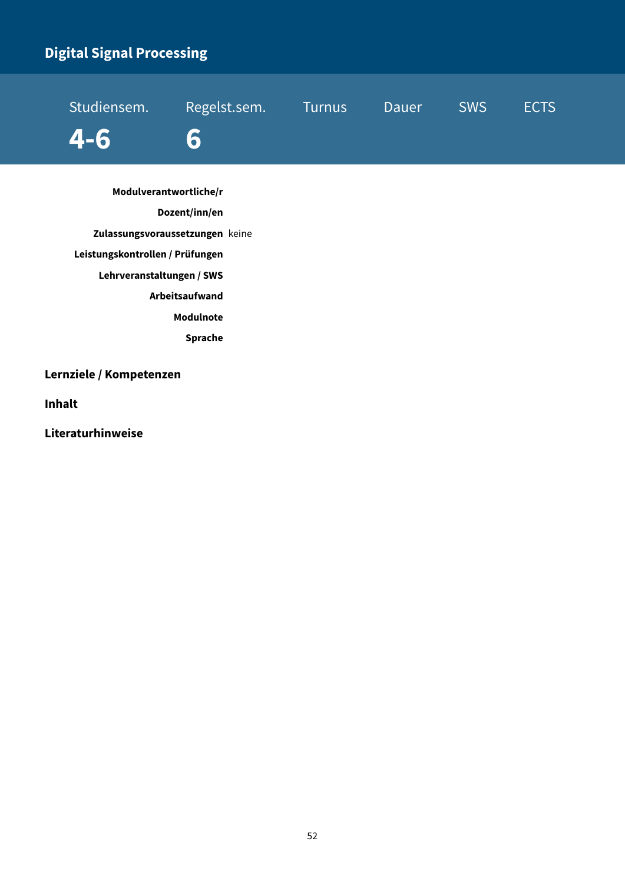# Digital Signal Processing

| Studiensem. | Regelst.sem. | Turnus | Dauer | SWS | ECTS |
|---|---|---|---|---|---|
| **4-6** | **6** | | | | |

| | |
|---|---|
| **Modulverantwortliche/r** | |
| **Dozent/inn/en** | |
| **Zulassungsvoraussetzungen** | keine |
| **Leistungskontrollen / Prüfungen** | |
| **Lehrveranstaltungen / SWS** | |
| **Arbeitsaufwand** | |
| **Modulnote** | |
| **Sprache** | |

## Lernziele / Kompetenzen

## Inhalt

## Literaturhinweise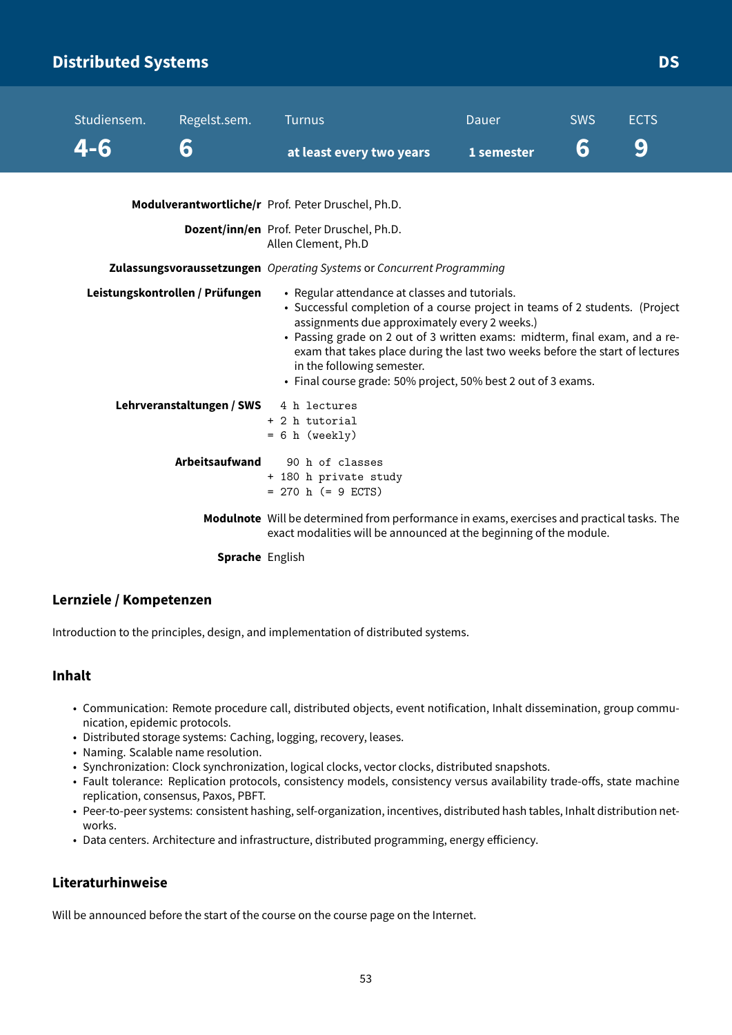# Distributed Systems

**DS**

| Studiensem. | Regelst.sem. | Turnus | Dauer | SWS | ECTS |
|---|---|---|---|---|---|
| **4-6** | **6** | **at least every two years** | **1 semester** | **6** | **9** |

**Modulverantwortliche/r** Prof. Peter Druschel, Ph.D.

**Dozent/inn/en** Prof. Peter Druschel, Ph.D.
Allen Clement, Ph.D

**Zulassungsvoraussetzungen** *Operating Systems* or *Concurrent Programming*

**Leistungskontrollen / Prüfungen**

- Regular attendance at classes and tutorials.
- Successful completion of a course project in teams of 2 students. (Project assignments due approximately every 2 weeks.)
- Passing grade on 2 out of 3 written exams: midterm, final exam, and a re-exam that takes place during the last two weeks before the start of lectures in the following semester.
- Final course grade: 50% project, 50% best 2 out of 3 exams.

**Lehrveranstaltungen / SWS**

```
  4 h lectures
+ 2 h tutorial
= 6 h (weekly)
```

**Arbeitsaufwand**

```
   90 h of classes
+ 180 h private study
= 270 h (= 9 ECTS)
```

**Modulnote** Will be determined from performance in exams, exercises and practical tasks. The exact modalities will be announced at the beginning of the module.

**Sprache** English

## Lernziele / Kompetenzen

Introduction to the principles, design, and implementation of distributed systems.

## Inhalt

- Communication: Remote procedure call, distributed objects, event notification, Inhalt dissemination, group communication, epidemic protocols.
- Distributed storage systems: Caching, logging, recovery, leases.
- Naming. Scalable name resolution.
- Synchronization: Clock synchronization, logical clocks, vector clocks, distributed snapshots.
- Fault tolerance: Replication protocols, consistency models, consistency versus availability trade-offs, state machine replication, consensus, Paxos, PBFT.
- Peer-to-peer systems: consistent hashing, self-organization, incentives, distributed hash tables, Inhalt distribution networks.
- Data centers. Architecture and infrastructure, distributed programming, energy efficiency.

## Literaturhinweise

Will be announced before the start of the course on the course page on the Internet.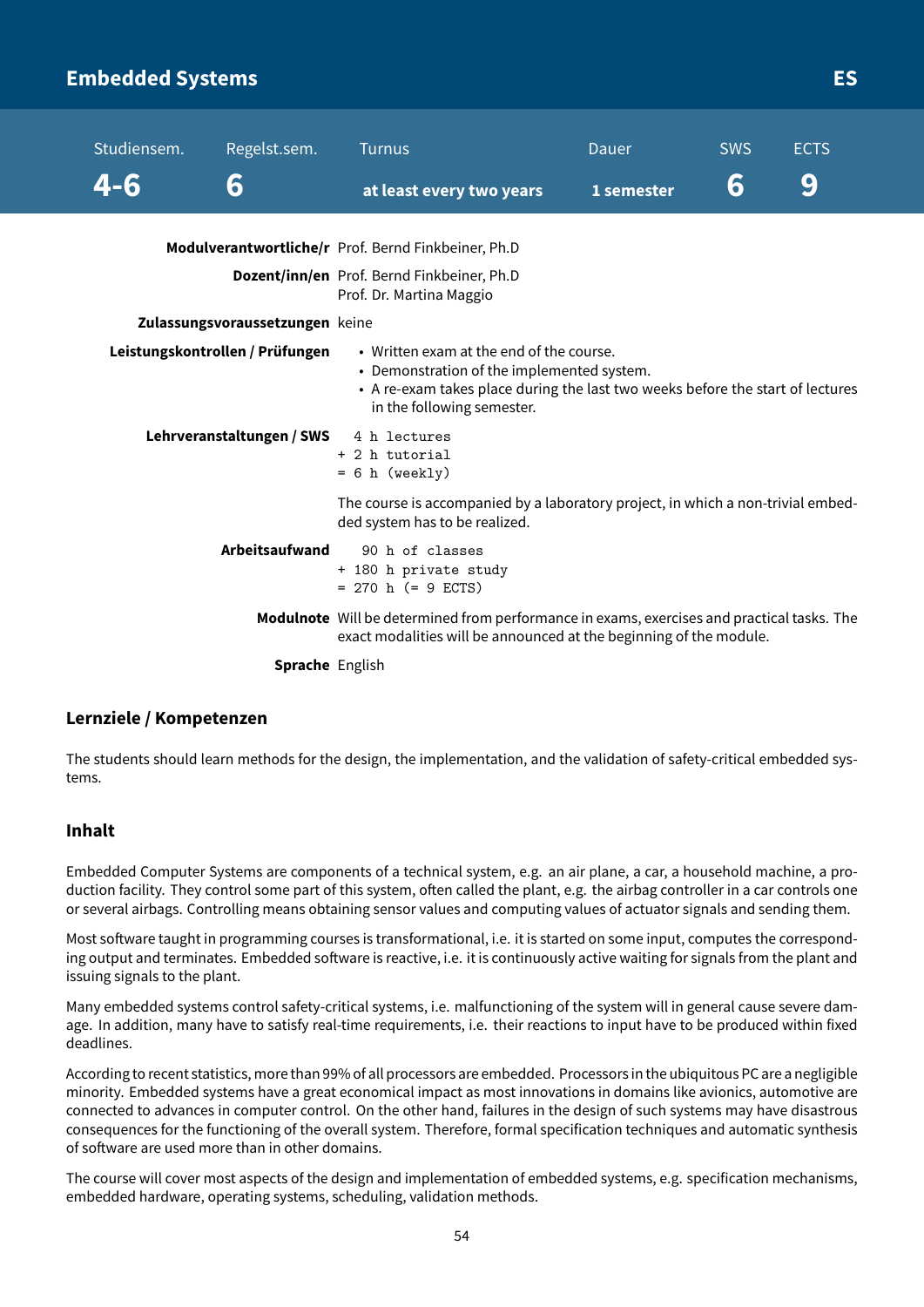# Embedded Systems

**ES**

| Studiensem. | Regelst.sem. | Turnus | Dauer | SWS | ECTS |
|---|---|---|---|---|---|
| 4-6 | 6 | at least every two years | 1 semester | 6 | 9 |

**Modulverantwortliche/r** Prof. Bernd Finkbeiner, Ph.D

**Dozent/inn/en** Prof. Bernd Finkbeiner, Ph.D
Prof. Dr. Martina Maggio

**Zulassungsvoraussetzungen** keine

**Leistungskontrollen / Prüfungen**

- Written exam at the end of the course.
- Demonstration of the implemented system.
- A re-exam takes place during the last two weeks before the start of lectures in the following semester.

**Lehrveranstaltungen / SWS**

```
  4 h lectures
+ 2 h tutorial
= 6 h (weekly)
```

The course is accompanied by a laboratory project, in which a non-trivial embedded system has to be realized.

**Arbeitsaufwand**

```
   90 h of classes
+ 180 h private study
= 270 h (= 9 ECTS)
```

**Modulnote** Will be determined from performance in exams, exercises and practical tasks. The exact modalities will be announced at the beginning of the module.

**Sprache** English

## Lernziele / Kompetenzen

The students should learn methods for the design, the implementation, and the validation of safety-critical embedded systems.

## Inhalt

Embedded Computer Systems are components of a technical system, e.g. an air plane, a car, a household machine, a production facility. They control some part of this system, often called the plant, e.g. the airbag controller in a car controls one or several airbags. Controlling means obtaining sensor values and computing values of actuator signals and sending them.

Most software taught in programming courses is transformational, i.e. it is started on some input, computes the corresponding output and terminates. Embedded software is reactive, i.e. it is continuously active waiting for signals from the plant and issuing signals to the plant.

Many embedded systems control safety-critical systems, i.e. malfunctioning of the system will in general cause severe damage. In addition, many have to satisfy real-time requirements, i.e. their reactions to input have to be produced within fixed deadlines.

According to recent statistics, more than 99% of all processors are embedded. Processors in the ubiquitous PC are a negligible minority. Embedded systems have a great economical impact as most innovations in domains like avionics, automotive are connected to advances in computer control. On the other hand, failures in the design of such systems may have disastrous consequences for the functioning of the overall system. Therefore, formal specification techniques and automatic synthesis of software are used more than in other domains.

The course will cover most aspects of the design and implementation of embedded systems, e.g. specification mechanisms, embedded hardware, operating systems, scheduling, validation methods.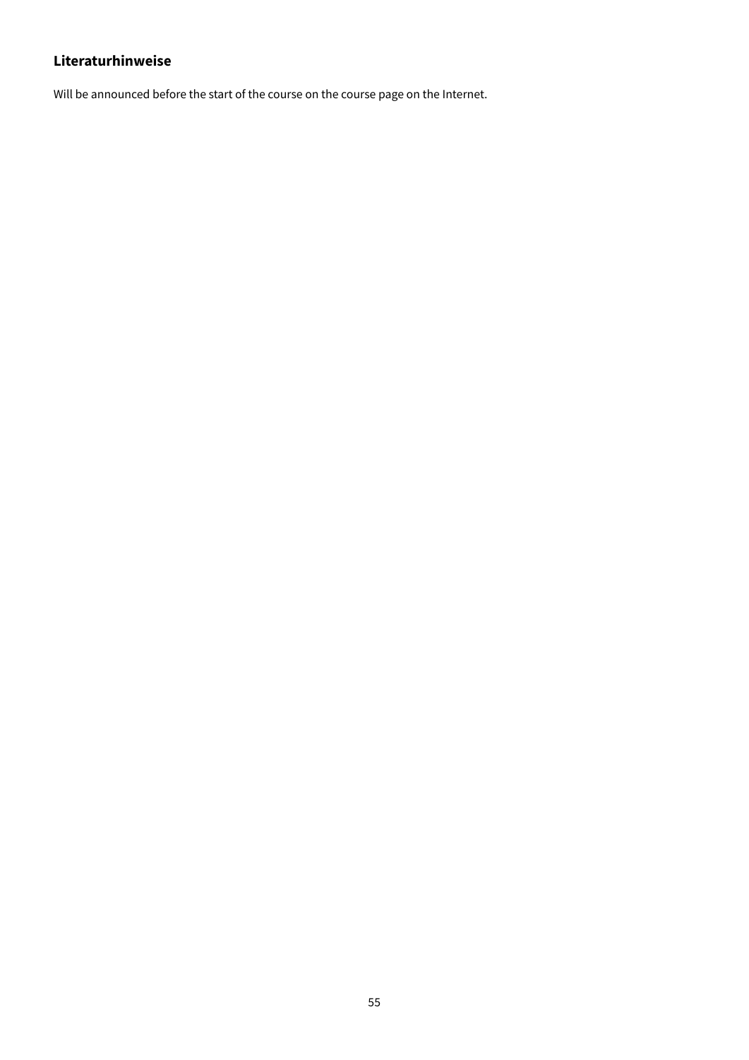### Literaturhinweise

Will be announced before the start of the course on the course page on the Internet.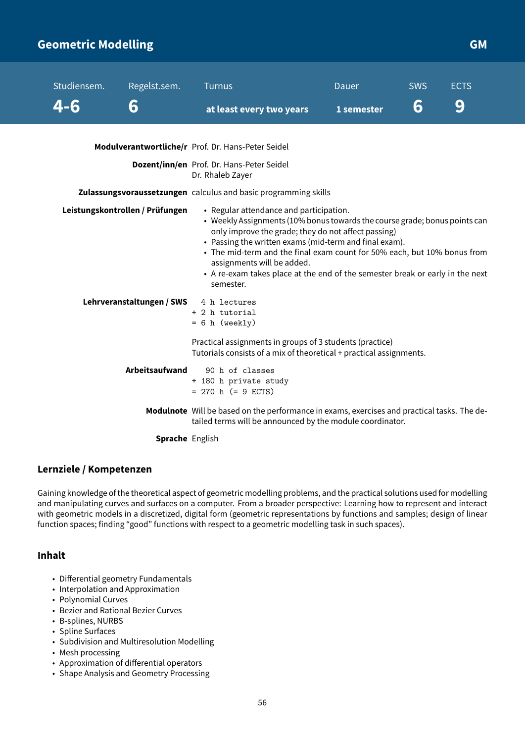## Geometric Modelling — GM

| Studiensem. | Regelst.sem. | Turnus | Dauer | SWS | ECTS |
|---|---|---|---|---|---|
| 4-6 | 6 | at least every two years | 1 semester | 6 | 9 |

**Modulverantwortliche/r** Prof. Dr. Hans-Peter Seidel

**Dozent/inn/en** Prof. Dr. Hans-Peter Seidel
Dr. Rhaleb Zayer

**Zulassungsvoraussetzungen** calculus and basic programming skills

**Leistungskontrollen / Prüfungen**

- Regular attendance and participation.
- Weekly Assignments (10% bonus towards the course grade; bonus points can only improve the grade; they do not affect passing)
- Passing the written exams (mid-term and final exam).
- The mid-term and the final exam count for 50% each, but 10% bonus from assignments will be added.
- A re-exam takes place at the end of the semester break or early in the next semester.

**Lehrveranstaltungen / SWS**

```
  4 h lectures
+ 2 h tutorial
= 6 h (weekly)
```

Practical assignments in groups of 3 students (practice)
Tutorials consists of a mix of theoretical + practical assignments.

**Arbeitsaufwand**

```
   90 h of classes
+ 180 h private study
= 270 h (= 9 ECTS)
```

**Modulnote** Will be based on the performance in exams, exercises and practical tasks. The detailed terms will be announced by the module coordinator.

**Sprache** English

### Lernziele / Kompetenzen

Gaining knowledge of the theoretical aspect of geometric modelling problems, and the practical solutions used for modelling and manipulating curves and surfaces on a computer. From a broader perspective: Learning how to represent and interact with geometric models in a discretized, digital form (geometric representations by functions and samples; design of linear function spaces; finding "good" functions with respect to a geometric modelling task in such spaces).

### Inhalt

- Differential geometry Fundamentals
- Interpolation and Approximation
- Polynomial Curves
- Bezier and Rational Bezier Curves
- B-splines, NURBS
- Spline Surfaces
- Subdivision and Multiresolution Modelling
- Mesh processing
- Approximation of differential operators
- Shape Analysis and Geometry Processing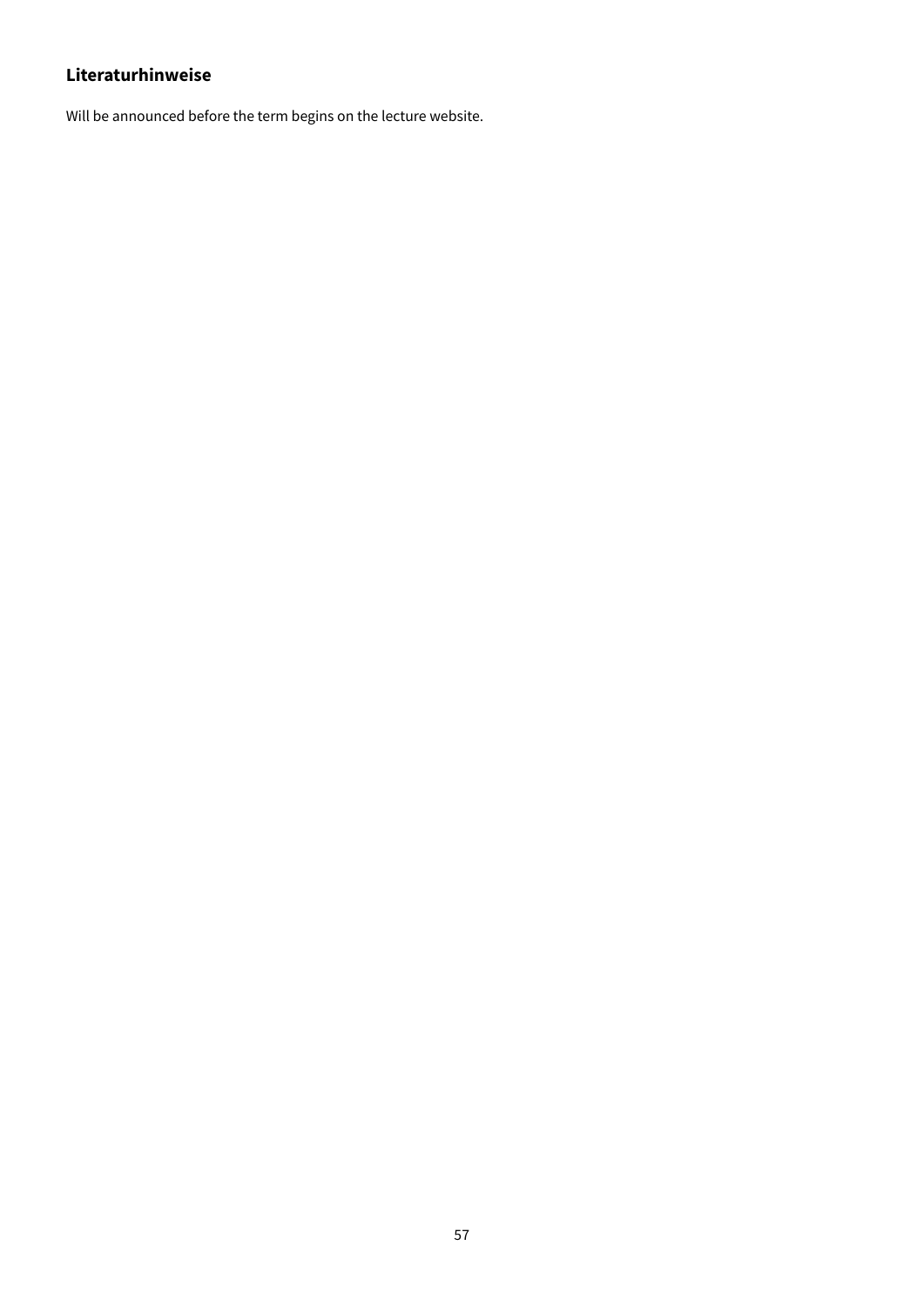### Literaturhinweise

Will be announced before the term begins on the lecture website.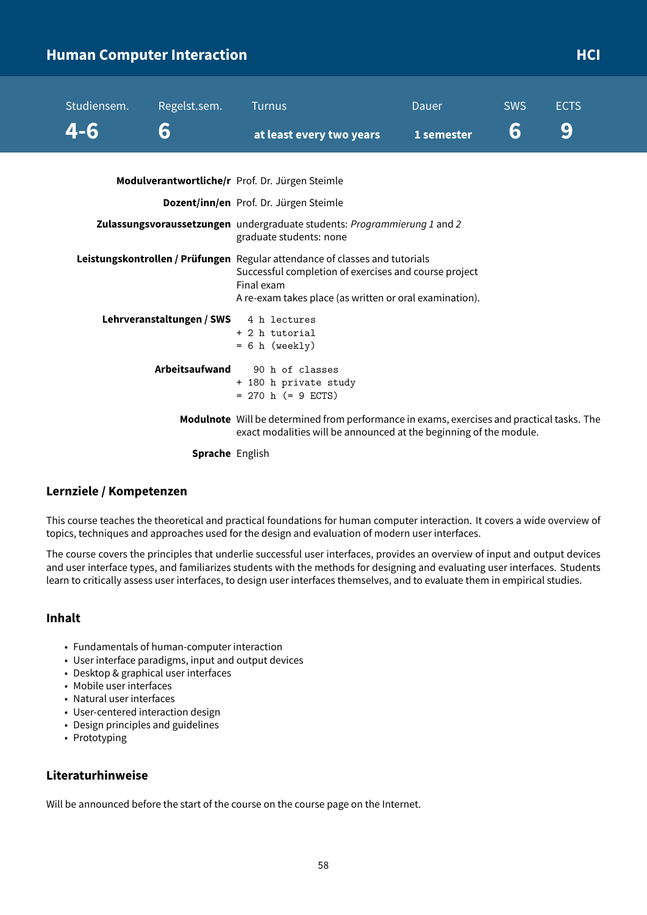## Human Computer Interaction — HCI

| Studiensem. | Regelst.sem. | Turnus | Dauer | SWS | ECTS |
|---|---|---|---|---|---|
| 4-6 | 6 | at least every two years | 1 semester | 6 | 9 |

**Modulverantwortliche/r** Prof. Dr. Jürgen Steimle

**Dozent/inn/en** Prof. Dr. Jürgen Steimle

**Zulassungsvoraussetzungen** undergraduate students: *Programmierung 1* and *2*
graduate students: none

**Leistungskontrollen / Prüfungen** Regular attendance of classes and tutorials
Successful completion of exercises and course project
Final exam
A re-exam takes place (as written or oral examination).

**Lehrveranstaltungen / SWS**

```
  4 h lectures
+ 2 h tutorial
= 6 h (weekly)
```

**Arbeitsaufwand**

```
   90 h of classes
+ 180 h private study
= 270 h (= 9 ECTS)
```

**Modulnote** Will be determined from performance in exams, exercises and practical tasks. The exact modalities will be announced at the beginning of the module.

**Sprache** English

### Lernziele / Kompetenzen

This course teaches the theoretical and practical foundations for human computer interaction. It covers a wide overview of topics, techniques and approaches used for the design and evaluation of modern user interfaces.

The course covers the principles that underlie successful user interfaces, provides an overview of input and output devices and user interface types, and familiarizes students with the methods for designing and evaluating user interfaces. Students learn to critically assess user interfaces, to design user interfaces themselves, and to evaluate them in empirical studies.

### Inhalt

- Fundamentals of human-computer interaction
- User interface paradigms, input and output devices
- Desktop & graphical user interfaces
- Mobile user interfaces
- Natural user interfaces
- User-centered interaction design
- Design principles and guidelines
- Prototyping

### Literaturhinweise

Will be announced before the start of the course on the course page on the Internet.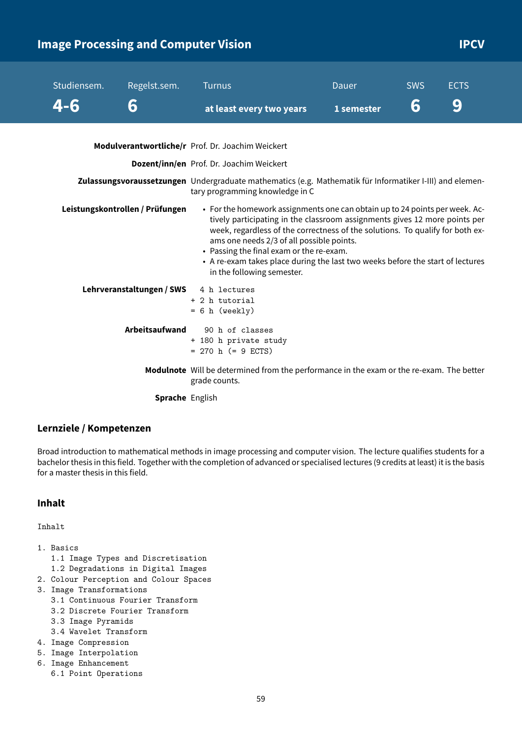# Image Processing and Computer Vision

**IPCV**

| Studiensem. | Regelst.sem. | Turnus | Dauer | SWS | ECTS |
|---|---|---|---|---|---|
| **4-6** | **6** | **at least every two years** | **1 semester** | **6** | **9** |

**Modulverantwortliche/r** Prof. Dr. Joachim Weickert

**Dozent/inn/en** Prof. Dr. Joachim Weickert

**Zulassungsvoraussetzungen** Undergraduate mathematics (e.g. Mathematik für Informatiker I-III) and elementary programming knowledge in C

**Leistungskontrollen / Prüfungen**

- For the homework assignments one can obtain up to 24 points per week. Actively participating in the classroom assignments gives 12 more points per week, regardless of the correctness of the solutions. To qualify for both exams one needs 2/3 of all possible points.
- Passing the final exam or the re-exam.
- A re-exam takes place during the last two weeks before the start of lectures in the following semester.

**Lehrveranstaltungen / SWS**

```
  4 h lectures
+ 2 h tutorial
= 6 h (weekly)
```

**Arbeitsaufwand**

```
   90 h of classes
+ 180 h private study
= 270 h (= 9 ECTS)
```

**Modulnote** Will be determined from the performance in the exam or the re-exam. The better grade counts.

**Sprache** English

## Lernziele / Kompetenzen

Broad introduction to mathematical methods in image processing and computer vision. The lecture qualifies students for a bachelor thesis in this field. Together with the completion of advanced or specialised lectures (9 credits at least) it is the basis for a master thesis in this field.

## Inhalt

```
Inhalt

1. Basics
   1.1 Image Types and Discretisation
   1.2 Degradations in Digital Images
2. Colour Perception and Colour Spaces
3. Image Transformations
   3.1 Continuous Fourier Transform
   3.2 Discrete Fourier Transform
   3.3 Image Pyramids
   3.4 Wavelet Transform
4. Image Compression
5. Image Interpolation
6. Image Enhancement
   6.1 Point Operations
```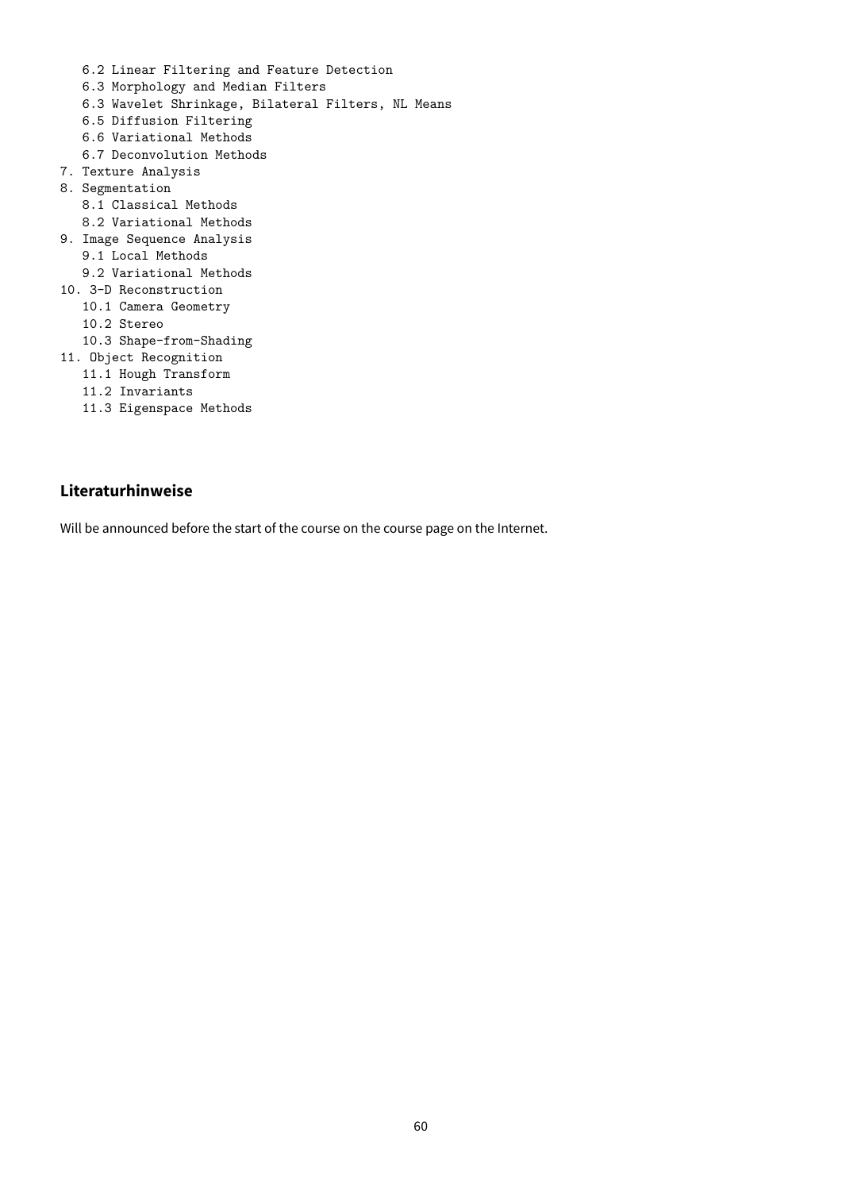```
   6.2 Linear Filtering and Feature Detection
   6.3 Morphology and Median Filters
   6.3 Wavelet Shrinkage, Bilateral Filters, NL Means
   6.5 Diffusion Filtering
   6.6 Variational Methods
   6.7 Deconvolution Methods
7. Texture Analysis
8. Segmentation
   8.1 Classical Methods
   8.2 Variational Methods
9. Image Sequence Analysis
   9.1 Local Methods
   9.2 Variational Methods
10. 3-D Reconstruction
   10.1 Camera Geometry
   10.2 Stereo
   10.3 Shape-from-Shading
11. Object Recognition
   11.1 Hough Transform
   11.2 Invariants
   11.3 Eigenspace Methods
```

## Literaturhinweise

Will be announced before the start of the course on the course page on the Internet.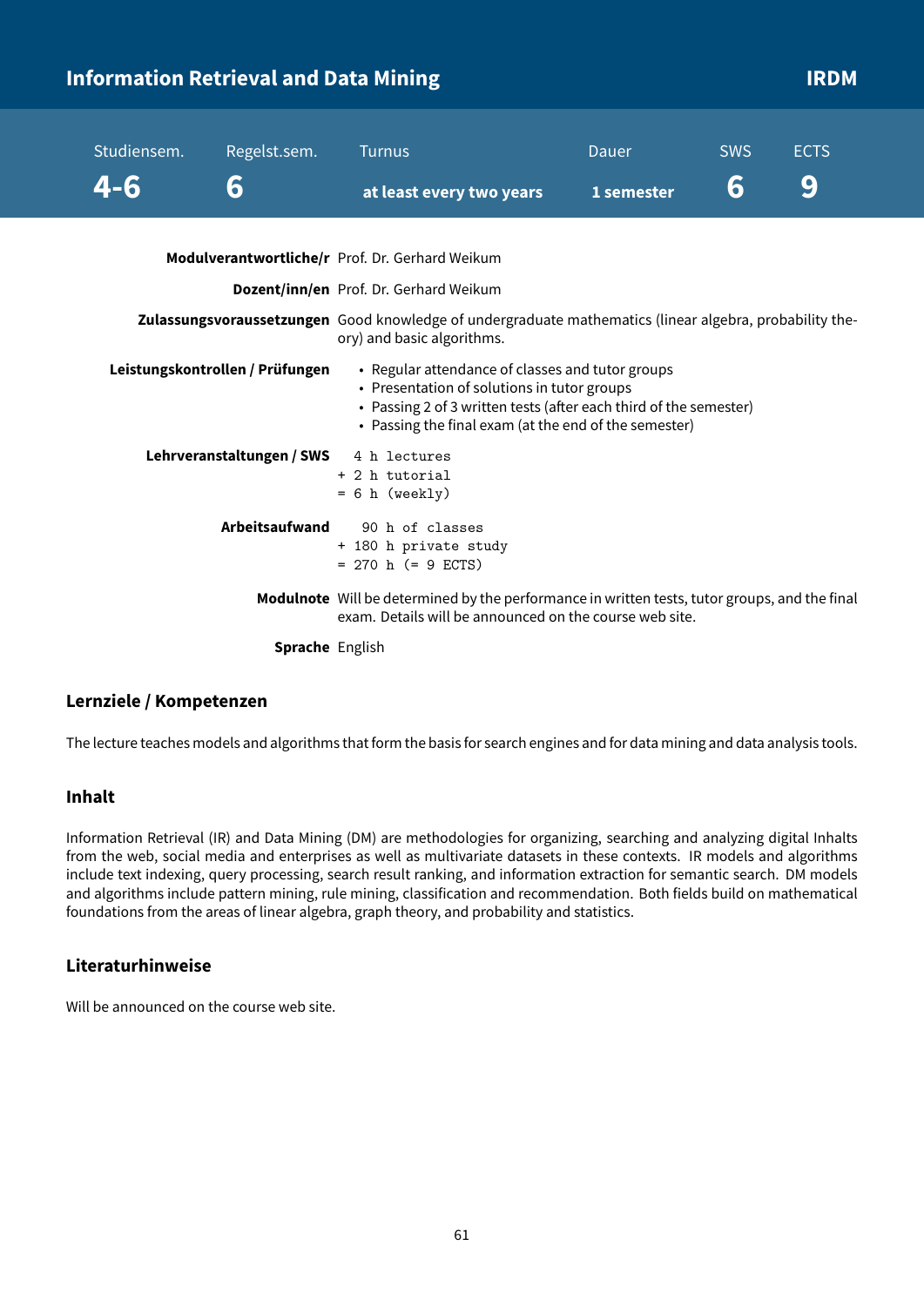# Information Retrieval and Data Mining — IRDM

| Studiensem. | Regelst.sem. | Turnus | Dauer | SWS | ECTS |
|---|---|---|---|---|---|
| 4-6 | 6 | at least every two years | 1 semester | 6 | 9 |

**Modulverantwortliche/r** Prof. Dr. Gerhard Weikum

**Dozent/inn/en** Prof. Dr. Gerhard Weikum

**Zulassungsvoraussetzungen** Good knowledge of undergraduate mathematics (linear algebra, probability theory) and basic algorithms.

**Leistungskontrollen / Prüfungen**

- Regular attendance of classes and tutor groups
- Presentation of solutions in tutor groups
- Passing 2 of 3 written tests (after each third of the semester)
- Passing the final exam (at the end of the semester)

**Lehrveranstaltungen / SWS**

```
  4 h lectures
+ 2 h tutorial
= 6 h (weekly)
```

**Arbeitsaufwand**

```
   90 h of classes
+ 180 h private study
= 270 h (= 9 ECTS)
```

**Modulnote** Will be determined by the performance in written tests, tutor groups, and the final exam. Details will be announced on the course web site.

**Sprache** English

## Lernziele / Kompetenzen

The lecture teaches models and algorithms that form the basis for search engines and for data mining and data analysis tools.

## Inhalt

Information Retrieval (IR) and Data Mining (DM) are methodologies for organizing, searching and analyzing digital Inhalts from the web, social media and enterprises as well as multivariate datasets in these contexts. IR models and algorithms include text indexing, query processing, search result ranking, and information extraction for semantic search. DM models and algorithms include pattern mining, rule mining, classification and recommendation. Both fields build on mathematical foundations from the areas of linear algebra, graph theory, and probability and statistics.

## Literaturhinweise

Will be announced on the course web site.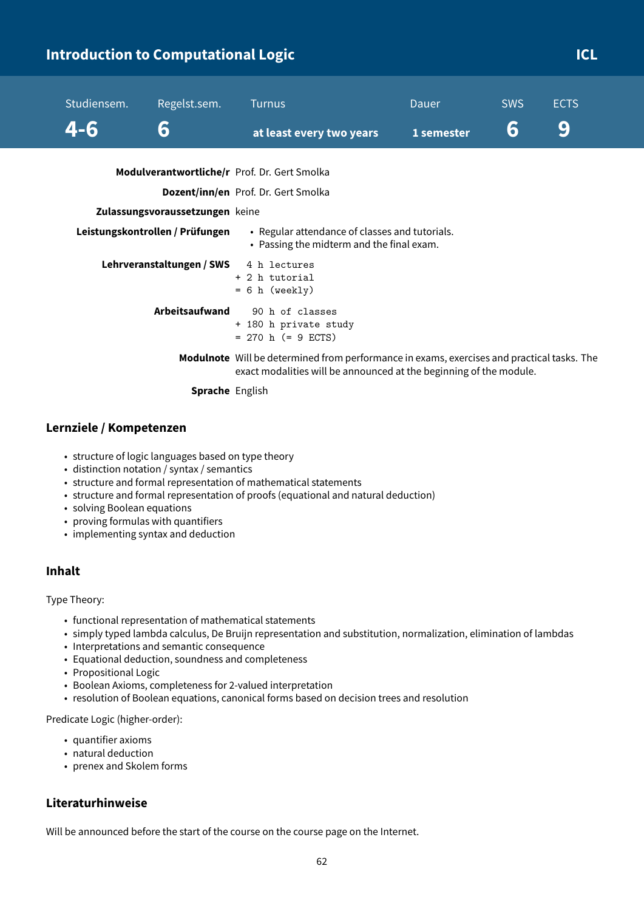## Introduction to Computational Logic — ICL

| Studiensem. | Regelst.sem. | Turnus | Dauer | SWS | ECTS |
|---|---|---|---|---|---|
| **4-6** | **6** | **at least every two years** | **1 semester** | **6** | **9** |

**Modulverantwortliche/r** Prof. Dr. Gert Smolka

**Dozent/inn/en** Prof. Dr. Gert Smolka

**Zulassungsvoraussetzungen** keine

**Leistungskontrollen / Prüfungen**

- Regular attendance of classes and tutorials.
- Passing the midterm and the final exam.

**Lehrveranstaltungen / SWS**

```
  4 h lectures
+ 2 h tutorial
= 6 h (weekly)
```

**Arbeitsaufwand**

```
   90 h of classes
+ 180 h private study
= 270 h (= 9 ECTS)
```

**Modulnote** Will be determined from performance in exams, exercises and practical tasks. The exact modalities will be announced at the beginning of the module.

**Sprache** English

### Lernziele / Kompetenzen

- structure of logic languages based on type theory
- distinction notation / syntax / semantics
- structure and formal representation of mathematical statements
- structure and formal representation of proofs (equational and natural deduction)
- solving Boolean equations
- proving formulas with quantifiers
- implementing syntax and deduction

### Inhalt

Type Theory:

- functional representation of mathematical statements
- simply typed lambda calculus, De Bruijn representation and substitution, normalization, elimination of lambdas
- Interpretations and semantic consequence
- Equational deduction, soundness and completeness
- Propositional Logic
- Boolean Axioms, completeness for 2-valued interpretation
- resolution of Boolean equations, canonical forms based on decision trees and resolution

Predicate Logic (higher-order):

- quantifier axioms
- natural deduction
- prenex and Skolem forms

### Literaturhinweise

Will be announced before the start of the course on the course page on the Internet.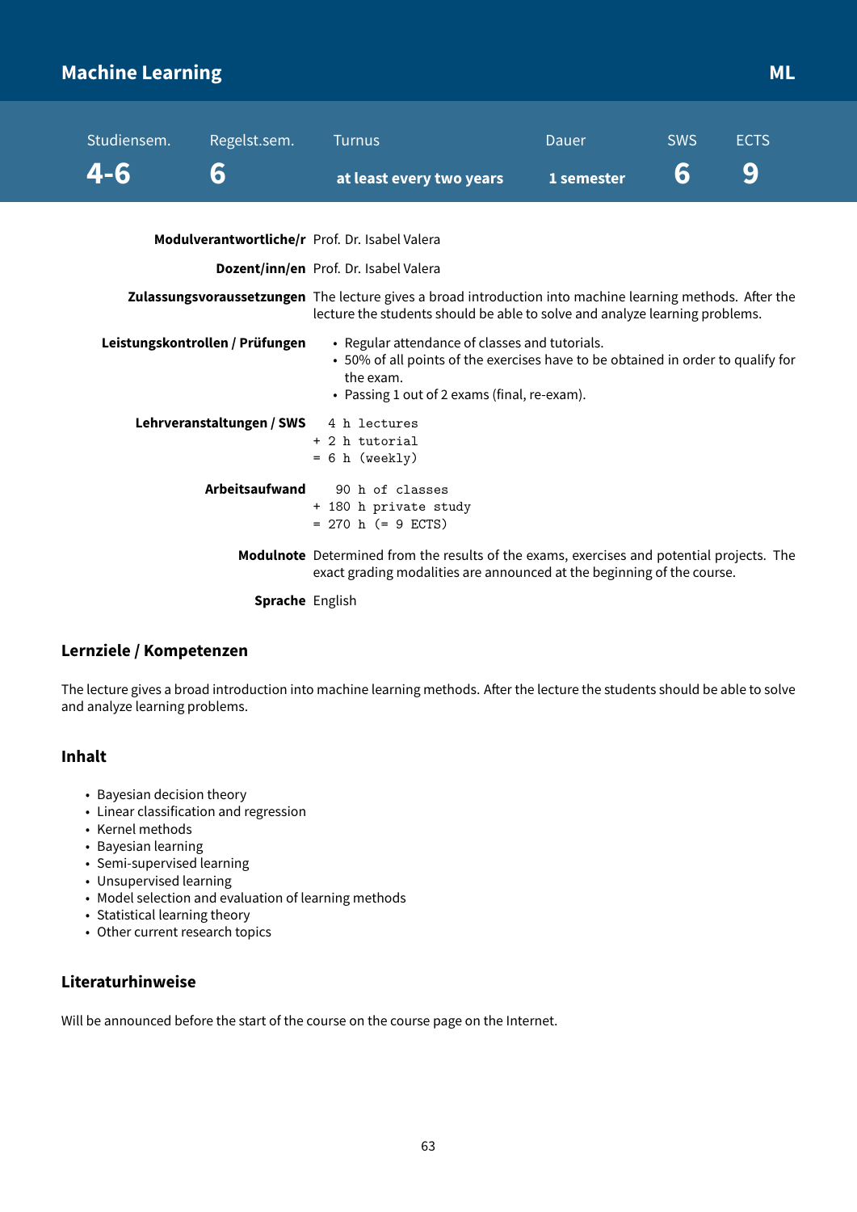## Machine Learning

**ML**

| Studiensem. | Regelst.sem. | Turnus | Dauer | SWS | ECTS |
|---|---|---|---|---|---|
| **4-6** | **6** | **at least every two years** | **1 semester** | **6** | **9** |

**Modulverantwortliche/r** Prof. Dr. Isabel Valera

**Dozent/inn/en** Prof. Dr. Isabel Valera

**Zulassungsvoraussetzungen** The lecture gives a broad introduction into machine learning methods. After the lecture the students should be able to solve and analyze learning problems.

**Leistungskontrollen / Prüfungen**

- Regular attendance of classes and tutorials.
- 50% of all points of the exercises have to be obtained in order to qualify for the exam.
- Passing 1 out of 2 exams (final, re-exam).

**Lehrveranstaltungen / SWS**

```
  4 h lectures
+ 2 h tutorial
= 6 h (weekly)
```

**Arbeitsaufwand**

```
   90 h of classes
+ 180 h private study
= 270 h (= 9 ECTS)
```

**Modulnote** Determined from the results of the exams, exercises and potential projects. The exact grading modalities are announced at the beginning of the course.

**Sprache** English

### Lernziele / Kompetenzen

The lecture gives a broad introduction into machine learning methods. After the lecture the students should be able to solve and analyze learning problems.

### Inhalt

- Bayesian decision theory
- Linear classification and regression
- Kernel methods
- Bayesian learning
- Semi-supervised learning
- Unsupervised learning
- Model selection and evaluation of learning methods
- Statistical learning theory
- Other current research topics

### Literaturhinweise

Will be announced before the start of the course on the course page on the Internet.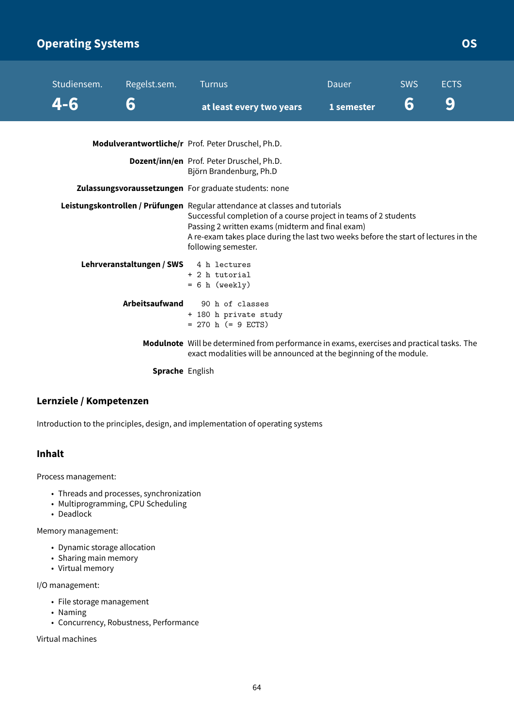# Operating Systems

**OS**

| Studiensem. | Regelst.sem. | Turnus | Dauer | SWS | ECTS |
|---|---|---|---|---|---|
| **4-6** | **6** | **at least every two years** | **1 semester** | **6** | **9** |

**Modulverantwortliche/r** Prof. Peter Druschel, Ph.D.

**Dozent/inn/en** Prof. Peter Druschel, Ph.D.
Björn Brandenburg, Ph.D

**Zulassungsvoraussetzungen** For graduate students: none

**Leistungskontrollen / Prüfungen** Regular attendance at classes and tutorials
Successful completion of a course project in teams of 2 students
Passing 2 written exams (midterm and final exam)
A re-exam takes place during the last two weeks before the start of lectures in the following semester.

**Lehrveranstaltungen / SWS**

```
  4 h lectures
+ 2 h tutorial
= 6 h (weekly)
```

**Arbeitsaufwand**

```
   90 h of classes
+ 180 h private study
= 270 h (= 9 ECTS)
```

**Modulnote** Will be determined from performance in exams, exercises and practical tasks. The exact modalities will be announced at the beginning of the module.

**Sprache** English

## Lernziele / Kompetenzen

Introduction to the principles, design, and implementation of operating systems

## Inhalt

Process management:

- Threads and processes, synchronization
- Multiprogramming, CPU Scheduling
- Deadlock

Memory management:

- Dynamic storage allocation
- Sharing main memory
- Virtual memory

I/O management:

- File storage management
- Naming
- Concurrency, Robustness, Performance

Virtual machines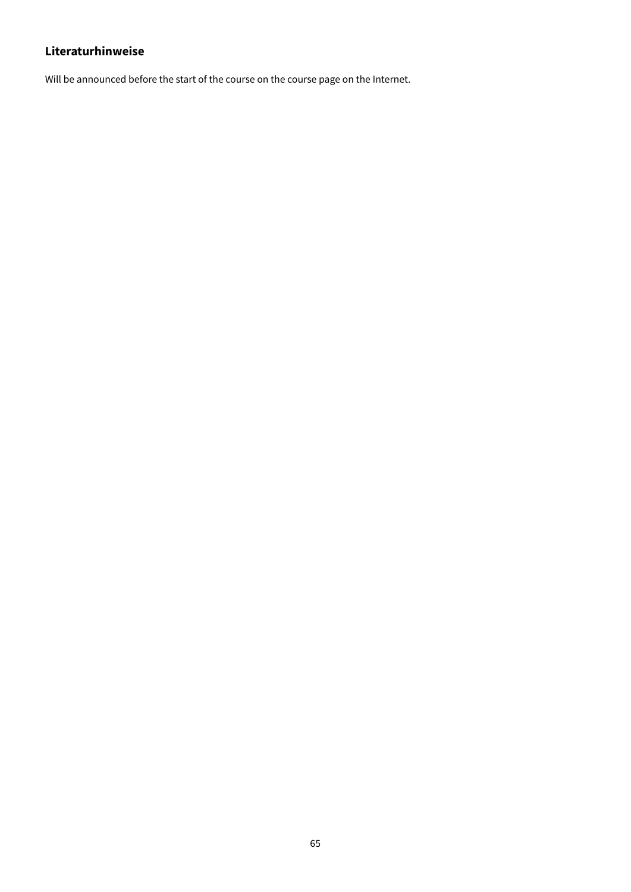### Literaturhinweise

Will be announced before the start of the course on the course page on the Internet.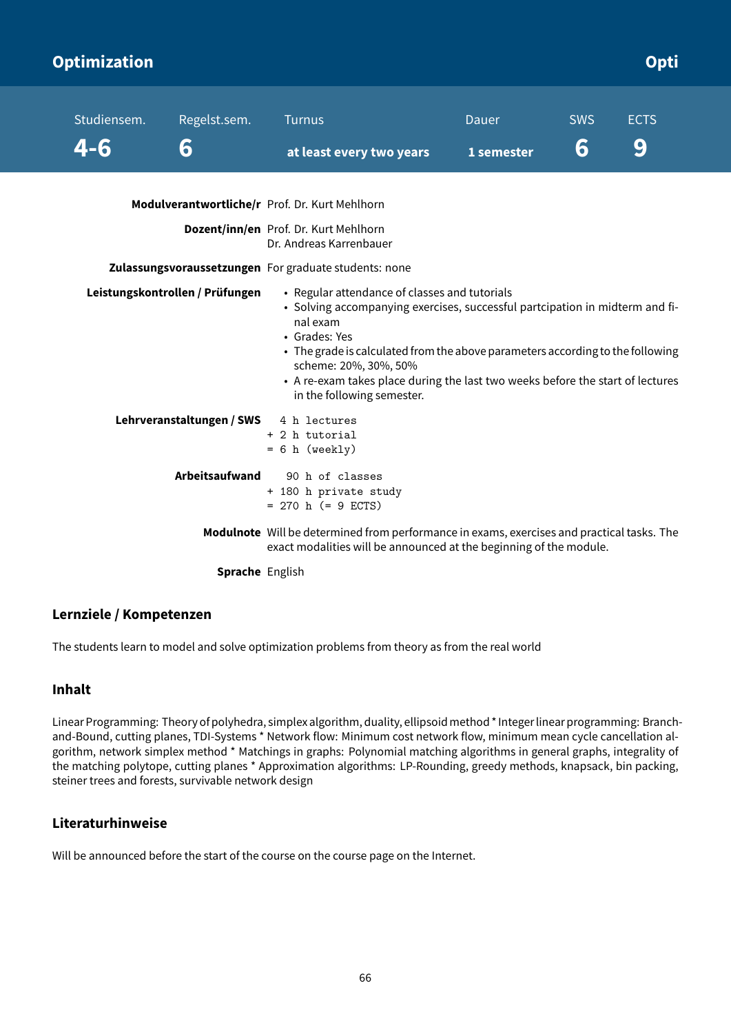# Optimization

**Opti**

| Studiensem. | Regelst.sem. | Turnus | Dauer | SWS | ECTS |
|---|---|---|---|---|---|
| **4-6** | **6** | **at least every two years** | **1 semester** | **6** | **9** |

**Modulverantwortliche/r** Prof. Dr. Kurt Mehlhorn

**Dozent/inn/en** Prof. Dr. Kurt Mehlhorn
Dr. Andreas Karrenbauer

**Zulassungsvoraussetzungen** For graduate students: none

**Leistungskontrollen / Prüfungen**

- Regular attendance of classes and tutorials
- Solving accompanying exercises, successful partcipation in midterm and final exam
- Grades: Yes
- The grade is calculated from the above parameters according to the following scheme: 20%, 30%, 50%
- A re-exam takes place during the last two weeks before the start of lectures in the following semester.

**Lehrveranstaltungen / SWS**

```
  4 h lectures
+ 2 h tutorial
= 6 h (weekly)
```

**Arbeitsaufwand**

```
   90 h of classes
+ 180 h private study
= 270 h (= 9 ECTS)
```

**Modulnote** Will be determined from performance in exams, exercises and practical tasks. The exact modalities will be announced at the beginning of the module.

**Sprache** English

## Lernziele / Kompetenzen

The students learn to model and solve optimization problems from theory as from the real world

## Inhalt

Linear Programming: Theory of polyhedra, simplex algorithm, duality, ellipsoid method * Integer linear programming: Branch-and-Bound, cutting planes, TDI-Systems * Network flow: Minimum cost network flow, minimum mean cycle cancellation algorithm, network simplex method * Matchings in graphs: Polynomial matching algorithms in general graphs, integrality of the matching polytope, cutting planes * Approximation algorithms: LP-Rounding, greedy methods, knapsack, bin packing, steiner trees and forests, survivable network design

## Literaturhinweise

Will be announced before the start of the course on the course page on the Internet.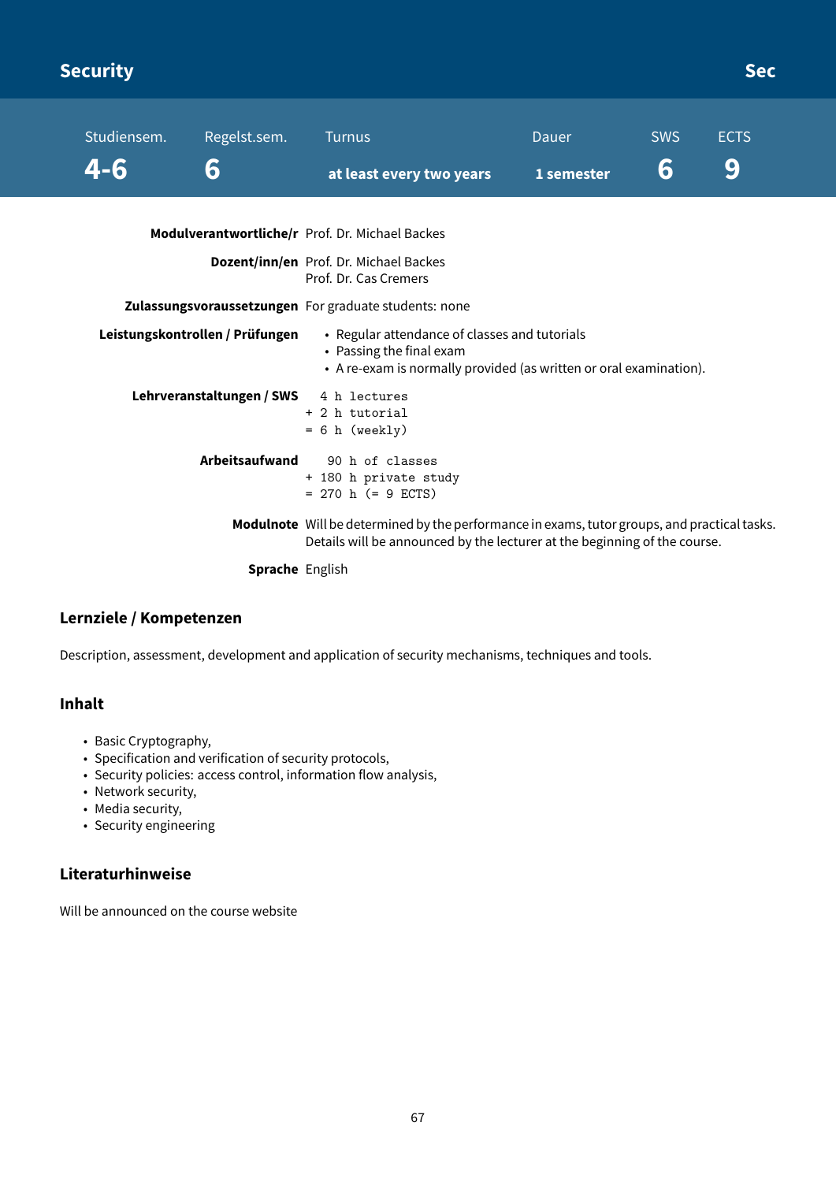## Security

**Sec**

| Studiensem. | Regelst.sem. | Turnus | Dauer | SWS | ECTS |
|---|---|---|---|---|---|
| **4-6** | **6** | **at least every two years** | **1 semester** | **6** | **9** |

**Modulverantwortliche/r** Prof. Dr. Michael Backes

**Dozent/inn/en** Prof. Dr. Michael Backes
Prof. Dr. Cas Cremers

**Zulassungsvoraussetzungen** For graduate students: none

**Leistungskontrollen / Prüfungen**

- Regular attendance of classes and tutorials
- Passing the final exam
- A re-exam is normally provided (as written or oral examination).

**Lehrveranstaltungen / SWS**

```
  4 h lectures
+ 2 h tutorial
= 6 h (weekly)
```

**Arbeitsaufwand**

```
   90 h of classes
+ 180 h private study
= 270 h (= 9 ECTS)
```

**Modulnote** Will be determined by the performance in exams, tutor groups, and practical tasks. Details will be announced by the lecturer at the beginning of the course.

**Sprache** English

### Lernziele / Kompetenzen

Description, assessment, development and application of security mechanisms, techniques and tools.

### Inhalt

- Basic Cryptography,
- Specification and verification of security protocols,
- Security policies: access control, information flow analysis,
- Network security,
- Media security,
- Security engineering

### Literaturhinweise

Will be announced on the course website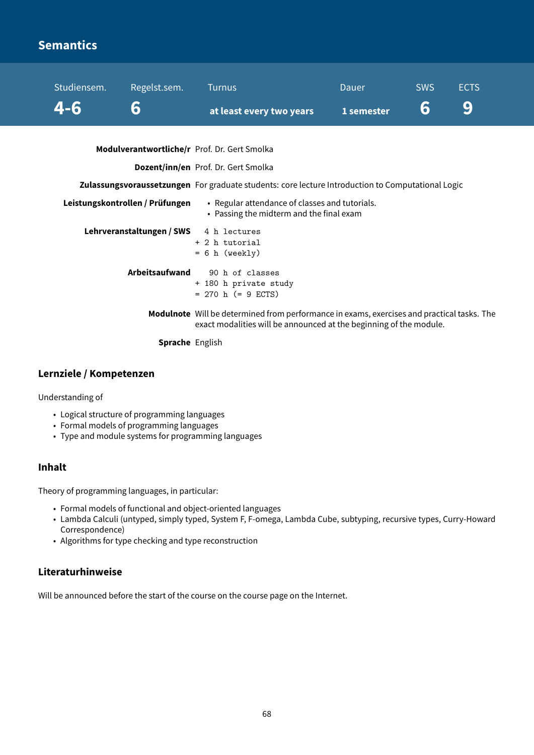# Semantics

| Studiensem. | Regelst.sem. | Turnus | Dauer | SWS | ECTS |
|---|---|---|---|---|---|
| **4-6** | **6** | **at least every two years** | **1 semester** | **6** | **9** |

**Modulverantwortliche/r** Prof. Dr. Gert Smolka

**Dozent/inn/en** Prof. Dr. Gert Smolka

**Zulassungsvoraussetzungen** For graduate students: core lecture Introduction to Computational Logic

**Leistungskontrollen / Prüfungen**

- Regular attendance of classes and tutorials.
- Passing the midterm and the final exam

**Lehrveranstaltungen / SWS**

```
  4 h lectures
+ 2 h tutorial
= 6 h (weekly)
```

**Arbeitsaufwand**

```
   90 h of classes
+ 180 h private study
= 270 h (= 9 ECTS)
```

**Modulnote** Will be determined from performance in exams, exercises and practical tasks. The exact modalities will be announced at the beginning of the module.

**Sprache** English

## Lernziele / Kompetenzen

Understanding of

- Logical structure of programming languages
- Formal models of programming languages
- Type and module systems for programming languages

## Inhalt

Theory of programming languages, in particular:

- Formal models of functional and object-oriented languages
- Lambda Calculi (untyped, simply typed, System F, F-omega, Lambda Cube, subtyping, recursive types, Curry-Howard Correspondence)
- Algorithms for type checking and type reconstruction

## Literaturhinweise

Will be announced before the start of the course on the course page on the Internet.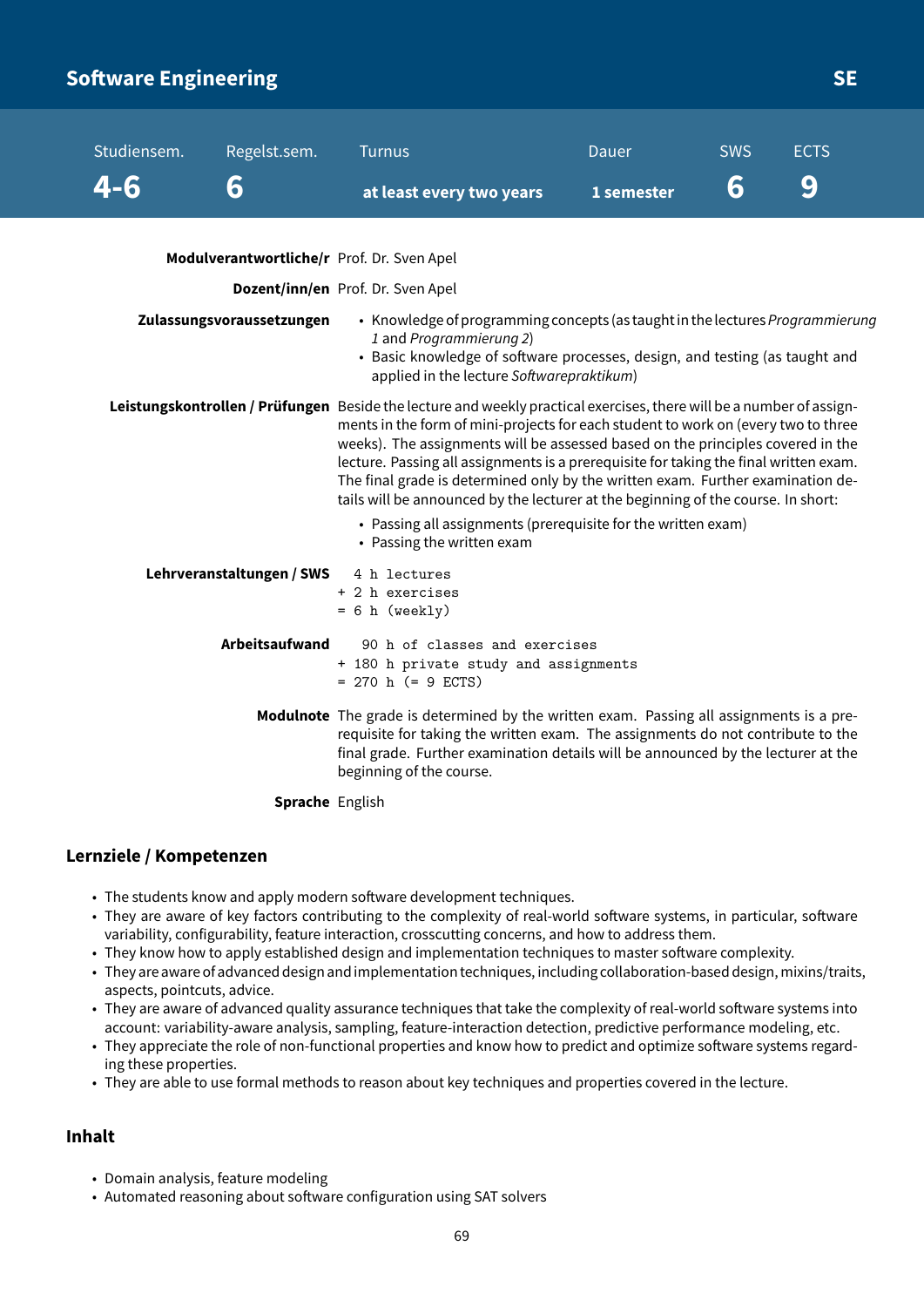# Software Engineering

**SE**

| Studiensem. | Regelst.sem. | Turnus | Dauer | SWS | ECTS |
|---|---|---|---|---|---|
| **4-6** | **6** | **at least every two years** | **1 semester** | **6** | **9** |

**Modulverantwortliche/r** Prof. Dr. Sven Apel

**Dozent/inn/en** Prof. Dr. Sven Apel

**Zulassungsvoraussetzungen**

- Knowledge of programming concepts (as taught in the lectures *Programmierung 1* and *Programmierung 2*)
- Basic knowledge of software processes, design, and testing (as taught and applied in the lecture *Softwarepraktikum*)

**Leistungskontrollen / Prüfungen** Beside the lecture and weekly practical exercises, there will be a number of assignments in the form of mini-projects for each student to work on (every two to three weeks). The assignments will be assessed based on the principles covered in the lecture. Passing all assignments is a prerequisite for taking the final written exam. The final grade is determined only by the written exam. Further examination details will be announced by the lecturer at the beginning of the course. In short:

- Passing all assignments (prerequisite for the written exam)
- Passing the written exam

**Lehrveranstaltungen / SWS**

```
  4 h lectures
+ 2 h exercises
= 6 h (weekly)
```

**Arbeitsaufwand**

```
   90 h of classes and exercises
+ 180 h private study and assignments
= 270 h (= 9 ECTS)
```

**Modulnote** The grade is determined by the written exam. Passing all assignments is a prerequisite for taking the written exam. The assignments do not contribute to the final grade. Further examination details will be announced by the lecturer at the beginning of the course.

**Sprache** English

## Lernziele / Kompetenzen

- The students know and apply modern software development techniques.
- They are aware of key factors contributing to the complexity of real-world software systems, in particular, software variability, configurability, feature interaction, crosscutting concerns, and how to address them.
- They know how to apply established design and implementation techniques to master software complexity.
- They are aware of advanced design and implementation techniques, including collaboration-based design, mixins/traits, aspects, pointcuts, advice.
- They are aware of advanced quality assurance techniques that take the complexity of real-world software systems into account: variability-aware analysis, sampling, feature-interaction detection, predictive performance modeling, etc.
- They appreciate the role of non-functional properties and know how to predict and optimize software systems regarding these properties.
- They are able to use formal methods to reason about key techniques and properties covered in the lecture.

## Inhalt

- Domain analysis, feature modeling
- Automated reasoning about software configuration using SAT solvers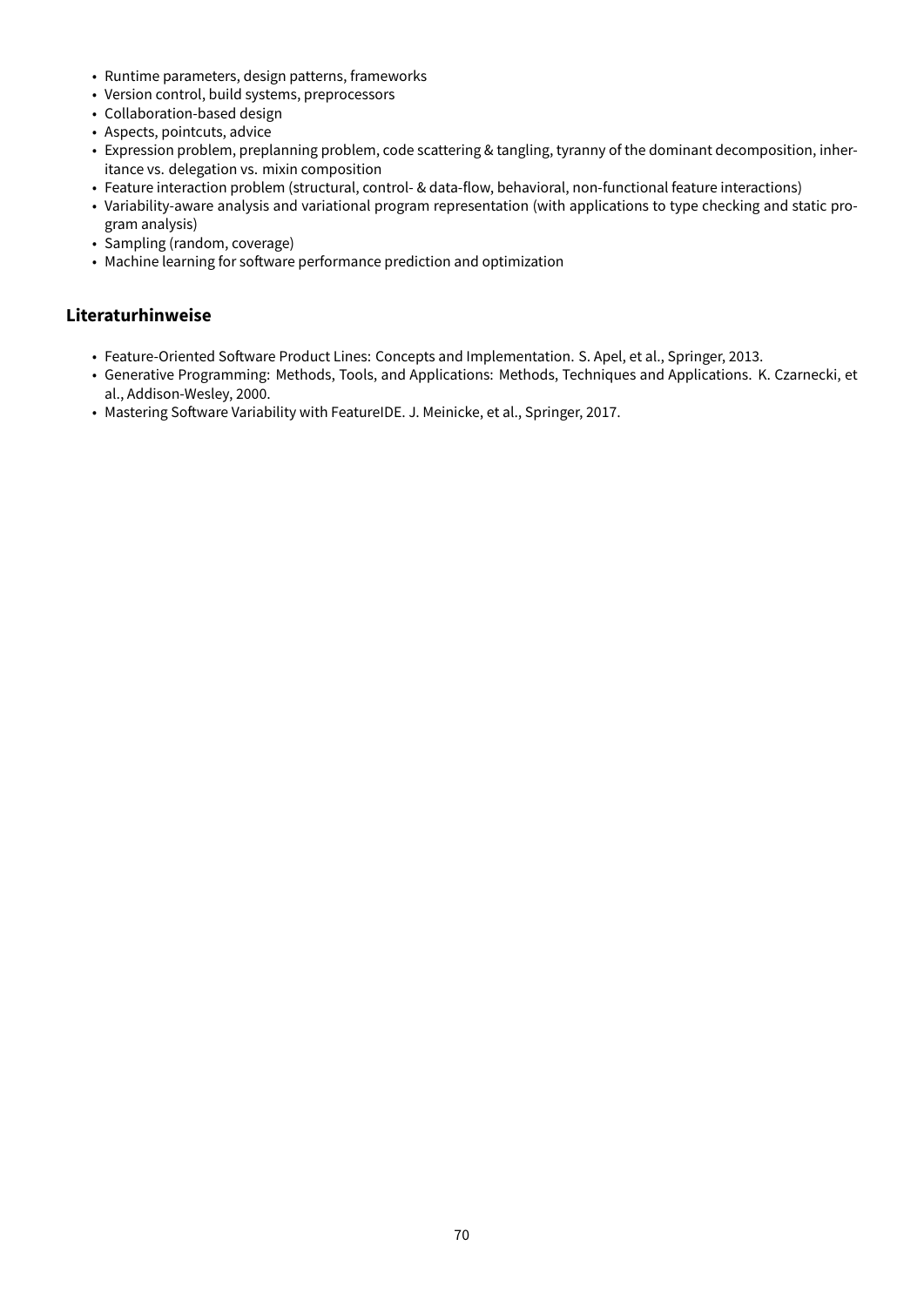- Runtime parameters, design patterns, frameworks
- Version control, build systems, preprocessors
- Collaboration-based design
- Aspects, pointcuts, advice
- Expression problem, preplanning problem, code scattering & tangling, tyranny of the dominant decomposition, inheritance vs. delegation vs. mixin composition
- Feature interaction problem (structural, control- & data-flow, behavioral, non-functional feature interactions)
- Variability-aware analysis and variational program representation (with applications to type checking and static program analysis)
- Sampling (random, coverage)
- Machine learning for software performance prediction and optimization

## Literaturhinweise

- Feature-Oriented Software Product Lines: Concepts and Implementation. S. Apel, et al., Springer, 2013.
- Generative Programming: Methods, Tools, and Applications: Methods, Techniques and Applications. K. Czarnecki, et al., Addison-Wesley, 2000.
- Mastering Software Variability with FeatureIDE. J. Meinicke, et al., Springer, 2017.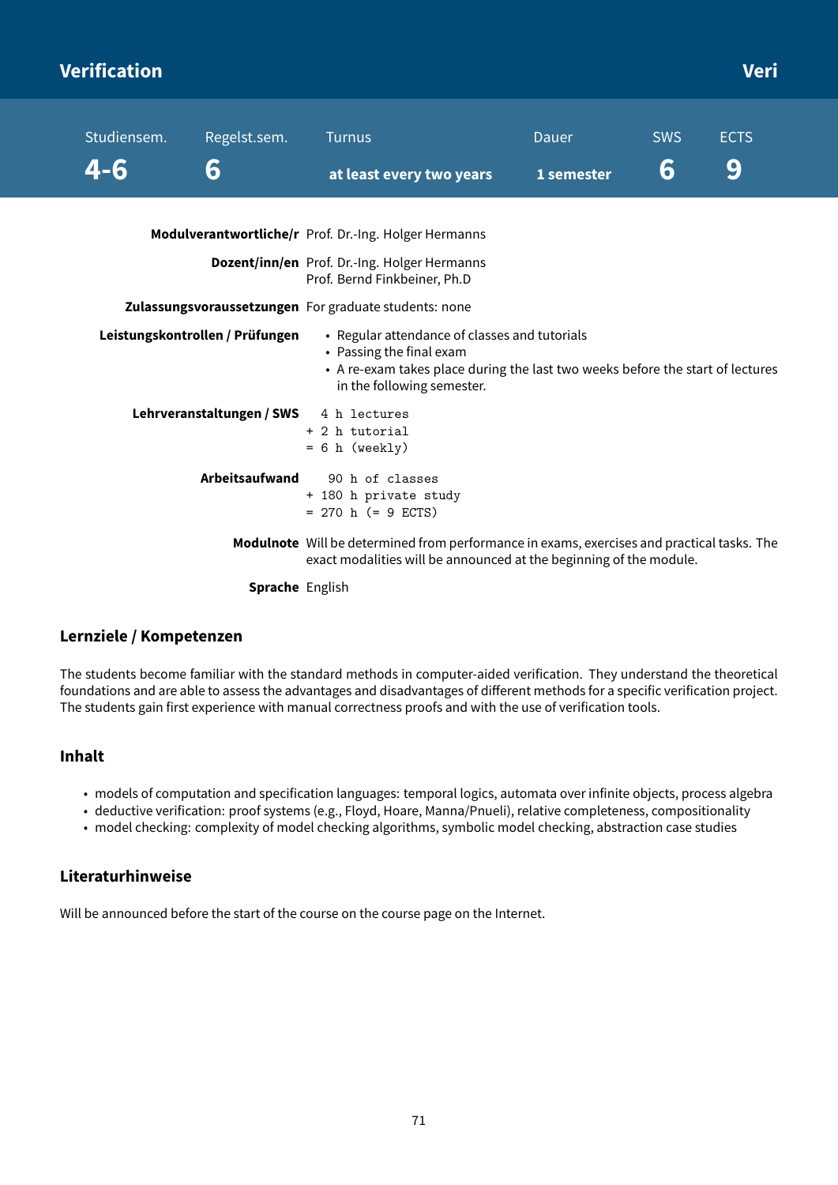# Verification — Veri

| Studiensem. | Regelst.sem. | Turnus | Dauer | SWS | ECTS |
|---|---|---|---|---|---|
| 4-6 | 6 | at least every two years | 1 semester | 6 | 9 |

**Modulverantwortliche/r** Prof. Dr.-Ing. Holger Hermanns

**Dozent/inn/en** Prof. Dr.-Ing. Holger Hermanns
Prof. Bernd Finkbeiner, Ph.D

**Zulassungsvoraussetzungen** For graduate students: none

**Leistungskontrollen / Prüfungen**

- Regular attendance of classes and tutorials
- Passing the final exam
- A re-exam takes place during the last two weeks before the start of lectures in the following semester.

**Lehrveranstaltungen / SWS**

```
  4 h lectures
+ 2 h tutorial
= 6 h (weekly)
```

**Arbeitsaufwand**

```
   90 h of classes
+ 180 h private study
= 270 h (= 9 ECTS)
```

**Modulnote** Will be determined from performance in exams, exercises and practical tasks. The exact modalities will be announced at the beginning of the module.

**Sprache** English

## Lernziele / Kompetenzen

The students become familiar with the standard methods in computer-aided verification. They understand the theoretical foundations and are able to assess the advantages and disadvantages of different methods for a specific verification project. The students gain first experience with manual correctness proofs and with the use of verification tools.

## Inhalt

- models of computation and specification languages: temporal logics, automata over infinite objects, process algebra
- deductive verification: proof systems (e.g., Floyd, Hoare, Manna/Pnueli), relative completeness, compositionality
- model checking: complexity of model checking algorithms, symbolic model checking, abstraction case studies

## Literaturhinweise

Will be announced before the start of the course on the course page on the Internet.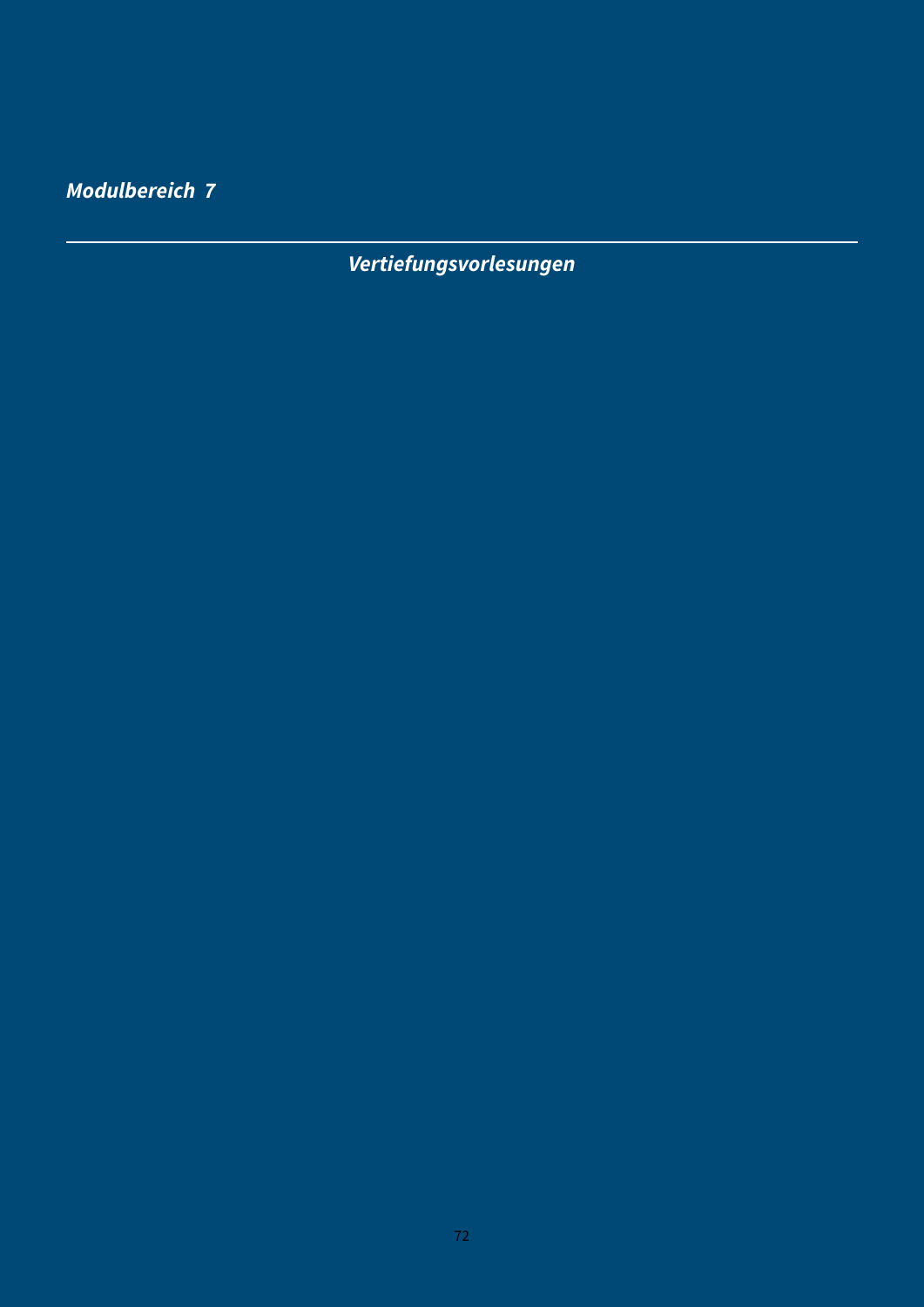*Modulbereich 7*

---

## *Vertiefungsvorlesungen*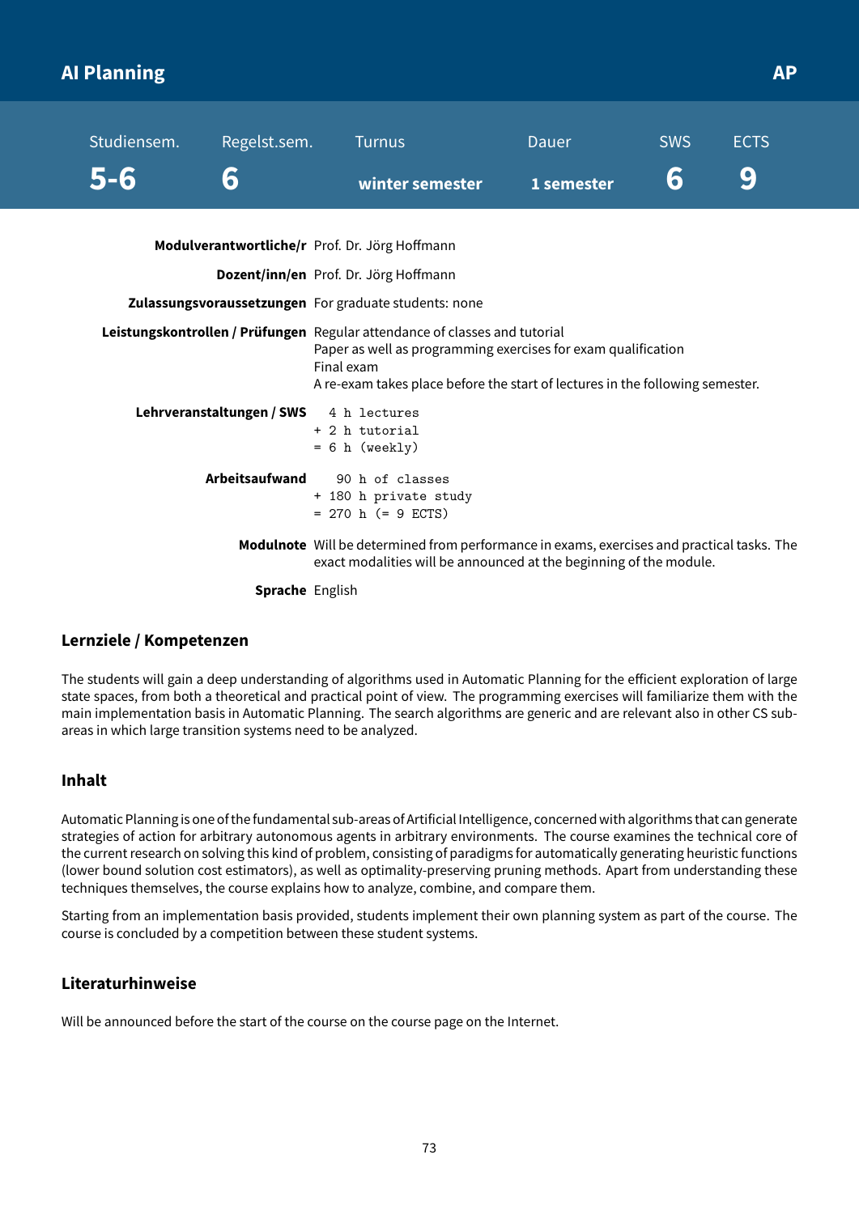# AI Planning

**AP**

| Studiensem. | Regelst.sem. | Turnus | Dauer | SWS | ECTS |
|---|---|---|---|---|---|
| **5-6** | **6** | **winter semester** | **1 semester** | **6** | **9** |

**Modulverantwortliche/r** Prof. Dr. Jörg Hoffmann

**Dozent/inn/en** Prof. Dr. Jörg Hoffmann

**Zulassungsvoraussetzungen** For graduate students: none

**Leistungskontrollen / Prüfungen** Regular attendance of classes and tutorial
Paper as well as programming exercises for exam qualification
Final exam
A re-exam takes place before the start of lectures in the following semester.

**Lehrveranstaltungen / SWS**

```
  4 h lectures
+ 2 h tutorial
= 6 h (weekly)
```

**Arbeitsaufwand**

```
   90 h of classes
+ 180 h private study
= 270 h (= 9 ECTS)
```

**Modulnote** Will be determined from performance in exams, exercises and practical tasks. The exact modalities will be announced at the beginning of the module.

**Sprache** English

## Lernziele / Kompetenzen

The students will gain a deep understanding of algorithms used in Automatic Planning for the efficient exploration of large state spaces, from both a theoretical and practical point of view. The programming exercises will familiarize them with the main implementation basis in Automatic Planning. The search algorithms are generic and are relevant also in other CS sub-areas in which large transition systems need to be analyzed.

## Inhalt

Automatic Planning is one of the fundamental sub-areas of Artificial Intelligence, concerned with algorithms that can generate strategies of action for arbitrary autonomous agents in arbitrary environments. The course examines the technical core of the current research on solving this kind of problem, consisting of paradigms for automatically generating heuristic functions (lower bound solution cost estimators), as well as optimality-preserving pruning methods. Apart from understanding these techniques themselves, the course explains how to analyze, combine, and compare them.

Starting from an implementation basis provided, students implement their own planning system as part of the course. The course is concluded by a competition between these student systems.

## Literaturhinweise

Will be announced before the start of the course on the course page on the Internet.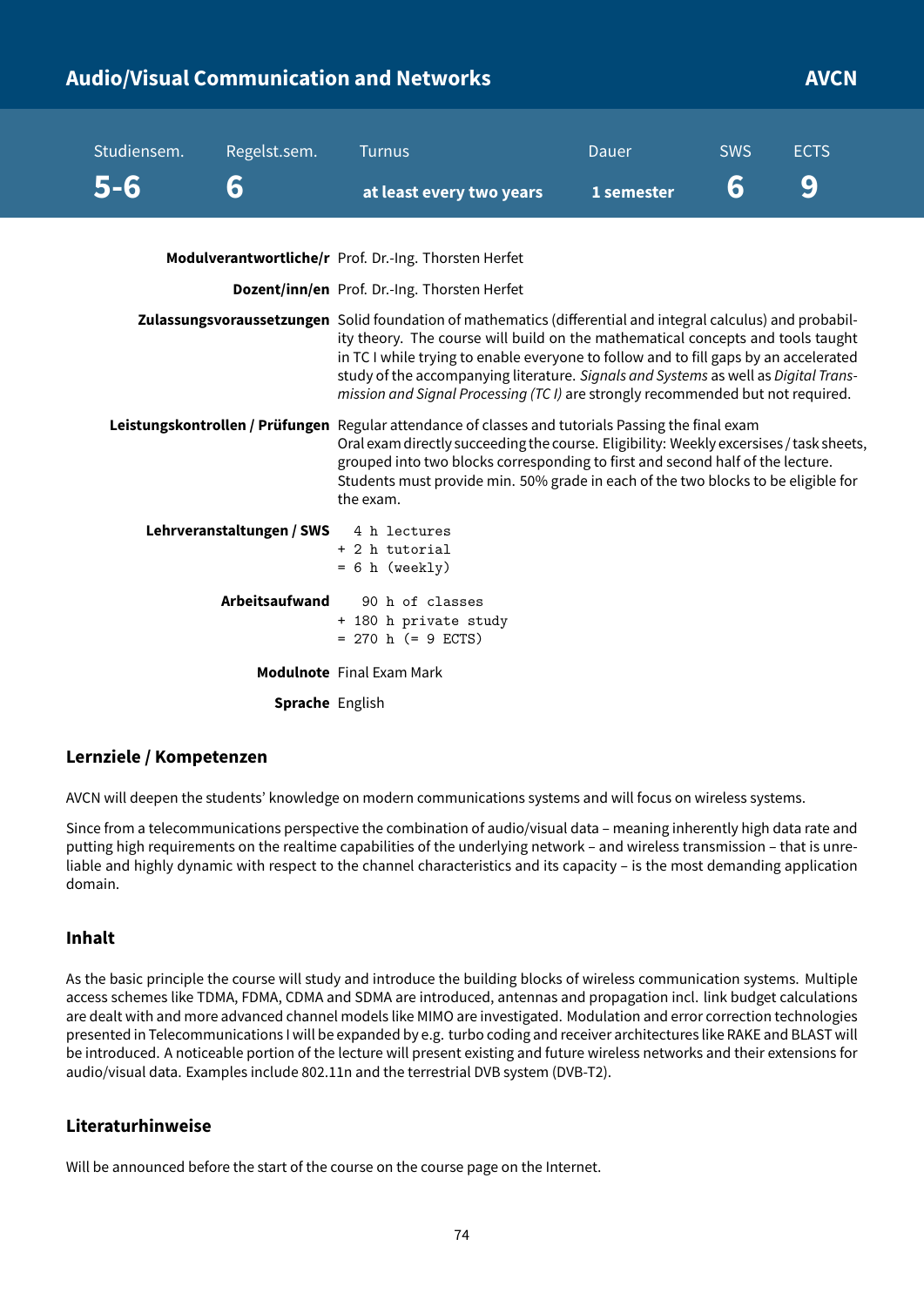## Audio/Visual Communication and Networks — AVCN

| Studiensem. | Regelst.sem. | Turnus | Dauer | SWS | ECTS |
|---|---|---|---|---|---|
| 5-6 | 6 | at least every two years | 1 semester | 6 | 9 |

**Modulverantwortliche/r** Prof. Dr.-Ing. Thorsten Herfet

**Dozent/inn/en** Prof. Dr.-Ing. Thorsten Herfet

**Zulassungsvoraussetzungen** Solid foundation of mathematics (differential and integral calculus) and probability theory. The course will build on the mathematical concepts and tools taught in TC I while trying to enable everyone to follow and to fill gaps by an accelerated study of the accompanying literature. *Signals and Systems* as well as *Digital Transmission and Signal Processing (TC I)* are strongly recommended but not required.

**Leistungskontrollen / Prüfungen** Regular attendance of classes and tutorials Passing the final exam
Oral exam directly succeeding the course. Eligibility: Weekly excersises / task sheets, grouped into two blocks corresponding to first and second half of the lecture. Students must provide min. 50% grade in each of the two blocks to be eligible for the exam.

**Lehrveranstaltungen / SWS**
```
  4 h lectures
+ 2 h tutorial
= 6 h (weekly)
```

**Arbeitsaufwand**
```
   90 h of classes
+ 180 h private study
= 270 h (= 9 ECTS)
```

**Modulnote** Final Exam Mark

**Sprache** English

### Lernziele / Kompetenzen

AVCN will deepen the students' knowledge on modern communications systems and will focus on wireless systems.

Since from a telecommunications perspective the combination of audio/visual data – meaning inherently high data rate and putting high requirements on the realtime capabilities of the underlying network – and wireless transmission – that is unreliable and highly dynamic with respect to the channel characteristics and its capacity – is the most demanding application domain.

### Inhalt

As the basic principle the course will study and introduce the building blocks of wireless communication systems. Multiple access schemes like TDMA, FDMA, CDMA and SDMA are introduced, antennas and propagation incl. link budget calculations are dealt with and more advanced channel models like MIMO are investigated. Modulation and error correction technologies presented in Telecommunications I will be expanded by e.g. turbo coding and receiver architectures like RAKE and BLAST will be introduced. A noticeable portion of the lecture will present existing and future wireless networks and their extensions for audio/visual data. Examples include 802.11n and the terrestrial DVB system (DVB-T2).

### Literaturhinweise

Will be announced before the start of the course on the course page on the Internet.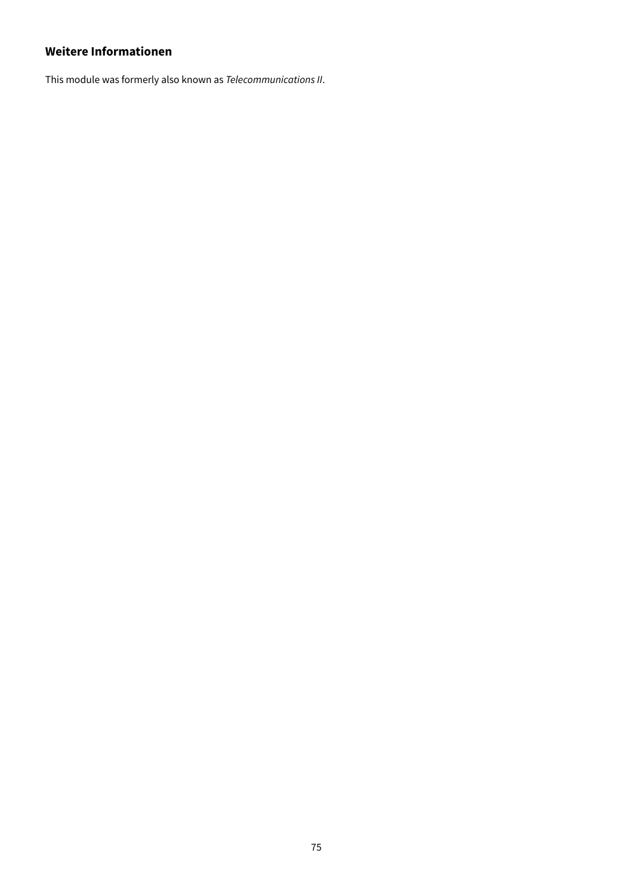### Weitere Informationen

This module was formerly also known as *Telecommunications II*.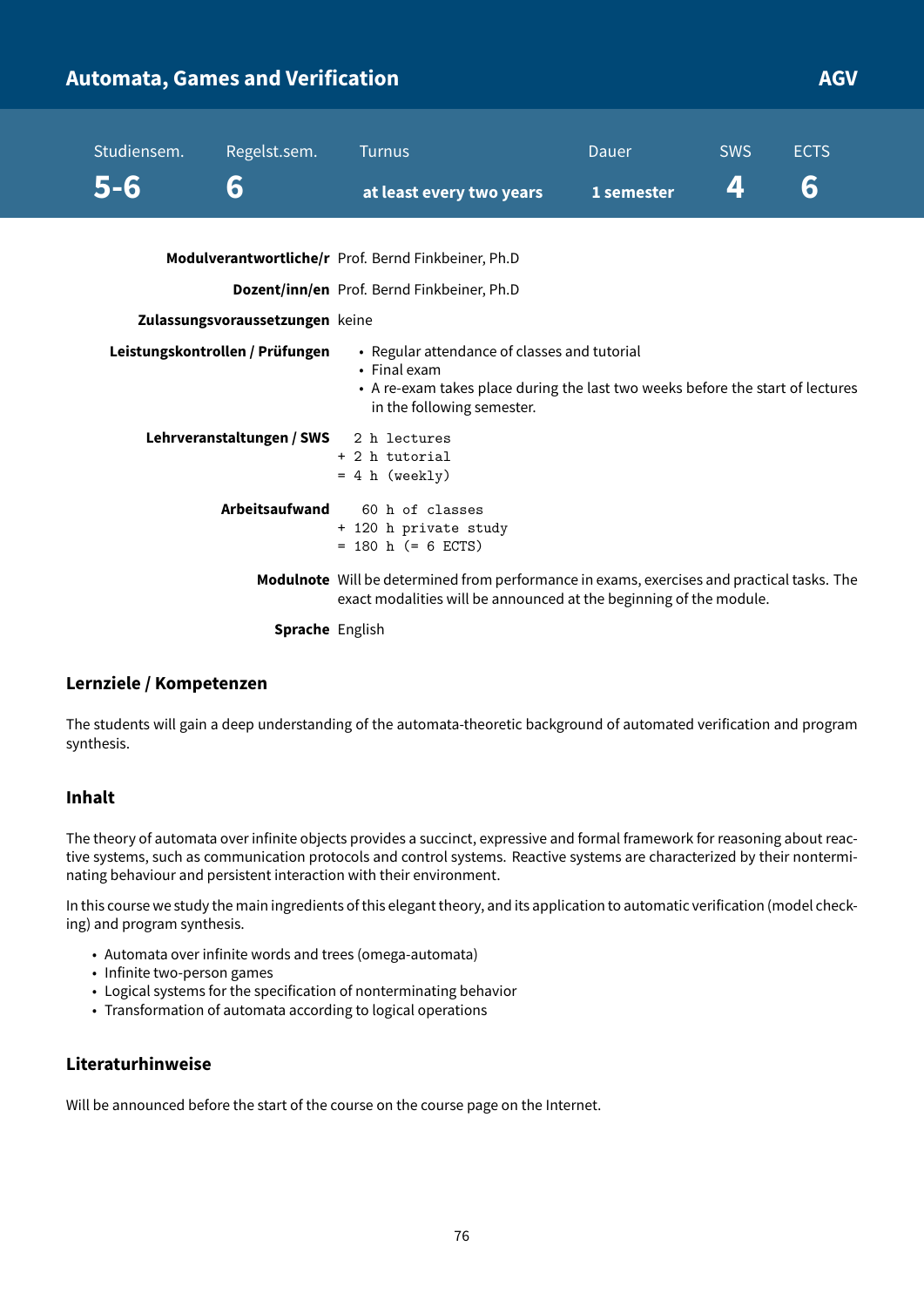# Automata, Games and Verification

**AGV**

| Studiensem. | Regelst.sem. | Turnus | Dauer | SWS | ECTS |
|---|---|---|---|---|---|
| 5-6 | 6 | at least every two years | 1 semester | 4 | 6 |

**Modulverantwortliche/r** Prof. Bernd Finkbeiner, Ph.D

**Dozent/inn/en** Prof. Bernd Finkbeiner, Ph.D

**Zulassungsvoraussetzungen** keine

**Leistungskontrollen / Prüfungen**

- Regular attendance of classes and tutorial
- Final exam
- A re-exam takes place during the last two weeks before the start of lectures in the following semester.

**Lehrveranstaltungen / SWS**

```
  2 h lectures
+ 2 h tutorial
= 4 h (weekly)
```

**Arbeitsaufwand**

```
   60 h of classes
+ 120 h private study
= 180 h (= 6 ECTS)
```

**Modulnote** Will be determined from performance in exams, exercises and practical tasks. The exact modalities will be announced at the beginning of the module.

**Sprache** English

## Lernziele / Kompetenzen

The students will gain a deep understanding of the automata-theoretic background of automated verification and program synthesis.

## Inhalt

The theory of automata over infinite objects provides a succinct, expressive and formal framework for reasoning about reactive systems, such as communication protocols and control systems. Reactive systems are characterized by their nonterminating behaviour and persistent interaction with their environment.

In this course we study the main ingredients of this elegant theory, and its application to automatic verification (model checking) and program synthesis.

- Automata over infinite words and trees (omega-automata)
- Infinite two-person games
- Logical systems for the specification of nonterminating behavior
- Transformation of automata according to logical operations

## Literaturhinweise

Will be announced before the start of the course on the course page on the Internet.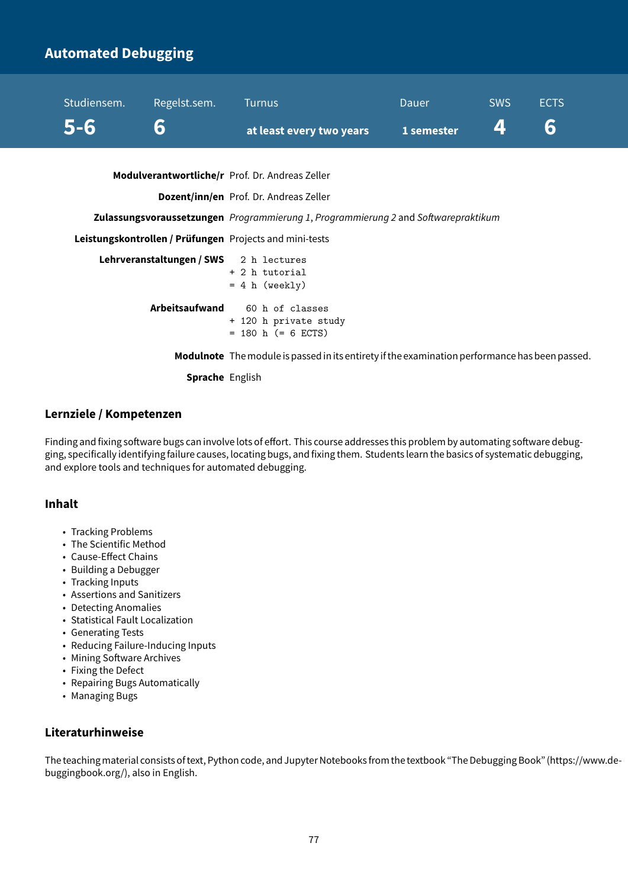# Automated Debugging

| Studiensem. | Regelst.sem. | Turnus | Dauer | SWS | ECTS |
| --- | --- | --- | --- | --- | --- |
| **5-6** | **6** | **at least every two years** | **1 semester** | **4** | **6** |

**Modulverantwortliche/r** Prof. Dr. Andreas Zeller

**Dozent/inn/en** Prof. Dr. Andreas Zeller

**Zulassungsvoraussetzungen** *Programmierung 1*, *Programmierung 2* and *Softwarepraktikum*

**Leistungskontrollen / Prüfungen** Projects and mini-tests

**Lehrveranstaltungen / SWS**

```
  2 h lectures
+ 2 h tutorial
= 4 h (weekly)
```

**Arbeitsaufwand**

```
   60 h of classes
+ 120 h private study
= 180 h (= 6 ECTS)
```

**Modulnote** The module is passed in its entirety if the examination performance has been passed.

**Sprache** English

## Lernziele / Kompetenzen

Finding and fixing software bugs can involve lots of effort. This course addresses this problem by automating software debugging, specifically identifying failure causes, locating bugs, and fixing them. Students learn the basics of systematic debugging, and explore tools and techniques for automated debugging.

## Inhalt

- Tracking Problems
- The Scientific Method
- Cause-Effect Chains
- Building a Debugger
- Tracking Inputs
- Assertions and Sanitizers
- Detecting Anomalies
- Statistical Fault Localization
- Generating Tests
- Reducing Failure-Inducing Inputs
- Mining Software Archives
- Fixing the Defect
- Repairing Bugs Automatically
- Managing Bugs

## Literaturhinweise

The teaching material consists of text, Python code, and Jupyter Notebooks from the textbook "The Debugging Book" (https://www.debuggingbook.org/), also in English.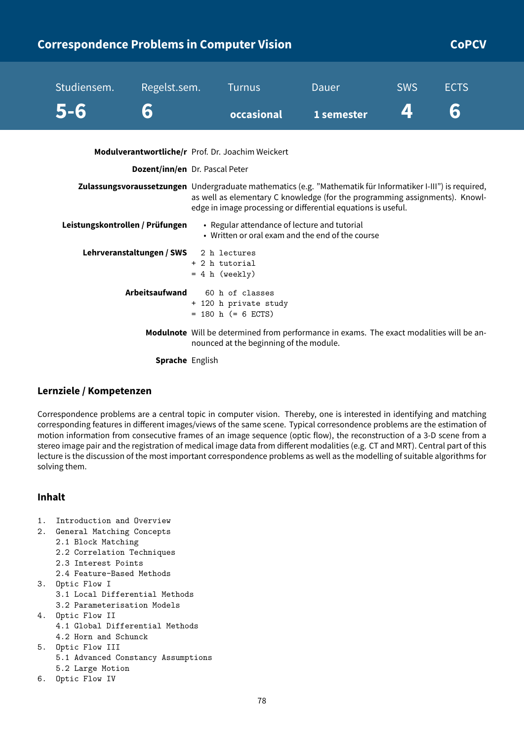## Correspondence Problems in Computer Vision — CoPCV

| Studiensem. | Regelst.sem. | Turnus | Dauer | SWS | ECTS |
|---|---|---|---|---|---|
| 5-6 | 6 | occasional | 1 semester | 4 | 6 |

**Modulverantwortliche/r** Prof. Dr. Joachim Weickert

**Dozent/inn/en** Dr. Pascal Peter

**Zulassungsvoraussetzungen** Undergraduate mathematics (e.g. "Mathematik für Informatiker I-III") is required, as well as elementary C knowledge (for the programming assignments). Knowledge in image processing or differential equations is useful.

**Leistungskontrollen / Prüfungen**

- Regular attendance of lecture and tutorial
- Written or oral exam and the end of the course

**Lehrveranstaltungen / SWS**

```
  2 h lectures
+ 2 h tutorial
= 4 h (weekly)
```

**Arbeitsaufwand**

```
   60 h of classes
+ 120 h private study
= 180 h (= 6 ECTS)
```

**Modulnote** Will be determined from performance in exams. The exact modalities will be announced at the beginning of the module.

**Sprache** English

### Lernziele / Kompetenzen

Correspondence problems are a central topic in computer vision. Thereby, one is interested in identifying and matching corresponding features in different images/views of the same scene. Typical corresondence problems are the estimation of motion information from consecutive frames of an image sequence (optic flow), the reconstruction of a 3-D scene from a stereo image pair and the registration of medical image data from different modalities (e.g. CT and MRT). Central part of this lecture is the discussion of the most important correspondence problems as well as the modelling of suitable algorithms for solving them.

### Inhalt

```
1.  Introduction and Overview
2.  General Matching Concepts
    2.1 Block Matching
    2.2 Correlation Techniques
    2.3 Interest Points
    2.4 Feature-Based Methods
3.  Optic Flow I
    3.1 Local Differential Methods
    3.2 Parameterisation Models
4.  Optic Flow II
    4.1 Global Differential Methods
    4.2 Horn and Schunck
5.  Optic Flow III
    5.1 Advanced Constancy Assumptions
    5.2 Large Motion
6.  Optic Flow IV
```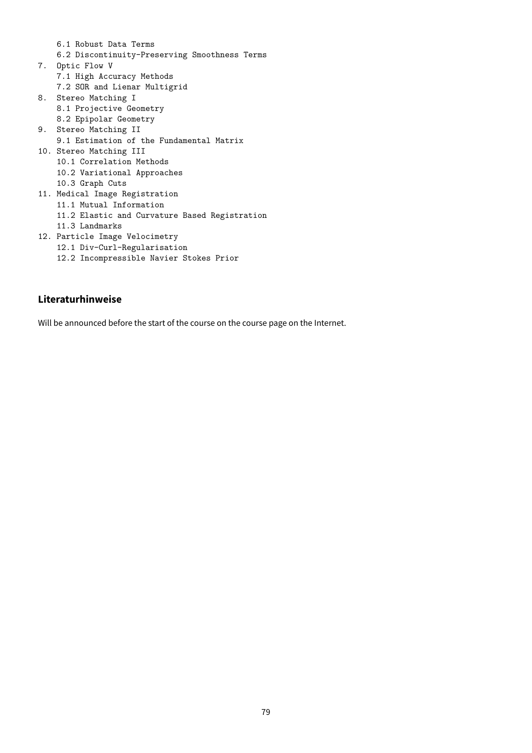- 6.1 Robust Data Terms
- 6.2 Discontinuity-Preserving Smoothness Terms

7. Optic Flow V
   - 7.1 High Accuracy Methods
   - 7.2 SOR and Lienar Multigrid
8. Stereo Matching I
   - 8.1 Projective Geometry
   - 8.2 Epipolar Geometry
9. Stereo Matching II
   - 9.1 Estimation of the Fundamental Matrix
10. Stereo Matching III
    - 10.1 Correlation Methods
    - 10.2 Variational Approaches
    - 10.3 Graph Cuts
11. Medical Image Registration
    - 11.1 Mutual Information
    - 11.2 Elastic and Curvature Based Registration
    - 11.3 Landmarks
12. Particle Image Velocimetry
    - 12.1 Div-Curl-Regularisation
    - 12.2 Incompressible Navier Stokes Prior

## Literaturhinweise

Will be announced before the start of the course on the course page on the Internet.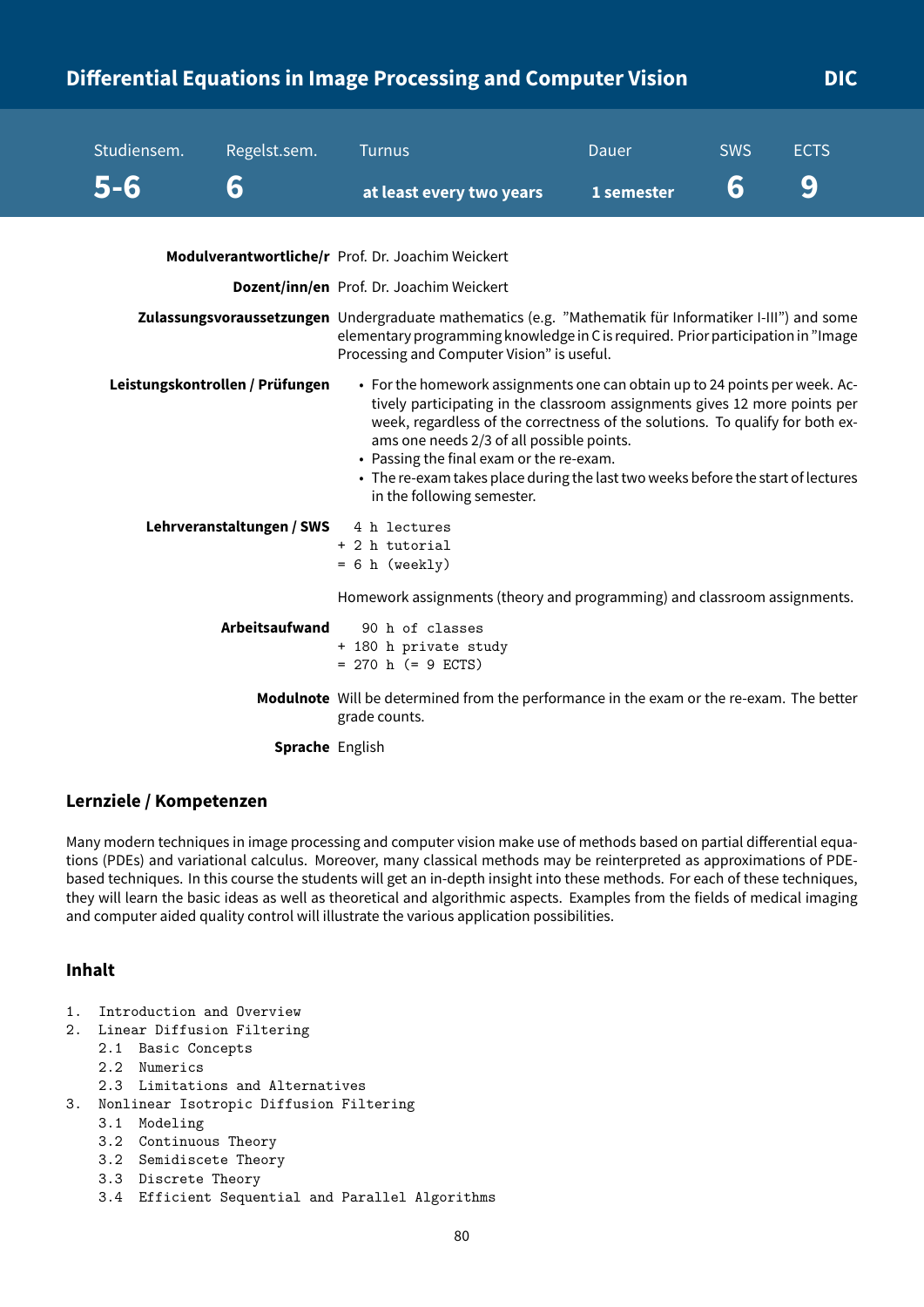## Differential Equations in Image Processing and Computer Vision — DIC

| Studiensem. | Regelst.sem. | Turnus | Dauer | SWS | ECTS |
|---|---|---|---|---|---|
| **5-6** | **6** | **at least every two years** | **1 semester** | **6** | **9** |

**Modulverantwortliche/r** Prof. Dr. Joachim Weickert

**Dozent/inn/en** Prof. Dr. Joachim Weickert

**Zulassungsvoraussetzungen** Undergraduate mathematics (e.g. "Mathematik für Informatiker I-III") and some elementary programming knowledge in C is required. Prior participation in "Image Processing and Computer Vision" is useful.

**Leistungskontrollen / Prüfungen**

- For the homework assignments one can obtain up to 24 points per week. Actively participating in the classroom assignments gives 12 more points per week, regardless of the correctness of the solutions. To qualify for both exams one needs 2/3 of all possible points.
- Passing the final exam or the re-exam.
- The re-exam takes place during the last two weeks before the start of lectures in the following semester.

**Lehrveranstaltungen / SWS**

```
  4 h lectures
+ 2 h tutorial
= 6 h (weekly)
```

Homework assignments (theory and programming) and classroom assignments.

**Arbeitsaufwand**

```
   90 h of classes
+ 180 h private study
= 270 h (= 9 ECTS)
```

**Modulnote** Will be determined from the performance in the exam or the re-exam. The better grade counts.

**Sprache** English

### Lernziele / Kompetenzen

Many modern techniques in image processing and computer vision make use of methods based on partial differential equations (PDEs) and variational calculus. Moreover, many classical methods may be reinterpreted as approximations of PDE-based techniques. In this course the students will get an in-depth insight into these methods. For each of these techniques, they will learn the basic ideas as well as theoretical and algorithmic aspects. Examples from the fields of medical imaging and computer aided quality control will illustrate the various application possibilities.

### Inhalt

```
1.  Introduction and Overview
2.  Linear Diffusion Filtering
    2.1  Basic Concepts
    2.2  Numerics
    2.3  Limitations and Alternatives
3.  Nonlinear Isotropic Diffusion Filtering
    3.1  Modeling
    3.2  Continuous Theory
    3.2  Semidiscete Theory
    3.3  Discrete Theory
    3.4  Efficient Sequential and Parallel Algorithms
```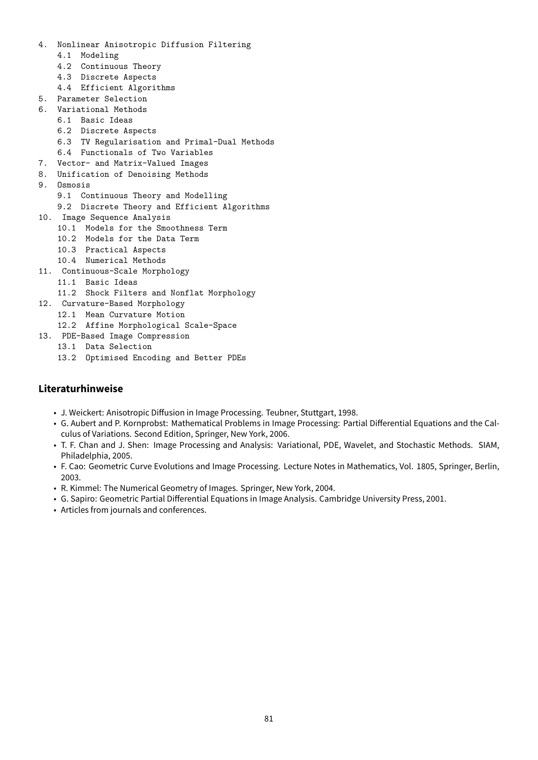4. Nonlinear Anisotropic Diffusion Filtering
   - 4.1 Modeling
   - 4.2 Continuous Theory
   - 4.3 Discrete Aspects
   - 4.4 Efficient Algorithms
5. Parameter Selection
6. Variational Methods
   - 6.1 Basic Ideas
   - 6.2 Discrete Aspects
   - 6.3 TV Regularisation and Primal-Dual Methods
   - 6.4 Functionals of Two Variables
7. Vector- and Matrix-Valued Images
8. Unification of Denoising Methods
9. Osmosis
   - 9.1 Continuous Theory and Modelling
   - 9.2 Discrete Theory and Efficient Algorithms
10. Image Sequence Analysis
    - 10.1 Models for the Smoothness Term
    - 10.2 Models for the Data Term
    - 10.3 Practical Aspects
    - 10.4 Numerical Methods
11. Continuous-Scale Morphology
    - 11.1 Basic Ideas
    - 11.2 Shock Filters and Nonflat Morphology
12. Curvature-Based Morphology
    - 12.1 Mean Curvature Motion
    - 12.2 Affine Morphological Scale-Space
13. PDE-Based Image Compression
    - 13.1 Data Selection
    - 13.2 Optimised Encoding and Better PDEs

### Literaturhinweise

- J. Weickert: Anisotropic Diffusion in Image Processing. Teubner, Stuttgart, 1998.
- G. Aubert and P. Kornprobst: Mathematical Problems in Image Processing: Partial Differential Equations and the Calculus of Variations. Second Edition, Springer, New York, 2006.
- T. F. Chan and J. Shen: Image Processing and Analysis: Variational, PDE, Wavelet, and Stochastic Methods. SIAM, Philadelphia, 2005.
- F. Cao: Geometric Curve Evolutions and Image Processing. Lecture Notes in Mathematics, Vol. 1805, Springer, Berlin, 2003.
- R. Kimmel: The Numerical Geometry of Images. Springer, New York, 2004.
- G. Sapiro: Geometric Partial Differential Equations in Image Analysis. Cambridge University Press, 2001.
- Articles from journals and conferences.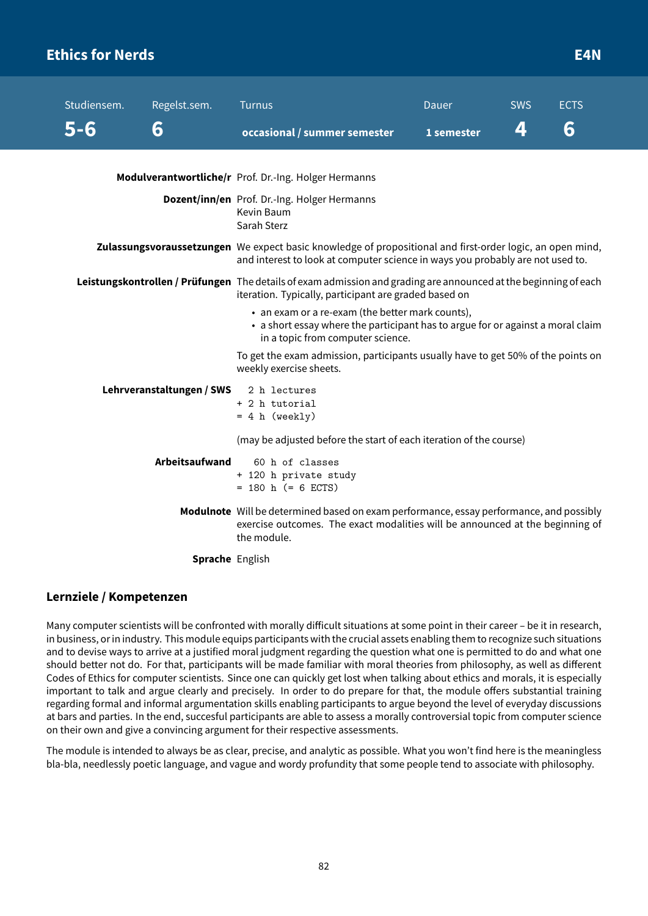## Ethics for Nerds — E4N

| Studiensem. | Regelst.sem. | Turnus | Dauer | SWS | ECTS |
|---|---|---|---|---|---|
| **5-6** | **6** | **occasional / summer semester** | **1 semester** | **4** | **6** |

**Modulverantwortliche/r** Prof. Dr.-Ing. Holger Hermanns

**Dozent/inn/en** Prof. Dr.-Ing. Holger Hermanns
Kevin Baum
Sarah Sterz

**Zulassungsvoraussetzungen** We expect basic knowledge of propositional and first-order logic, an open mind, and interest to look at computer science in ways you probably are not used to.

**Leistungskontrollen / Prüfungen** The details of exam admission and grading are announced at the beginning of each iteration. Typically, participant are graded based on

- an exam or a re-exam (the better mark counts),
- a short essay where the participant has to argue for or against a moral claim in a topic from computer science.

To get the exam admission, participants usually have to get 50% of the points on weekly exercise sheets.

**Lehrveranstaltungen / SWS**

```
  2 h lectures
+ 2 h tutorial
= 4 h (weekly)
```

(may be adjusted before the start of each iteration of the course)

**Arbeitsaufwand**

```
   60 h of classes
+ 120 h private study
= 180 h (= 6 ECTS)
```

**Modulnote** Will be determined based on exam performance, essay performance, and possibly exercise outcomes. The exact modalities will be announced at the beginning of the module.

**Sprache** English

### Lernziele / Kompetenzen

Many computer scientists will be confronted with morally difficult situations at some point in their career – be it in research, in business, or in industry. This module equips participants with the crucial assets enabling them to recognize such situations and to devise ways to arrive at a justified moral judgment regarding the question what one is permitted to do and what one should better not do. For that, participants will be made familiar with moral theories from philosophy, as well as different Codes of Ethics for computer scientists. Since one can quickly get lost when talking about ethics and morals, it is especially important to talk and argue clearly and precisely. In order to do prepare for that, the module offers substantial training regarding formal and informal argumentation skills enabling participants to argue beyond the level of everyday discussions at bars and parties. In the end, succesful participants are able to assess a morally controversial topic from computer science on their own and give a convincing argument for their respective assessments.

The module is intended to always be as clear, precise, and analytic as possible. What you won't find here is the meaningless bla-bla, needlessly poetic language, and vague and wordy profundity that some people tend to associate with philosophy.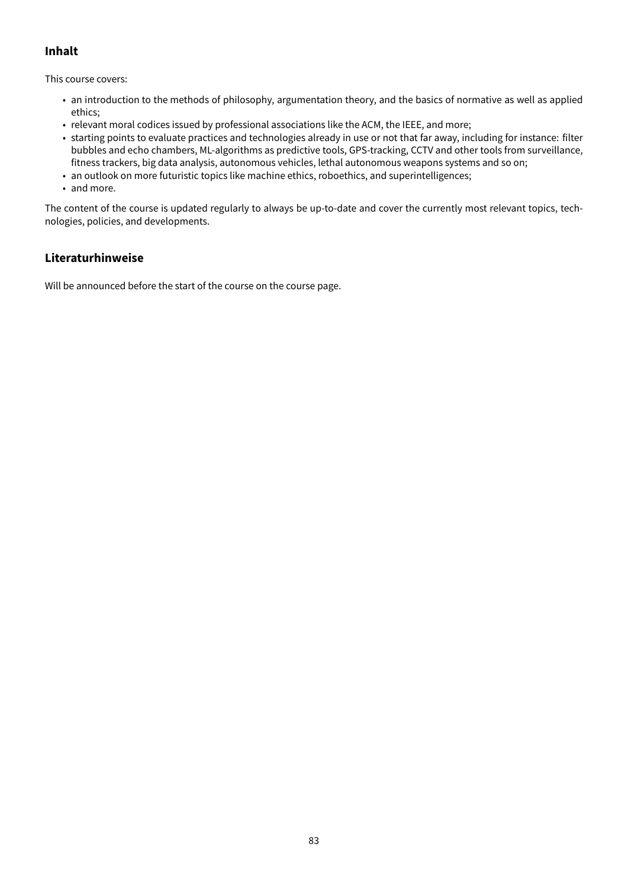## Inhalt

This course covers:

- an introduction to the methods of philosophy, argumentation theory, and the basics of normative as well as applied ethics;
- relevant moral codices issued by professional associations like the ACM, the IEEE, and more;
- starting points to evaluate practices and technologies already in use or not that far away, including for instance: filter bubbles and echo chambers, ML-algorithms as predictive tools, GPS-tracking, CCTV and other tools from surveillance, fitness trackers, big data analysis, autonomous vehicles, lethal autonomous weapons systems and so on;
- an outlook on more futuristic topics like machine ethics, roboethics, and superintelligences;
- and more.

The content of the course is updated regularly to always be up-to-date and cover the currently most relevant topics, technologies, policies, and developments.

## Literaturhinweise

Will be announced before the start of the course on the course page.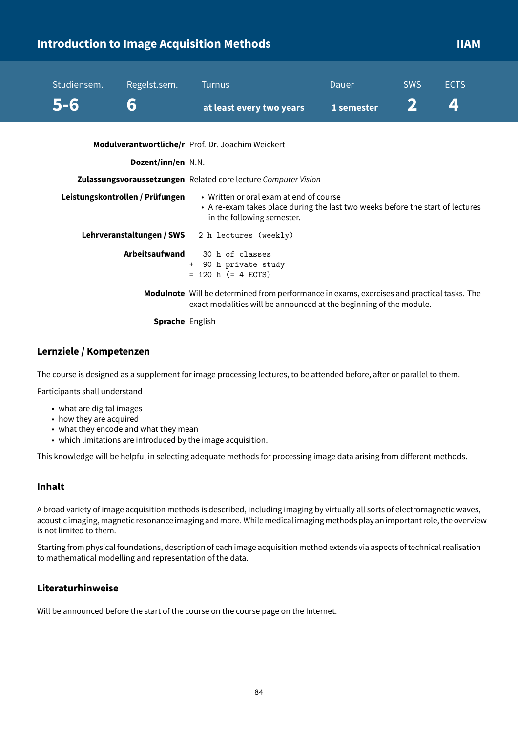## Introduction to Image Acquisition Methods

**IIAM**

| Studiensem. | Regelst.sem. | Turnus | Dauer | SWS | ECTS |
|---|---|---|---|---|---|
| **5-6** | **6** | **at least every two years** | **1 semester** | **2** | **4** |

**Modulverantwortliche/r** Prof. Dr. Joachim Weickert

**Dozent/inn/en** N.N.

**Zulassungsvoraussetzungen** Related core lecture *Computer Vision*

**Leistungskontrollen / Prüfungen**

- Written or oral exam at end of course
- A re-exam takes place during the last two weeks before the start of lectures in the following semester.

**Lehrveranstaltungen / SWS**

```
2 h lectures (weekly)
```

**Arbeitsaufwand**

```
   30 h of classes
+  90 h private study
= 120 h (= 4 ECTS)
```

**Modulnote** Will be determined from performance in exams, exercises and practical tasks. The exact modalities will be announced at the beginning of the module.

**Sprache** English

### Lernziele / Kompetenzen

The course is designed as a supplement for image processing lectures, to be attended before, after or parallel to them.

Participants shall understand

- what are digital images
- how they are acquired
- what they encode and what they mean
- which limitations are introduced by the image acquisition.

This knowledge will be helpful in selecting adequate methods for processing image data arising from different methods.

### Inhalt

A broad variety of image acquisition methods is described, including imaging by virtually all sorts of electromagnetic waves, acoustic imaging, magnetic resonance imaging and more. While medical imaging methods play an important role, the overview is not limited to them.

Starting from physical foundations, description of each image acquisition method extends via aspects of technical realisation to mathematical modelling and representation of the data.

### Literaturhinweise

Will be announced before the start of the course on the course page on the Internet.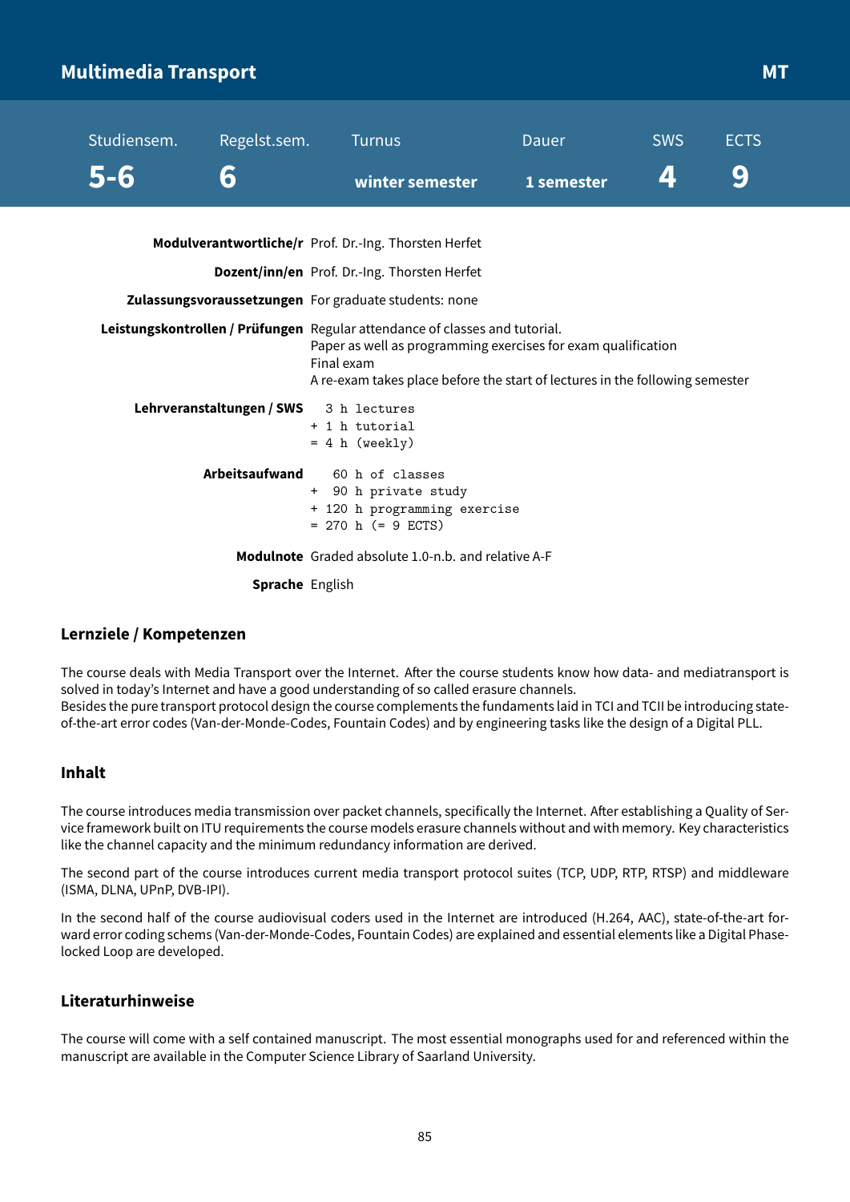## Multimedia Transport — MT

| Studiensem. | Regelst.sem. | Turnus | Dauer | SWS | ECTS |
|---|---|---|---|---|---|
| **5-6** | **6** | **winter semester** | **1 semester** | **4** | **9** |

**Modulverantwortliche/r** Prof. Dr.-Ing. Thorsten Herfet

**Dozent/inn/en** Prof. Dr.-Ing. Thorsten Herfet

**Zulassungsvoraussetzungen** For graduate students: none

**Leistungskontrollen / Prüfungen** Regular attendance of classes and tutorial.
Paper as well as programming exercises for exam qualification
Final exam
A re-exam takes place before the start of lectures in the following semester

**Lehrveranstaltungen / SWS**

```
  3 h lectures
+ 1 h tutorial
= 4 h (weekly)
```

**Arbeitsaufwand**

```
   60 h of classes
+  90 h private study
+ 120 h programming exercise
= 270 h (= 9 ECTS)
```

**Modulnote** Graded absolute 1.0-n.b. and relative A-F

**Sprache** English

### Lernziele / Kompetenzen

The course deals with Media Transport over the Internet. After the course students know how data- and mediatransport is solved in today's Internet and have a good understanding of so called erasure channels.
Besides the pure transport protocol design the course complements the fundaments laid in TCI and TCII be introducing state-of-the-art error codes (Van-der-Monde-Codes, Fountain Codes) and by engineering tasks like the design of a Digital PLL.

### Inhalt

The course introduces media transmission over packet channels, specifically the Internet. After establishing a Quality of Service framework built on ITU requirements the course models erasure channels without and with memory. Key characteristics like the channel capacity and the minimum redundancy information are derived.

The second part of the course introduces current media transport protocol suites (TCP, UDP, RTP, RTSP) and middleware (ISMA, DLNA, UPnP, DVB-IPI).

In the second half of the course audiovisual coders used in the Internet are introduced (H.264, AAC), state-of-the-art forward error coding schems (Van-der-Monde-Codes, Fountain Codes) are explained and essential elements like a Digital Phase-locked Loop are developed.

### Literaturhinweise

The course will come with a self contained manuscript. The most essential monographs used for and referenced within the manuscript are available in the Computer Science Library of Saarland University.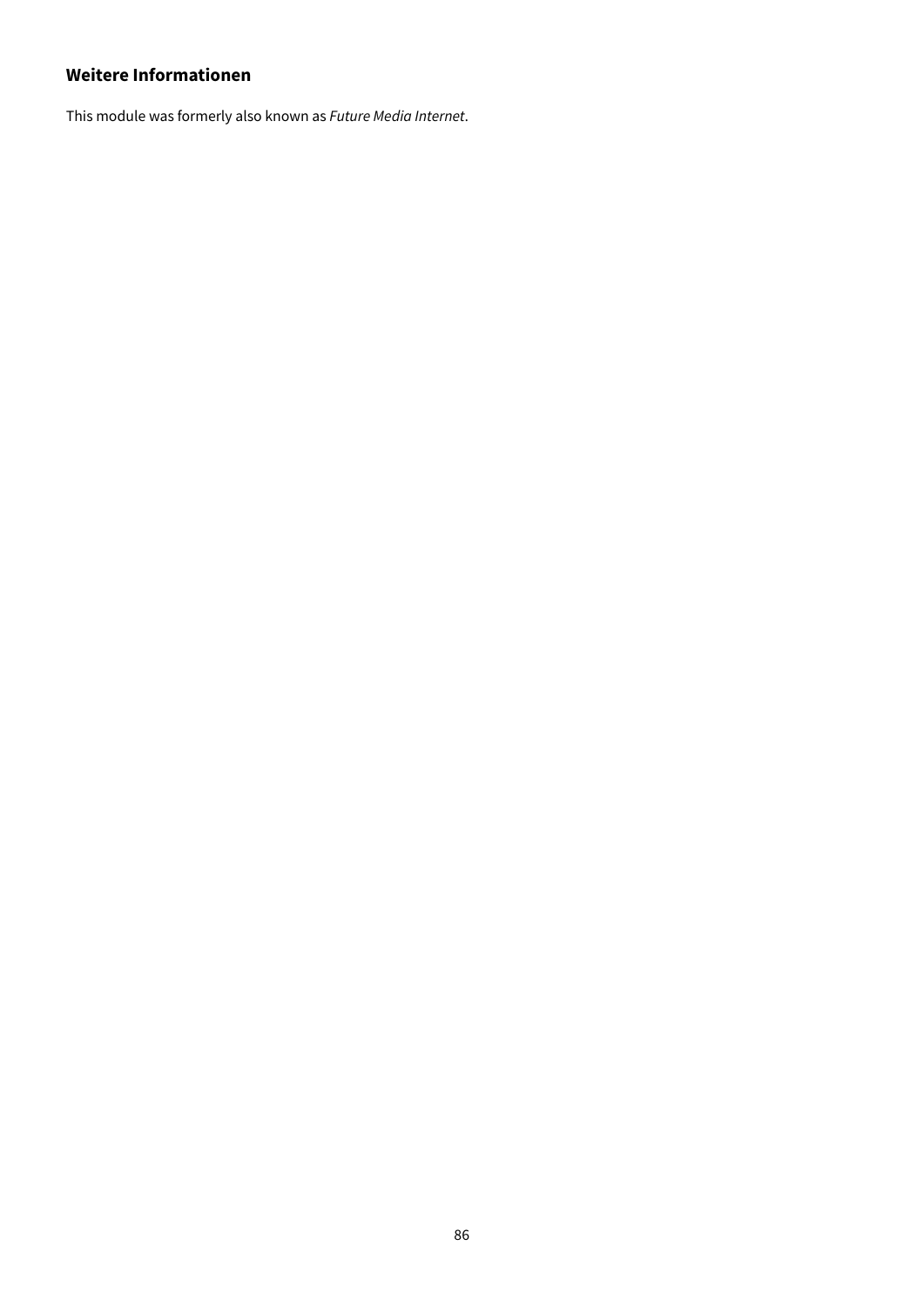### Weitere Informationen

This module was formerly also known as *Future Media Internet*.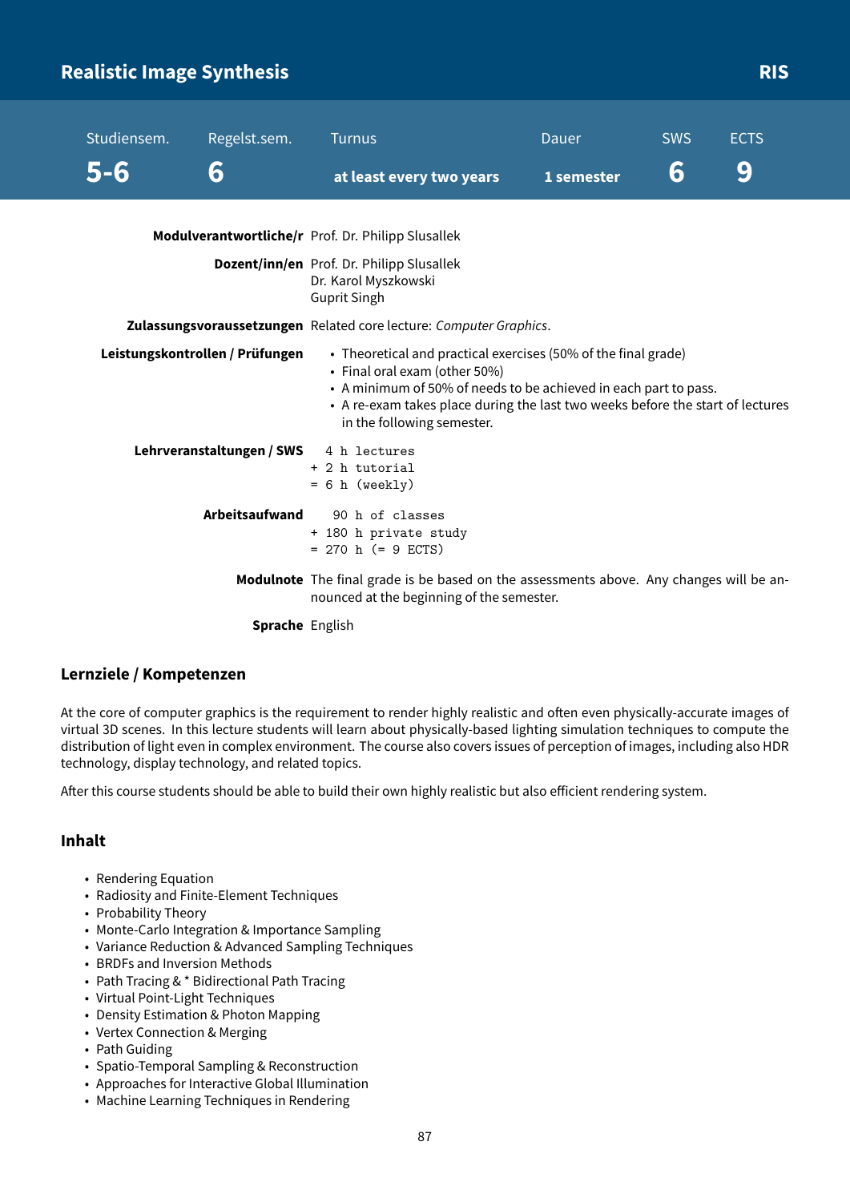# Realistic Image Synthesis

**RIS**

| Studiensem. | Regelst.sem. | Turnus | Dauer | SWS | ECTS |
|---|---|---|---|---|---|
| **5-6** | **6** | **at least every two years** | **1 semester** | **6** | **9** |

**Modulverantwortliche/r** Prof. Dr. Philipp Slusallek

**Dozent/inn/en** Prof. Dr. Philipp Slusallek
Dr. Karol Myszkowski
Gurprit Singh

**Zulassungsvoraussetzungen** Related core lecture: *Computer Graphics*.

**Leistungskontrollen / Prüfungen**

- Theoretical and practical exercises (50% of the final grade)
- Final oral exam (other 50%)
- A minimum of 50% of needs to be achieved in each part to pass.
- A re-exam takes place during the last two weeks before the start of lectures in the following semester.

**Lehrveranstaltungen / SWS**

```
  4 h lectures
+ 2 h tutorial
= 6 h (weekly)
```

**Arbeitsaufwand**

```
   90 h of classes
+ 180 h private study
= 270 h (= 9 ECTS)
```

**Modulnote** The final grade is be based on the assessments above. Any changes will be announced at the beginning of the semester.

**Sprache** English

## Lernziele / Kompetenzen

At the core of computer graphics is the requirement to render highly realistic and often even physically-accurate images of virtual 3D scenes. In this lecture students will learn about physically-based lighting simulation techniques to compute the distribution of light even in complex environment. The course also covers issues of perception of images, including also HDR technology, display technology, and related topics.

After this course students should be able to build their own highly realistic but also efficient rendering system.

## Inhalt

- Rendering Equation
- Radiosity and Finite-Element Techniques
- Probability Theory
- Monte-Carlo Integration & Importance Sampling
- Variance Reduction & Advanced Sampling Techniques
- BRDFs and Inversion Methods
- Path Tracing & * Bidirectional Path Tracing
- Virtual Point-Light Techniques
- Density Estimation & Photon Mapping
- Vertex Connection & Merging
- Path Guiding
- Spatio-Temporal Sampling & Reconstruction
- Approaches for Interactive Global Illumination
- Machine Learning Techniques in Rendering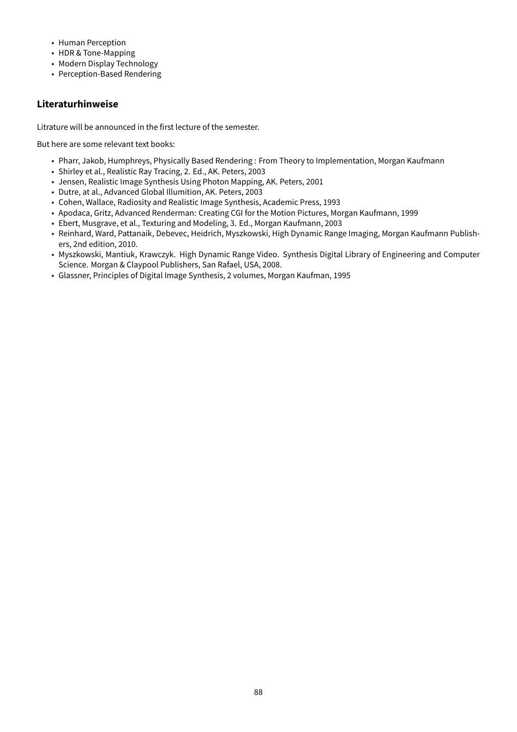- Human Perception
- HDR & Tone-Mapping
- Modern Display Technology
- Perception-Based Rendering

### Literaturhinweise

Litrature will be announced in the first lecture of the semester.

But here are some relevant text books:

- Pharr, Jakob, Humphreys, Physically Based Rendering : From Theory to Implementation, Morgan Kaufmann
- Shirley et al., Realistic Ray Tracing, 2. Ed., AK. Peters, 2003
- Jensen, Realistic Image Synthesis Using Photon Mapping, AK. Peters, 2001
- Dutre, at al., Advanced Global Illumition, AK. Peters, 2003
- Cohen, Wallace, Radiosity and Realistic Image Synthesis, Academic Press, 1993
- Apodaca, Gritz, Advanced Renderman: Creating CGI for the Motion Pictures, Morgan Kaufmann, 1999
- Ebert, Musgrave, et al., Texturing and Modeling, 3. Ed., Morgan Kaufmann, 2003
- Reinhard, Ward, Pattanaik, Debevec, Heidrich, Myszkowski, High Dynamic Range Imaging, Morgan Kaufmann Publishers, 2nd edition, 2010.
- Myszkowski, Mantiuk, Krawczyk. High Dynamic Range Video. Synthesis Digital Library of Engineering and Computer Science. Morgan & Claypool Publishers, San Rafael, USA, 2008.
- Glassner, Principles of Digital Image Synthesis, 2 volumes, Morgan Kaufman, 1995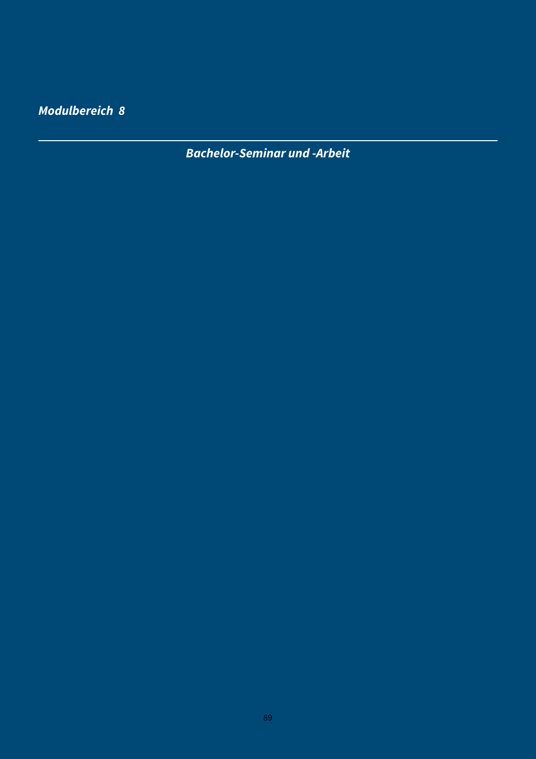*Modulbereich 8*

---

## *Bachelor-Seminar und -Arbeit*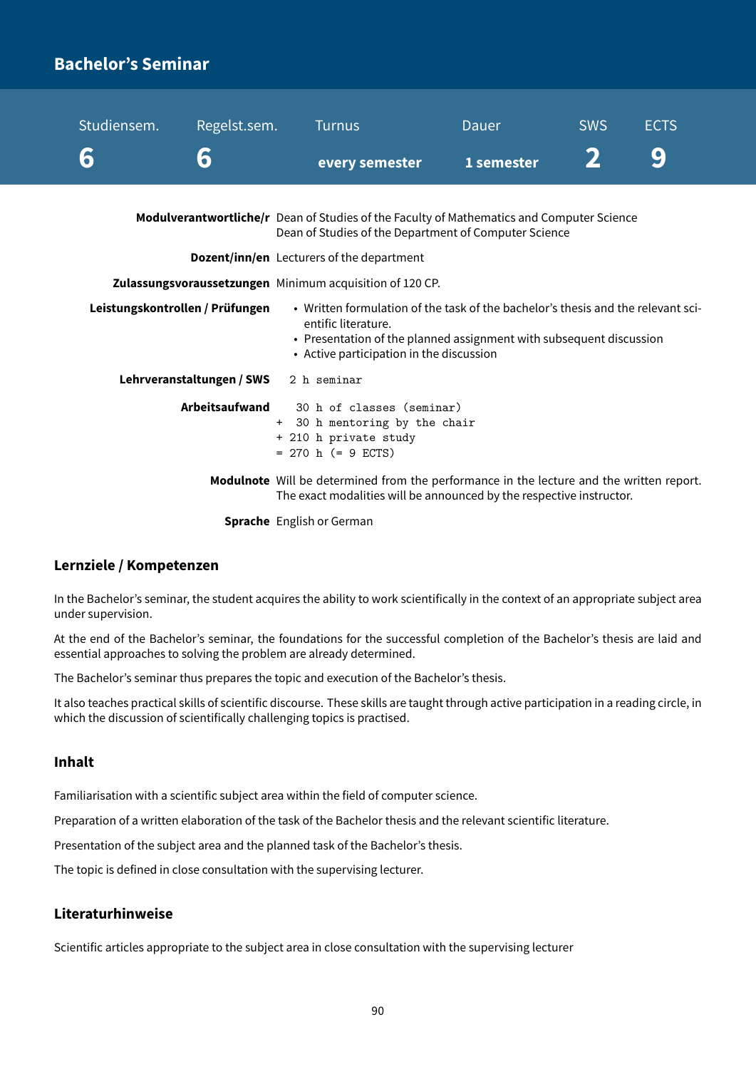# Bachelor's Seminar

| Studiensem. | Regelst.sem. | Turnus | Dauer | SWS | ECTS |
|---|---|---|---|---|---|
| **6** | **6** | **every semester** | **1 semester** | **2** | **9** |

**Modulverantwortliche/r** Dean of Studies of the Faculty of Mathematics and Computer Science
Dean of Studies of the Department of Computer Science

**Dozent/inn/en** Lecturers of the department

**Zulassungsvoraussetzungen** Minimum acquisition of 120 CP.

**Leistungskontrollen / Prüfungen**

- Written formulation of the task of the bachelor's thesis and the relevant scientific literature.
- Presentation of the planned assignment with subsequent discussion
- Active participation in the discussion

**Lehrveranstaltungen / SWS**

```
2 h seminar
```

**Arbeitsaufwand**

```
   30 h of classes (seminar)
+  30 h mentoring by the chair
+ 210 h private study
= 270 h (= 9 ECTS)
```

**Modulnote** Will be determined from the performance in the lecture and the written report. The exact modalities will be announced by the respective instructor.

**Sprache** English or German

## Lernziele / Kompetenzen

In the Bachelor's seminar, the student acquires the ability to work scientifically in the context of an appropriate subject area under supervision.

At the end of the Bachelor's seminar, the foundations for the successful completion of the Bachelor's thesis are laid and essential approaches to solving the problem are already determined.

The Bachelor's seminar thus prepares the topic and execution of the Bachelor's thesis.

It also teaches practical skills of scientific discourse. These skills are taught through active participation in a reading circle, in which the discussion of scientifically challenging topics is practised.

## Inhalt

Familiarisation with a scientific subject area within the field of computer science.

Preparation of a written elaboration of the task of the Bachelor thesis and the relevant scientific literature.

Presentation of the subject area and the planned task of the Bachelor's thesis.

The topic is defined in close consultation with the supervising lecturer.

## Literaturhinweise

Scientific articles appropriate to the subject area in close consultation with the supervising lecturer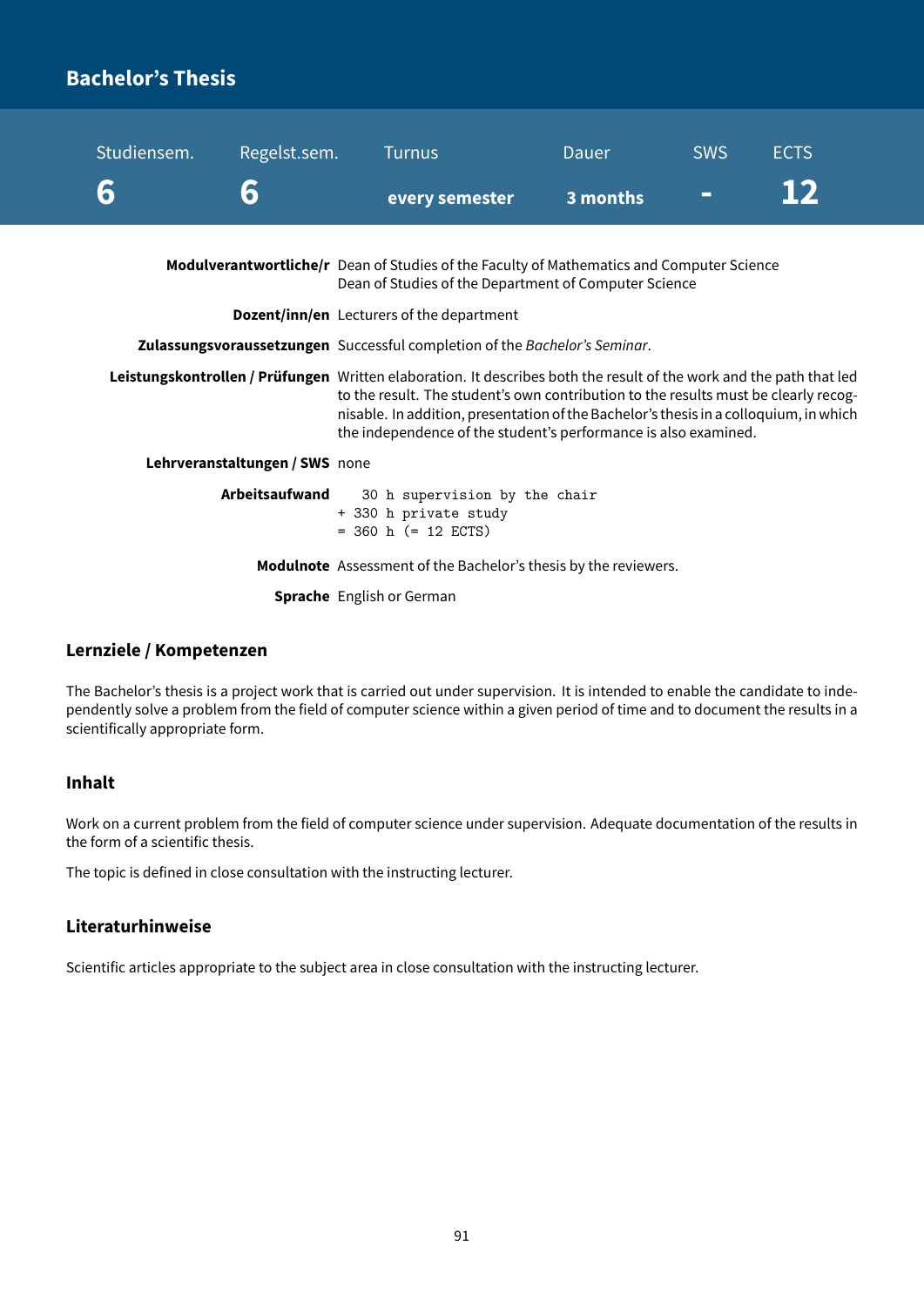## Bachelor's Thesis

| Studiensem. | Regelst.sem. | Turnus | Dauer | SWS | ECTS |
|---|---|---|---|---|---|
| **6** | **6** | **every semester** | **3 months** | **-** | **12** |

**Modulverantwortliche/r** Dean of Studies of the Faculty of Mathematics and Computer Science
Dean of Studies of the Department of Computer Science

**Dozent/inn/en** Lecturers of the department

**Zulassungsvoraussetzungen** Successful completion of the *Bachelor's Seminar*.

**Leistungskontrollen / Prüfungen** Written elaboration. It describes both the result of the work and the path that led to the result. The student's own contribution to the results must be clearly recognisable. In addition, presentation of the Bachelor's thesis in a colloquium, in which the independence of the student's performance is also examined.

**Lehrveranstaltungen / SWS** none

**Arbeitsaufwand**

```
   30 h supervision by the chair
+ 330 h private study
= 360 h (= 12 ECTS)
```

**Modulnote** Assessment of the Bachelor's thesis by the reviewers.

**Sprache** English or German

### Lernziele / Kompetenzen

The Bachelor's thesis is a project work that is carried out under supervision. It is intended to enable the candidate to independently solve a problem from the field of computer science within a given period of time and to document the results in a scientifically appropriate form.

### Inhalt

Work on a current problem from the field of computer science under supervision. Adequate documentation of the results in the form of a scientific thesis.

The topic is defined in close consultation with the instructing lecturer.

### Literaturhinweise

Scientific articles appropriate to the subject area in close consultation with the instructing lecturer.